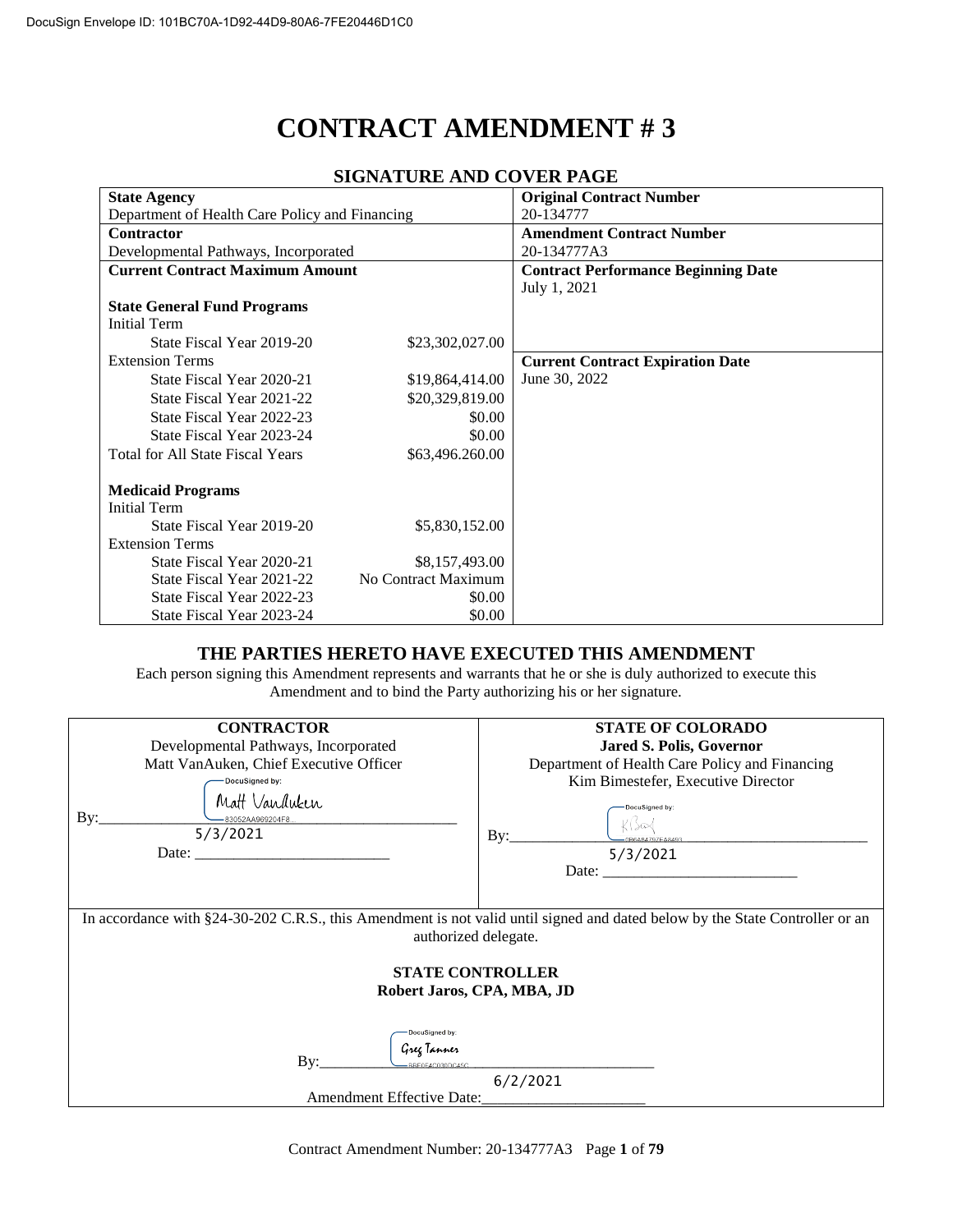DocuSign Envelope ID: 101BC70A-1D92-44D9-80A6-7FE20446D1C0

# CONTRACT AMENDMENT # 3

## SIGNATURE AND COVER PAGE

| **State Agency**<br>Department of Health Care Policy and Financing | | **Original Contract Number**<br>20-134777 |
|---|---|---|
| **Contractor**<br>Developmental Pathways, Incorporated | | **Amendment Contract Number**<br>20-134777A3 |
| **Current Contract Maximum Amount** | | **Contract Performance Beginning Date**<br>July 1, 2021 |
| **State General Fund Programs** | | |
| Initial Term | | |
| State Fiscal Year 2019-20 | $23,302,027.00 | |
| Extension Terms | | **Current Contract Expiration Date**<br>June 30, 2022 |
| State Fiscal Year 2020-21 | $19,864,414.00 | |
| State Fiscal Year 2021-22 | $20,329,819.00 | |
| State Fiscal Year 2022-23 | $0.00 | |
| State Fiscal Year 2023-24 | $0.00 | |
| Total for All State Fiscal Years | $63,496.260.00 | |
| **Medicaid Programs** | | |
| Initial Term | | |
| State Fiscal Year 2019-20 | $5,830,152.00 | |
| Extension Terms | | |
| State Fiscal Year 2020-21 | $8,157,493.00 | |
| State Fiscal Year 2021-22 | No Contract Maximum | |
| State Fiscal Year 2022-23 | $0.00 | |
| State Fiscal Year 2023-24 | $0.00 | |

## THE PARTIES HERETO HAVE EXECUTED THIS AMENDMENT

Each person signing this Amendment represents and warrants that he or she is duly authorized to execute this Amendment and to bind the Party authorizing his or her signature.

| **CONTRACTOR** | **STATE OF COLORADO** |
|---|---|
| Developmental Pathways, Incorporated<br>Matt VanAuken, Chief Executive Officer | **Jared S. Polis, Governor**<br>Department of Health Care Policy and Financing<br>Kim Bimestefer, Executive Director |
| By: DocuSigned by: Matt VanAuken 83052AA969204F8... | By: DocuSigned by: [signature] 0B6AB470FEA8493... |
| Date: 5/3/2021 | Date: 5/3/2021 |

In accordance with §24-30-202 C.R.S., this Amendment is not valid until signed and dated below by the State Controller or an authorized delegate.

**STATE CONTROLLER**
**Robert Jaros, CPA, MBA, JD**

By: DocuSigned by: Greg Tanner BBE0F4C030DC45C...

Amendment Effective Date: 6/2/2021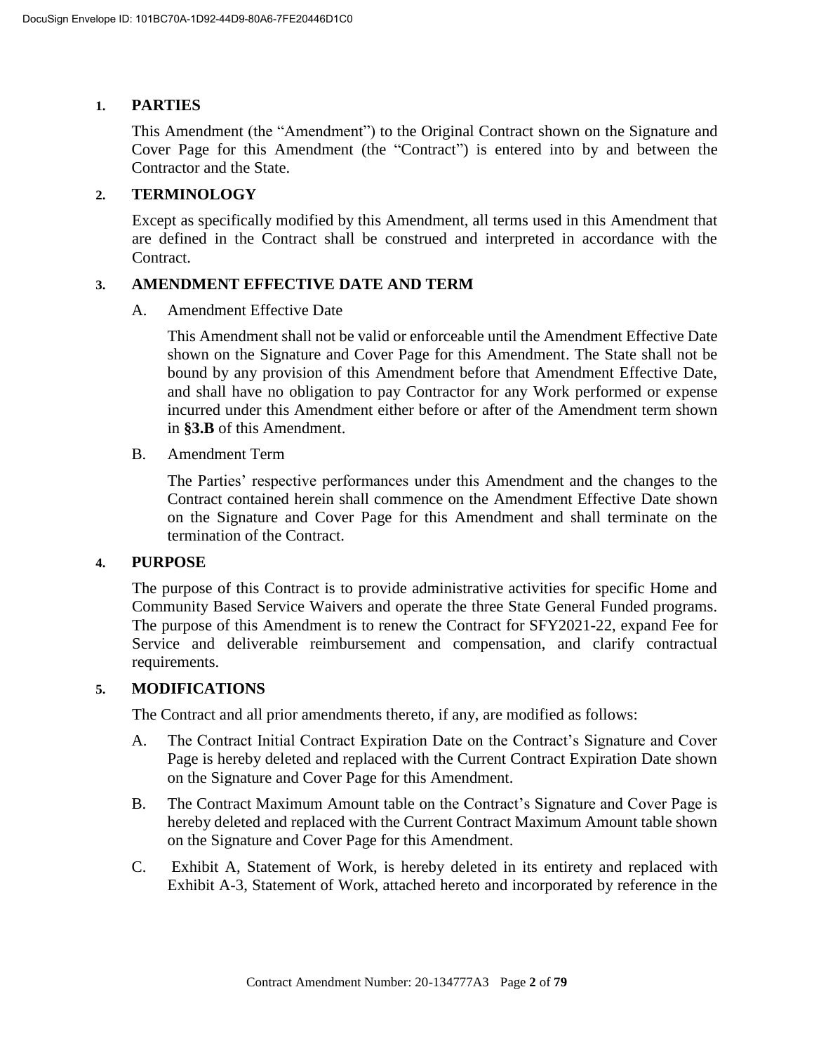## 1. PARTIES

This Amendment (the "Amendment") to the Original Contract shown on the Signature and Cover Page for this Amendment (the "Contract") is entered into by and between the Contractor and the State.

## 2. TERMINOLOGY

Except as specifically modified by this Amendment, all terms used in this Amendment that are defined in the Contract shall be construed and interpreted in accordance with the Contract.

## 3. AMENDMENT EFFECTIVE DATE AND TERM

A. Amendment Effective Date

This Amendment shall not be valid or enforceable until the Amendment Effective Date shown on the Signature and Cover Page for this Amendment. The State shall not be bound by any provision of this Amendment before that Amendment Effective Date, and shall have no obligation to pay Contractor for any Work performed or expense incurred under this Amendment either before or after of the Amendment term shown in **§3.B** of this Amendment.

B. Amendment Term

The Parties' respective performances under this Amendment and the changes to the Contract contained herein shall commence on the Amendment Effective Date shown on the Signature and Cover Page for this Amendment and shall terminate on the termination of the Contract.

## 4. PURPOSE

The purpose of this Contract is to provide administrative activities for specific Home and Community Based Service Waivers and operate the three State General Funded programs. The purpose of this Amendment is to renew the Contract for SFY2021-22, expand Fee for Service and deliverable reimbursement and compensation, and clarify contractual requirements.

## 5. MODIFICATIONS

The Contract and all prior amendments thereto, if any, are modified as follows:

A. The Contract Initial Contract Expiration Date on the Contract's Signature and Cover Page is hereby deleted and replaced with the Current Contract Expiration Date shown on the Signature and Cover Page for this Amendment.

B. The Contract Maximum Amount table on the Contract's Signature and Cover Page is hereby deleted and replaced with the Current Contract Maximum Amount table shown on the Signature and Cover Page for this Amendment.

C. Exhibit A, Statement of Work, is hereby deleted in its entirety and replaced with Exhibit A-3, Statement of Work, attached hereto and incorporated by reference in the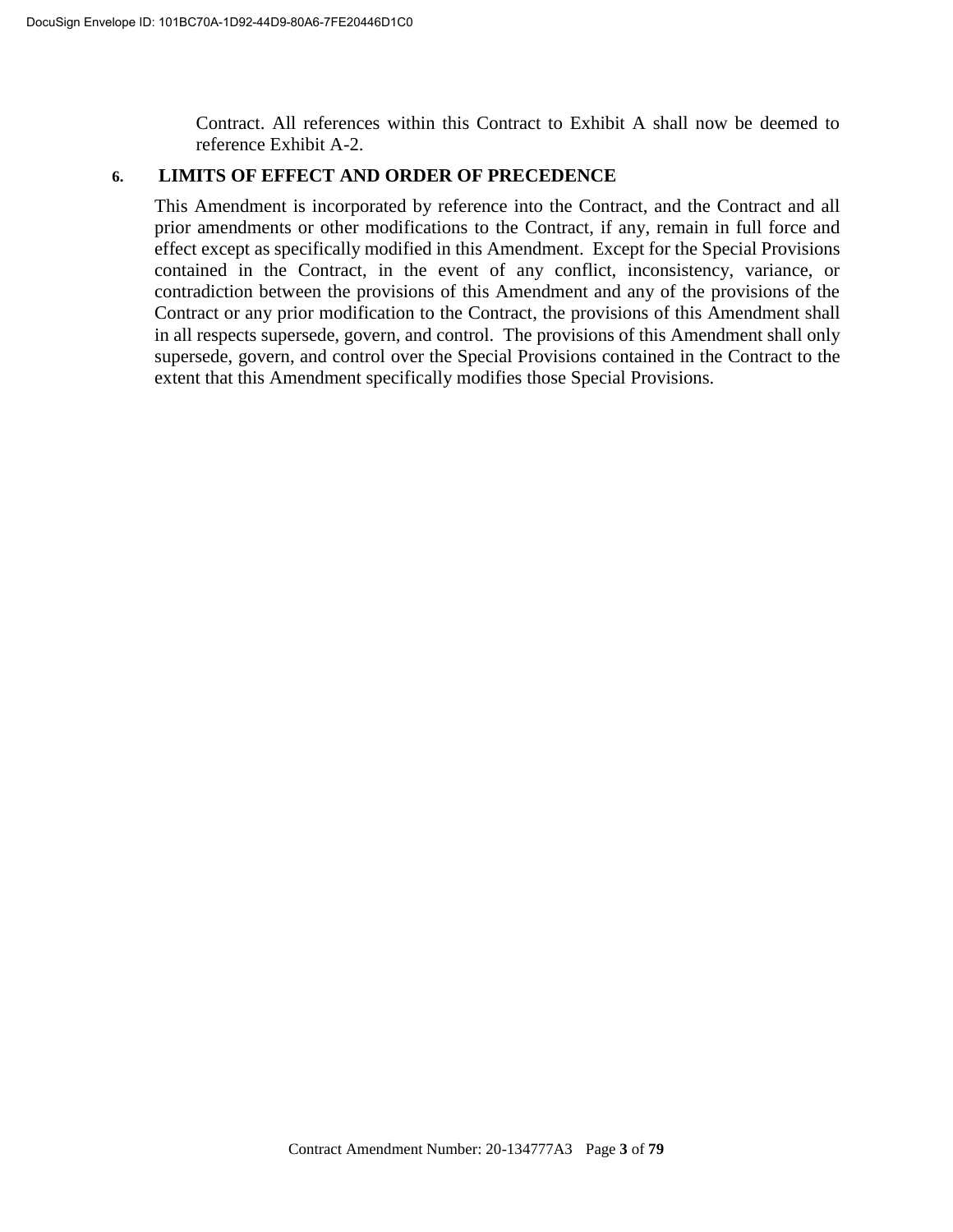Contract. All references within this Contract to Exhibit A shall now be deemed to reference Exhibit A-2.

## 6. LIMITS OF EFFECT AND ORDER OF PRECEDENCE

This Amendment is incorporated by reference into the Contract, and the Contract and all prior amendments or other modifications to the Contract, if any, remain in full force and effect except as specifically modified in this Amendment. Except for the Special Provisions contained in the Contract, in the event of any conflict, inconsistency, variance, or contradiction between the provisions of this Amendment and any of the provisions of the Contract or any prior modification to the Contract, the provisions of this Amendment shall in all respects supersede, govern, and control. The provisions of this Amendment shall only supersede, govern, and control over the Special Provisions contained in the Contract to the extent that this Amendment specifically modifies those Special Provisions.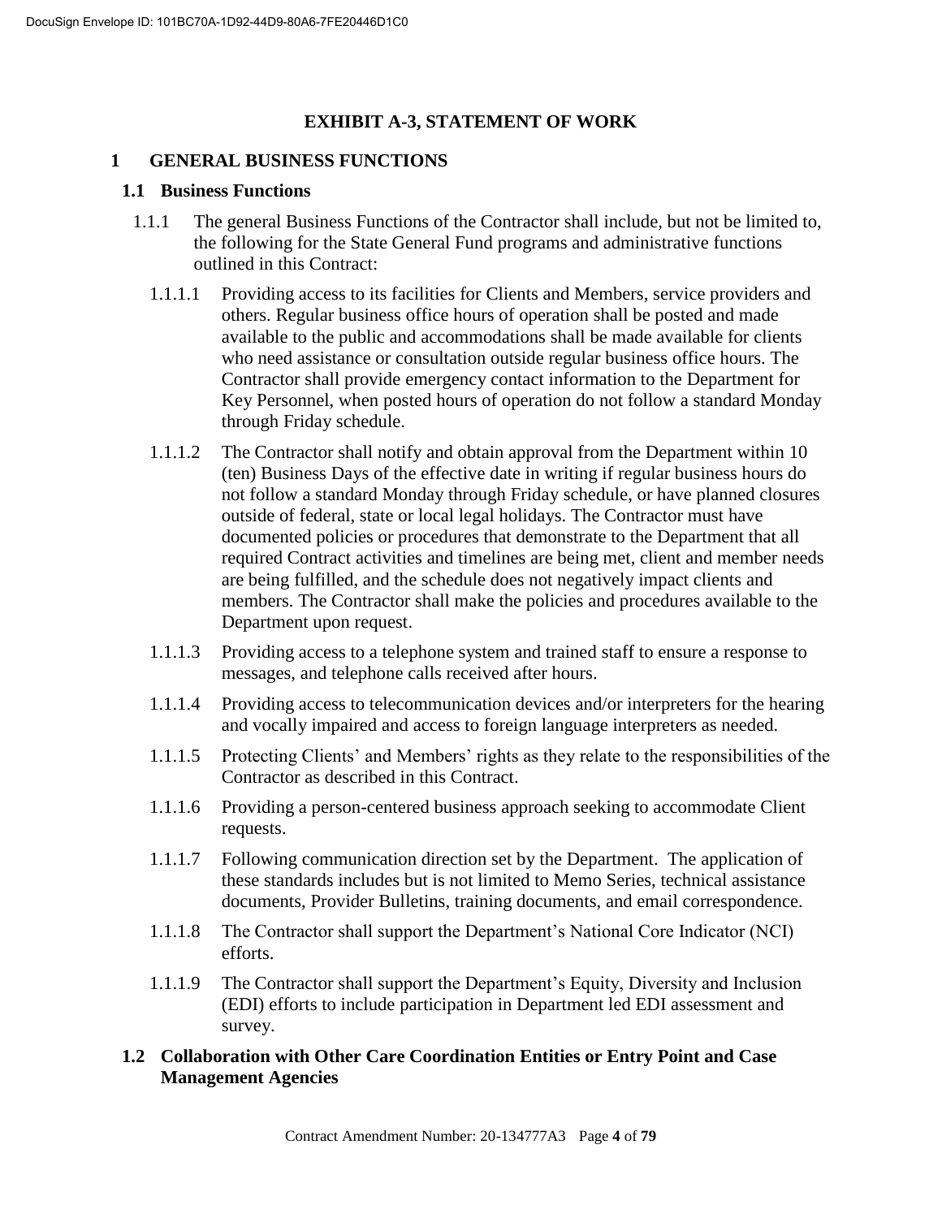# EXHIBIT A-3, STATEMENT OF WORK

## 1 GENERAL BUSINESS FUNCTIONS

### 1.1 Business Functions

1.1.1 The general Business Functions of the Contractor shall include, but not be limited to, the following for the State General Fund programs and administrative functions outlined in this Contract:

1.1.1.1 Providing access to its facilities for Clients and Members, service providers and others. Regular business office hours of operation shall be posted and made available to the public and accommodations shall be made available for clients who need assistance or consultation outside regular business office hours. The Contractor shall provide emergency contact information to the Department for Key Personnel, when posted hours of operation do not follow a standard Monday through Friday schedule.

1.1.1.2 The Contractor shall notify and obtain approval from the Department within 10 (ten) Business Days of the effective date in writing if regular business hours do not follow a standard Monday through Friday schedule, or have planned closures outside of federal, state or local legal holidays. The Contractor must have documented policies or procedures that demonstrate to the Department that all required Contract activities and timelines are being met, client and member needs are being fulfilled, and the schedule does not negatively impact clients and members. The Contractor shall make the policies and procedures available to the Department upon request.

1.1.1.3 Providing access to a telephone system and trained staff to ensure a response to messages, and telephone calls received after hours.

1.1.1.4 Providing access to telecommunication devices and/or interpreters for the hearing and vocally impaired and access to foreign language interpreters as needed.

1.1.1.5 Protecting Clients' and Members' rights as they relate to the responsibilities of the Contractor as described in this Contract.

1.1.1.6 Providing a person-centered business approach seeking to accommodate Client requests.

1.1.1.7 Following communication direction set by the Department. The application of these standards includes but is not limited to Memo Series, technical assistance documents, Provider Bulletins, training documents, and email correspondence.

1.1.1.8 The Contractor shall support the Department's National Core Indicator (NCI) efforts.

1.1.1.9 The Contractor shall support the Department's Equity, Diversity and Inclusion (EDI) efforts to include participation in Department led EDI assessment and survey.

### 1.2 Collaboration with Other Care Coordination Entities or Entry Point and Case Management Agencies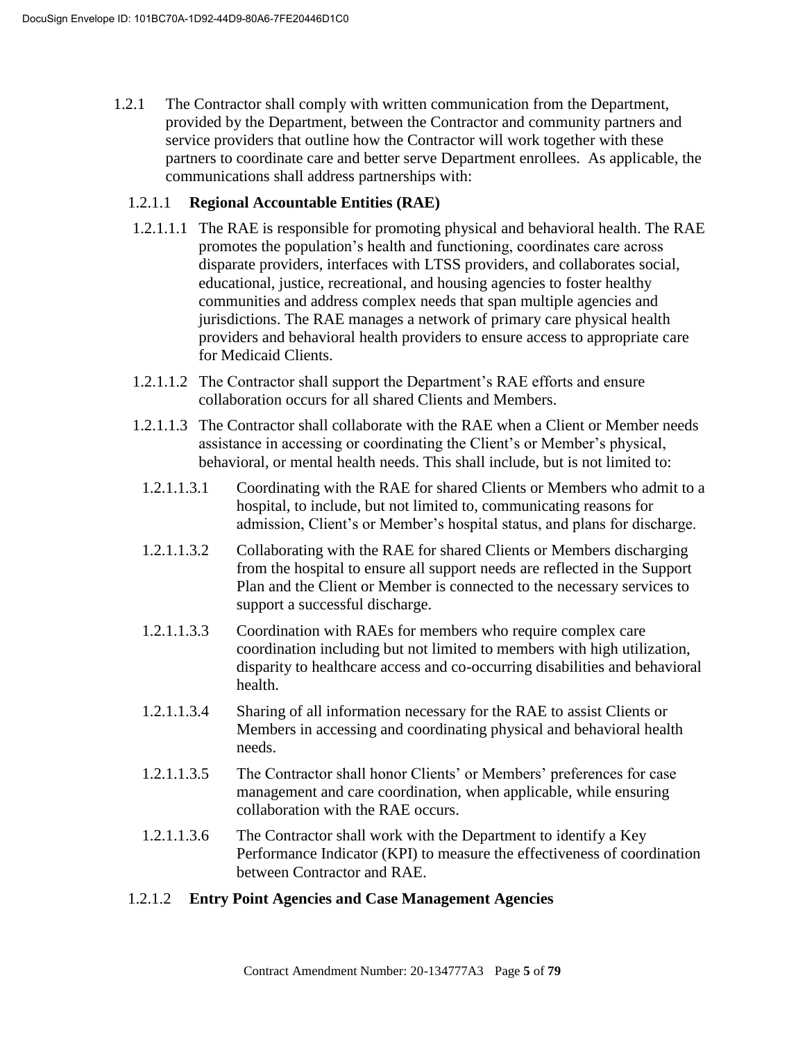1.2.1 The Contractor shall comply with written communication from the Department, provided by the Department, between the Contractor and community partners and service providers that outline how the Contractor will work together with these partners to coordinate care and better serve Department enrollees. As applicable, the communications shall address partnerships with:

1.2.1.1 **Regional Accountable Entities (RAE)**

1.2.1.1.1 The RAE is responsible for promoting physical and behavioral health. The RAE promotes the population's health and functioning, coordinates care across disparate providers, interfaces with LTSS providers, and collaborates social, educational, justice, recreational, and housing agencies to foster healthy communities and address complex needs that span multiple agencies and jurisdictions. The RAE manages a network of primary care physical health providers and behavioral health providers to ensure access to appropriate care for Medicaid Clients.

1.2.1.1.2 The Contractor shall support the Department's RAE efforts and ensure collaboration occurs for all shared Clients and Members.

1.2.1.1.3 The Contractor shall collaborate with the RAE when a Client or Member needs assistance in accessing or coordinating the Client's or Member's physical, behavioral, or mental health needs. This shall include, but is not limited to:

1.2.1.1.3.1 Coordinating with the RAE for shared Clients or Members who admit to a hospital, to include, but not limited to, communicating reasons for admission, Client's or Member's hospital status, and plans for discharge.

1.2.1.1.3.2 Collaborating with the RAE for shared Clients or Members discharging from the hospital to ensure all support needs are reflected in the Support Plan and the Client or Member is connected to the necessary services to support a successful discharge.

1.2.1.1.3.3 Coordination with RAEs for members who require complex care coordination including but not limited to members with high utilization, disparity to healthcare access and co-occurring disabilities and behavioral health.

1.2.1.1.3.4 Sharing of all information necessary for the RAE to assist Clients or Members in accessing and coordinating physical and behavioral health needs.

1.2.1.1.3.5 The Contractor shall honor Clients' or Members' preferences for case management and care coordination, when applicable, while ensuring collaboration with the RAE occurs.

1.2.1.1.3.6 The Contractor shall work with the Department to identify a Key Performance Indicator (KPI) to measure the effectiveness of coordination between Contractor and RAE.

1.2.1.2 **Entry Point Agencies and Case Management Agencies**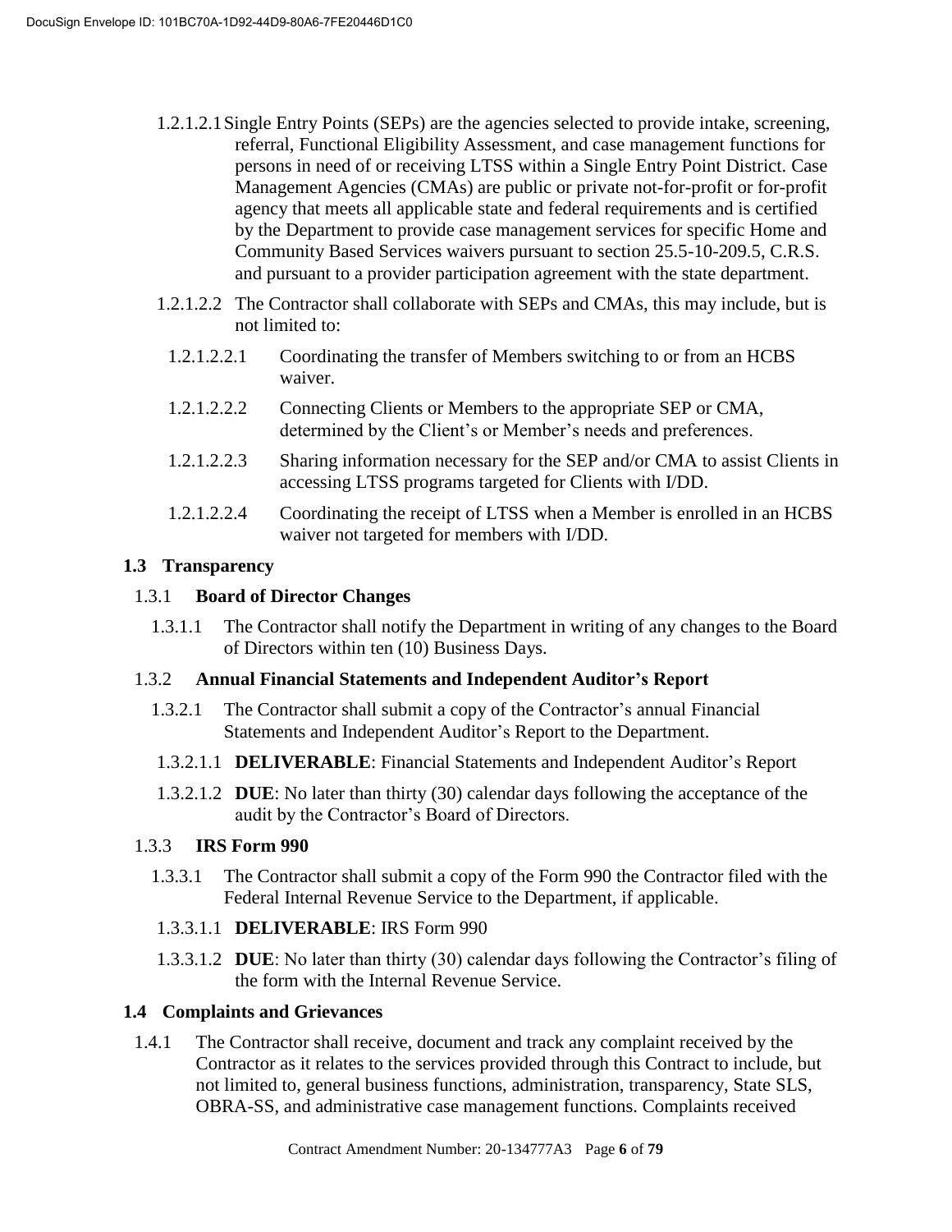1.2.1.2.1 Single Entry Points (SEPs) are the agencies selected to provide intake, screening, referral, Functional Eligibility Assessment, and case management functions for persons in need of or receiving LTSS within a Single Entry Point District. Case Management Agencies (CMAs) are public or private not-for-profit or for-profit agency that meets all applicable state and federal requirements and is certified by the Department to provide case management services for specific Home and Community Based Services waivers pursuant to section 25.5-10-209.5, C.R.S. and pursuant to a provider participation agreement with the state department.

1.2.1.2.2 The Contractor shall collaborate with SEPs and CMAs, this may include, but is not limited to:

1.2.1.2.2.1 Coordinating the transfer of Members switching to or from an HCBS waiver.

1.2.1.2.2.2 Connecting Clients or Members to the appropriate SEP or CMA, determined by the Client's or Member's needs and preferences.

1.2.1.2.2.3 Sharing information necessary for the SEP and/or CMA to assist Clients in accessing LTSS programs targeted for Clients with I/DD.

1.2.1.2.2.4 Coordinating the receipt of LTSS when a Member is enrolled in an HCBS waiver not targeted for members with I/DD.

## 1.3 Transparency

### 1.3.1 Board of Director Changes

1.3.1.1 The Contractor shall notify the Department in writing of any changes to the Board of Directors within ten (10) Business Days.

### 1.3.2 Annual Financial Statements and Independent Auditor's Report

1.3.2.1 The Contractor shall submit a copy of the Contractor's annual Financial Statements and Independent Auditor's Report to the Department.

1.3.2.1.1 **DELIVERABLE**: Financial Statements and Independent Auditor's Report

1.3.2.1.2 **DUE**: No later than thirty (30) calendar days following the acceptance of the audit by the Contractor's Board of Directors.

### 1.3.3 IRS Form 990

1.3.3.1 The Contractor shall submit a copy of the Form 990 the Contractor filed with the Federal Internal Revenue Service to the Department, if applicable.

1.3.3.1.1 **DELIVERABLE**: IRS Form 990

1.3.3.1.2 **DUE**: No later than thirty (30) calendar days following the Contractor's filing of the form with the Internal Revenue Service.

## 1.4 Complaints and Grievances

1.4.1 The Contractor shall receive, document and track any complaint received by the Contractor as it relates to the services provided through this Contract to include, but not limited to, general business functions, administration, transparency, State SLS, OBRA-SS, and administrative case management functions. Complaints received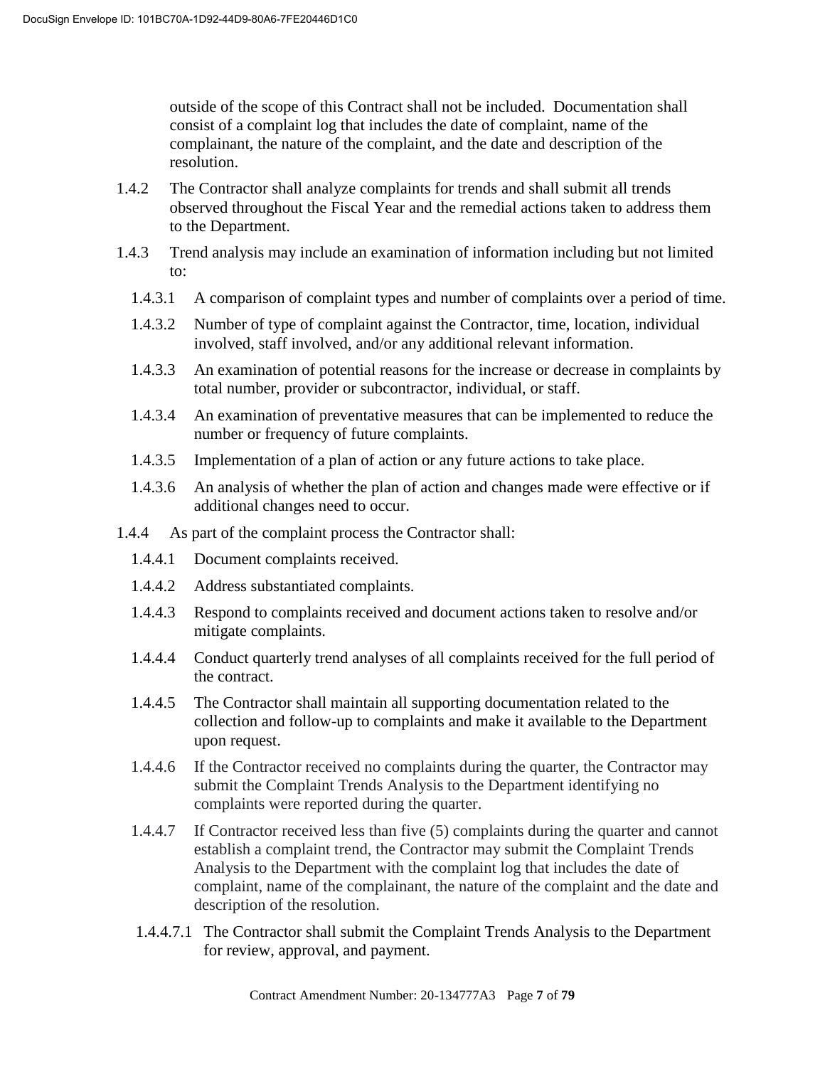outside of the scope of this Contract shall not be included. Documentation shall consist of a complaint log that includes the date of complaint, name of the complainant, the nature of the complaint, and the date and description of the resolution.

1.4.2 The Contractor shall analyze complaints for trends and shall submit all trends observed throughout the Fiscal Year and the remedial actions taken to address them to the Department.

1.4.3 Trend analysis may include an examination of information including but not limited to:

1.4.3.1 A comparison of complaint types and number of complaints over a period of time.

1.4.3.2 Number of type of complaint against the Contractor, time, location, individual involved, staff involved, and/or any additional relevant information.

1.4.3.3 An examination of potential reasons for the increase or decrease in complaints by total number, provider or subcontractor, individual, or staff.

1.4.3.4 An examination of preventative measures that can be implemented to reduce the number or frequency of future complaints.

1.4.3.5 Implementation of a plan of action or any future actions to take place.

1.4.3.6 An analysis of whether the plan of action and changes made were effective or if additional changes need to occur.

1.4.4 As part of the complaint process the Contractor shall:

1.4.4.1 Document complaints received.

1.4.4.2 Address substantiated complaints.

1.4.4.3 Respond to complaints received and document actions taken to resolve and/or mitigate complaints.

1.4.4.4 Conduct quarterly trend analyses of all complaints received for the full period of the contract.

1.4.4.5 The Contractor shall maintain all supporting documentation related to the collection and follow-up to complaints and make it available to the Department upon request.

1.4.4.6 If the Contractor received no complaints during the quarter, the Contractor may submit the Complaint Trends Analysis to the Department identifying no complaints were reported during the quarter.

1.4.4.7 If Contractor received less than five (5) complaints during the quarter and cannot establish a complaint trend, the Contractor may submit the Complaint Trends Analysis to the Department with the complaint log that includes the date of complaint, name of the complainant, the nature of the complaint and the date and description of the resolution.

1.4.4.7.1 The Contractor shall submit the Complaint Trends Analysis to the Department for review, approval, and payment.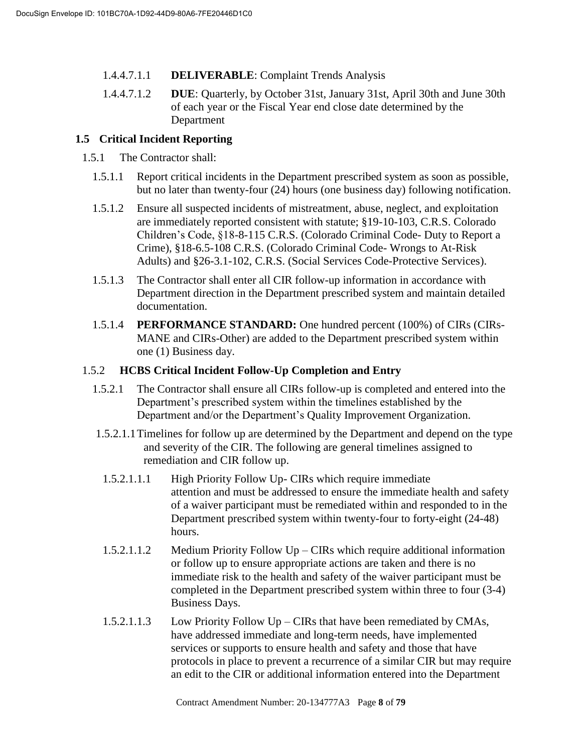1.4.4.7.1.1 **DELIVERABLE**: Complaint Trends Analysis

1.4.4.7.1.2 **DUE**: Quarterly, by October 31st, January 31st, April 30th and June 30th of each year or the Fiscal Year end close date determined by the Department

## 1.5 Critical Incident Reporting

1.5.1 The Contractor shall:

1.5.1.1 Report critical incidents in the Department prescribed system as soon as possible, but no later than twenty-four (24) hours (one business day) following notification.

1.5.1.2 Ensure all suspected incidents of mistreatment, abuse, neglect, and exploitation are immediately reported consistent with statute; §19-10-103, C.R.S. Colorado Children's Code, §18-8-115 C.R.S. (Colorado Criminal Code- Duty to Report a Crime), §18-6.5-108 C.R.S. (Colorado Criminal Code- Wrongs to At-Risk Adults) and §26-3.1-102, C.R.S. (Social Services Code-Protective Services).

1.5.1.3 The Contractor shall enter all CIR follow-up information in accordance with Department direction in the Department prescribed system and maintain detailed documentation.

1.5.1.4 **PERFORMANCE STANDARD:** One hundred percent (100%) of CIRs (CIRs-MANE and CIRs-Other) are added to the Department prescribed system within one (1) Business day.

### 1.5.2 HCBS Critical Incident Follow-Up Completion and Entry

1.5.2.1 The Contractor shall ensure all CIRs follow-up is completed and entered into the Department's prescribed system within the timelines established by the Department and/or the Department's Quality Improvement Organization.

1.5.2.1.1 Timelines for follow up are determined by the Department and depend on the type and severity of the CIR. The following are general timelines assigned to remediation and CIR follow up.

1.5.2.1.1.1 High Priority Follow Up- CIRs which require immediate attention and must be addressed to ensure the immediate health and safety of a waiver participant must be remediated within and responded to in the Department prescribed system within twenty-four to forty-eight (24-48) hours.

1.5.2.1.1.2 Medium Priority Follow Up – CIRs which require additional information or follow up to ensure appropriate actions are taken and there is no immediate risk to the health and safety of the waiver participant must be completed in the Department prescribed system within three to four (3-4) Business Days.

1.5.2.1.1.3 Low Priority Follow Up – CIRs that have been remediated by CMAs, have addressed immediate and long-term needs, have implemented services or supports to ensure health and safety and those that have protocols in place to prevent a recurrence of a similar CIR but may require an edit to the CIR or additional information entered into the Department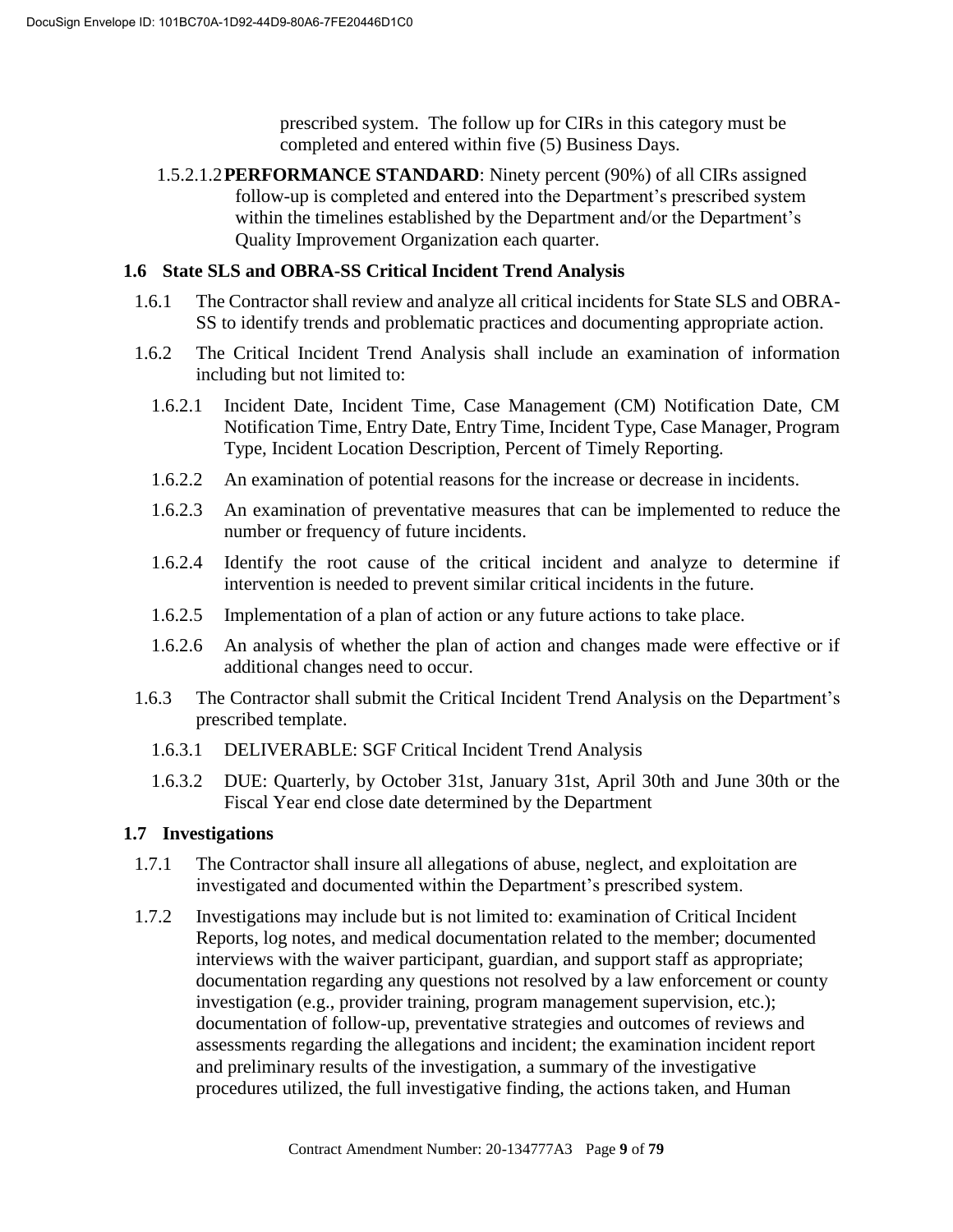prescribed system. The follow up for CIRs in this category must be completed and entered within five (5) Business Days.

1.5.2.1.2 **PERFORMANCE STANDARD**: Ninety percent (90%) of all CIRs assigned follow-up is completed and entered into the Department's prescribed system within the timelines established by the Department and/or the Department's Quality Improvement Organization each quarter.

## 1.6 State SLS and OBRA-SS Critical Incident Trend Analysis

1.6.1 The Contractor shall review and analyze all critical incidents for State SLS and OBRA-SS to identify trends and problematic practices and documenting appropriate action.

1.6.2 The Critical Incident Trend Analysis shall include an examination of information including but not limited to:

1.6.2.1 Incident Date, Incident Time, Case Management (CM) Notification Date, CM Notification Time, Entry Date, Entry Time, Incident Type, Case Manager, Program Type, Incident Location Description, Percent of Timely Reporting.

1.6.2.2 An examination of potential reasons for the increase or decrease in incidents.

1.6.2.3 An examination of preventative measures that can be implemented to reduce the number or frequency of future incidents.

1.6.2.4 Identify the root cause of the critical incident and analyze to determine if intervention is needed to prevent similar critical incidents in the future.

1.6.2.5 Implementation of a plan of action or any future actions to take place.

1.6.2.6 An analysis of whether the plan of action and changes made were effective or if additional changes need to occur.

1.6.3 The Contractor shall submit the Critical Incident Trend Analysis on the Department's prescribed template.

1.6.3.1 DELIVERABLE: SGF Critical Incident Trend Analysis

1.6.3.2 DUE: Quarterly, by October 31st, January 31st, April 30th and June 30th or the Fiscal Year end close date determined by the Department

## 1.7 Investigations

1.7.1 The Contractor shall insure all allegations of abuse, neglect, and exploitation are investigated and documented within the Department's prescribed system.

1.7.2 Investigations may include but is not limited to: examination of Critical Incident Reports, log notes, and medical documentation related to the member; documented interviews with the waiver participant, guardian, and support staff as appropriate; documentation regarding any questions not resolved by a law enforcement or county investigation (e.g., provider training, program management supervision, etc.); documentation of follow-up, preventative strategies and outcomes of reviews and assessments regarding the allegations and incident; the examination incident report and preliminary results of the investigation, a summary of the investigative procedures utilized, the full investigative finding, the actions taken, and Human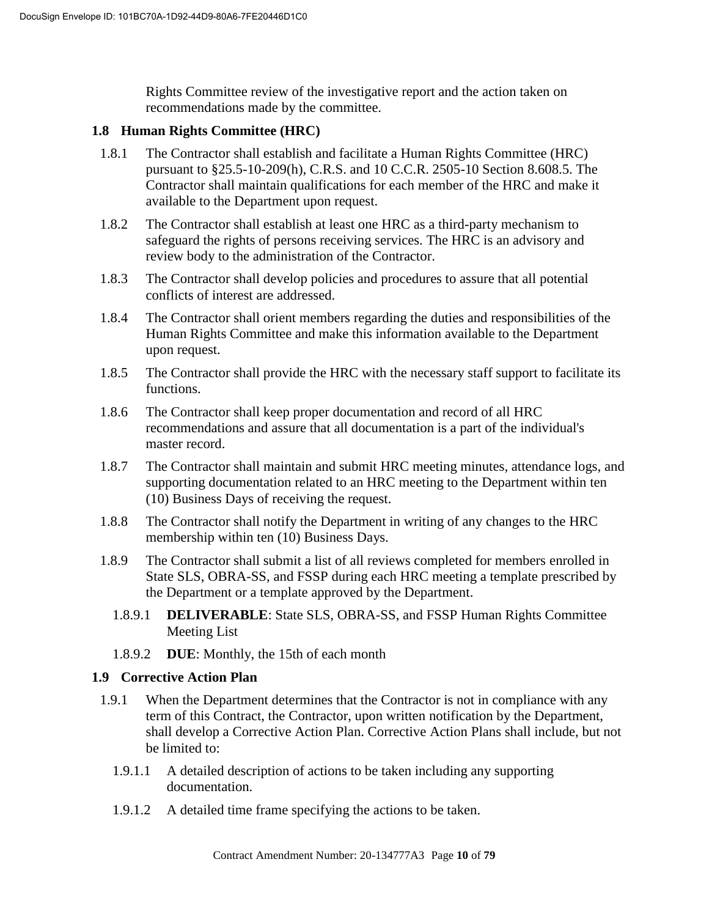Rights Committee review of the investigative report and the action taken on recommendations made by the committee.

### 1.8 Human Rights Committee (HRC)

1.8.1 The Contractor shall establish and facilitate a Human Rights Committee (HRC) pursuant to §25.5-10-209(h), C.R.S. and 10 C.C.R. 2505-10 Section 8.608.5. The Contractor shall maintain qualifications for each member of the HRC and make it available to the Department upon request.

1.8.2 The Contractor shall establish at least one HRC as a third-party mechanism to safeguard the rights of persons receiving services. The HRC is an advisory and review body to the administration of the Contractor.

1.8.3 The Contractor shall develop policies and procedures to assure that all potential conflicts of interest are addressed.

1.8.4 The Contractor shall orient members regarding the duties and responsibilities of the Human Rights Committee and make this information available to the Department upon request.

1.8.5 The Contractor shall provide the HRC with the necessary staff support to facilitate its functions.

1.8.6 The Contractor shall keep proper documentation and record of all HRC recommendations and assure that all documentation is a part of the individual's master record.

1.8.7 The Contractor shall maintain and submit HRC meeting minutes, attendance logs, and supporting documentation related to an HRC meeting to the Department within ten (10) Business Days of receiving the request.

1.8.8 The Contractor shall notify the Department in writing of any changes to the HRC membership within ten (10) Business Days.

1.8.9 The Contractor shall submit a list of all reviews completed for members enrolled in State SLS, OBRA-SS, and FSSP during each HRC meeting a template prescribed by the Department or a template approved by the Department.

1.8.9.1 **DELIVERABLE**: State SLS, OBRA-SS, and FSSP Human Rights Committee Meeting List

1.8.9.2 **DUE**: Monthly, the 15th of each month

### 1.9 Corrective Action Plan

1.9.1 When the Department determines that the Contractor is not in compliance with any term of this Contract, the Contractor, upon written notification by the Department, shall develop a Corrective Action Plan. Corrective Action Plans shall include, but not be limited to:

1.9.1.1 A detailed description of actions to be taken including any supporting documentation.

1.9.1.2 A detailed time frame specifying the actions to be taken.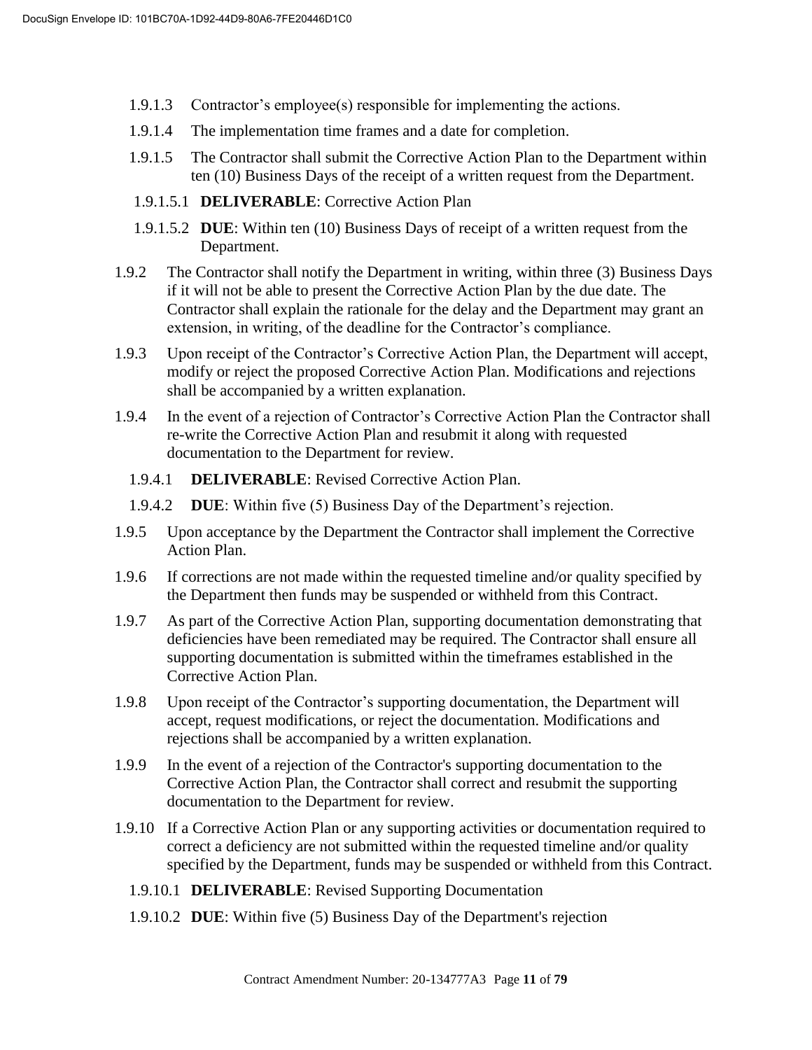1.9.1.3 Contractor's employee(s) responsible for implementing the actions.

1.9.1.4 The implementation time frames and a date for completion.

1.9.1.5 The Contractor shall submit the Corrective Action Plan to the Department within ten (10) Business Days of the receipt of a written request from the Department.

1.9.1.5.1 **DELIVERABLE**: Corrective Action Plan

1.9.1.5.2 **DUE**: Within ten (10) Business Days of receipt of a written request from the Department.

1.9.2 The Contractor shall notify the Department in writing, within three (3) Business Days if it will not be able to present the Corrective Action Plan by the due date. The Contractor shall explain the rationale for the delay and the Department may grant an extension, in writing, of the deadline for the Contractor's compliance.

1.9.3 Upon receipt of the Contractor's Corrective Action Plan, the Department will accept, modify or reject the proposed Corrective Action Plan. Modifications and rejections shall be accompanied by a written explanation.

1.9.4 In the event of a rejection of Contractor's Corrective Action Plan the Contractor shall re-write the Corrective Action Plan and resubmit it along with requested documentation to the Department for review.

1.9.4.1 **DELIVERABLE**: Revised Corrective Action Plan.

1.9.4.2 **DUE**: Within five (5) Business Day of the Department's rejection.

1.9.5 Upon acceptance by the Department the Contractor shall implement the Corrective Action Plan.

1.9.6 If corrections are not made within the requested timeline and/or quality specified by the Department then funds may be suspended or withheld from this Contract.

1.9.7 As part of the Corrective Action Plan, supporting documentation demonstrating that deficiencies have been remediated may be required. The Contractor shall ensure all supporting documentation is submitted within the timeframes established in the Corrective Action Plan.

1.9.8 Upon receipt of the Contractor's supporting documentation, the Department will accept, request modifications, or reject the documentation. Modifications and rejections shall be accompanied by a written explanation.

1.9.9 In the event of a rejection of the Contractor's supporting documentation to the Corrective Action Plan, the Contractor shall correct and resubmit the supporting documentation to the Department for review.

1.9.10 If a Corrective Action Plan or any supporting activities or documentation required to correct a deficiency are not submitted within the requested timeline and/or quality specified by the Department, funds may be suspended or withheld from this Contract.

1.9.10.1 **DELIVERABLE**: Revised Supporting Documentation

1.9.10.2 **DUE**: Within five (5) Business Day of the Department's rejection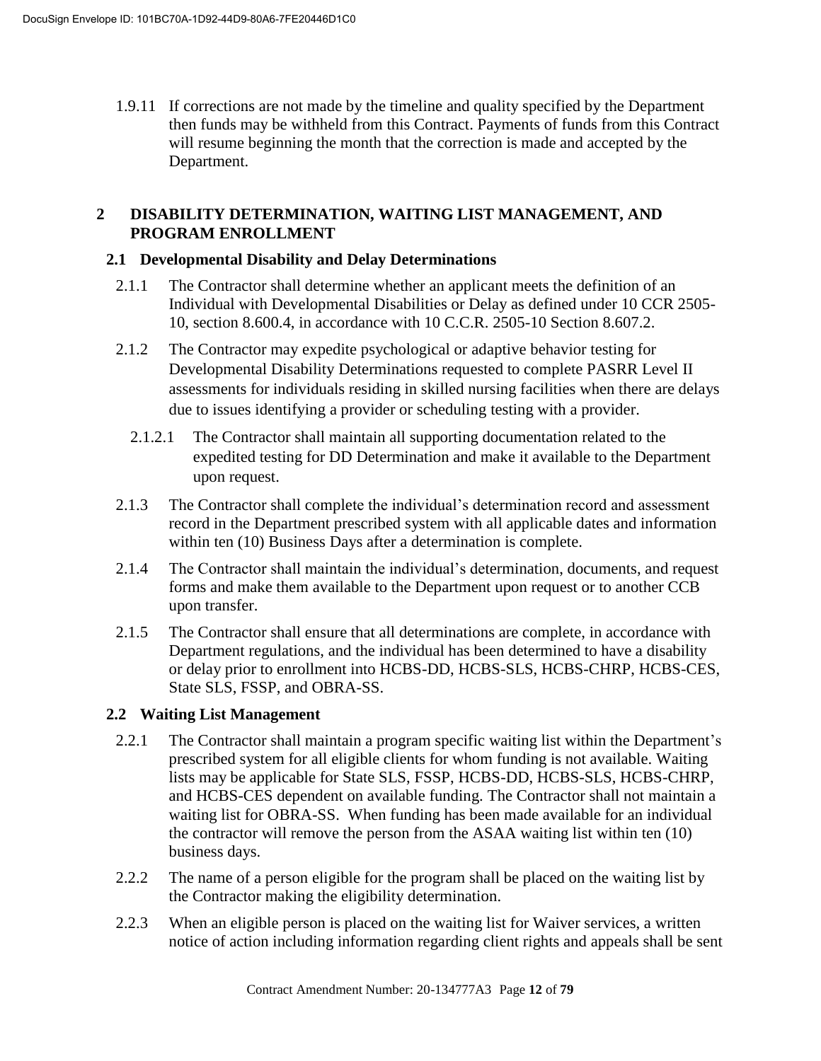1.9.11 If corrections are not made by the timeline and quality specified by the Department then funds may be withheld from this Contract. Payments of funds from this Contract will resume beginning the month that the correction is made and accepted by the Department.

## 2 DISABILITY DETERMINATION, WAITING LIST MANAGEMENT, AND PROGRAM ENROLLMENT

### 2.1 Developmental Disability and Delay Determinations

2.1.1 The Contractor shall determine whether an applicant meets the definition of an Individual with Developmental Disabilities or Delay as defined under 10 CCR 2505-10, section 8.600.4, in accordance with 10 C.C.R. 2505-10 Section 8.607.2.

2.1.2 The Contractor may expedite psychological or adaptive behavior testing for Developmental Disability Determinations requested to complete PASRR Level II assessments for individuals residing in skilled nursing facilities when there are delays due to issues identifying a provider or scheduling testing with a provider.

2.1.2.1 The Contractor shall maintain all supporting documentation related to the expedited testing for DD Determination and make it available to the Department upon request.

2.1.3 The Contractor shall complete the individual's determination record and assessment record in the Department prescribed system with all applicable dates and information within ten (10) Business Days after a determination is complete.

2.1.4 The Contractor shall maintain the individual's determination, documents, and request forms and make them available to the Department upon request or to another CCB upon transfer.

2.1.5 The Contractor shall ensure that all determinations are complete, in accordance with Department regulations, and the individual has been determined to have a disability or delay prior to enrollment into HCBS-DD, HCBS-SLS, HCBS-CHRP, HCBS-CES, State SLS, FSSP, and OBRA-SS.

### 2.2 Waiting List Management

2.2.1 The Contractor shall maintain a program specific waiting list within the Department's prescribed system for all eligible clients for whom funding is not available. Waiting lists may be applicable for State SLS, FSSP, HCBS-DD, HCBS-SLS, HCBS-CHRP, and HCBS-CES dependent on available funding. The Contractor shall not maintain a waiting list for OBRA-SS. When funding has been made available for an individual the contractor will remove the person from the ASAA waiting list within ten (10) business days.

2.2.2 The name of a person eligible for the program shall be placed on the waiting list by the Contractor making the eligibility determination.

2.2.3 When an eligible person is placed on the waiting list for Waiver services, a written notice of action including information regarding client rights and appeals shall be sent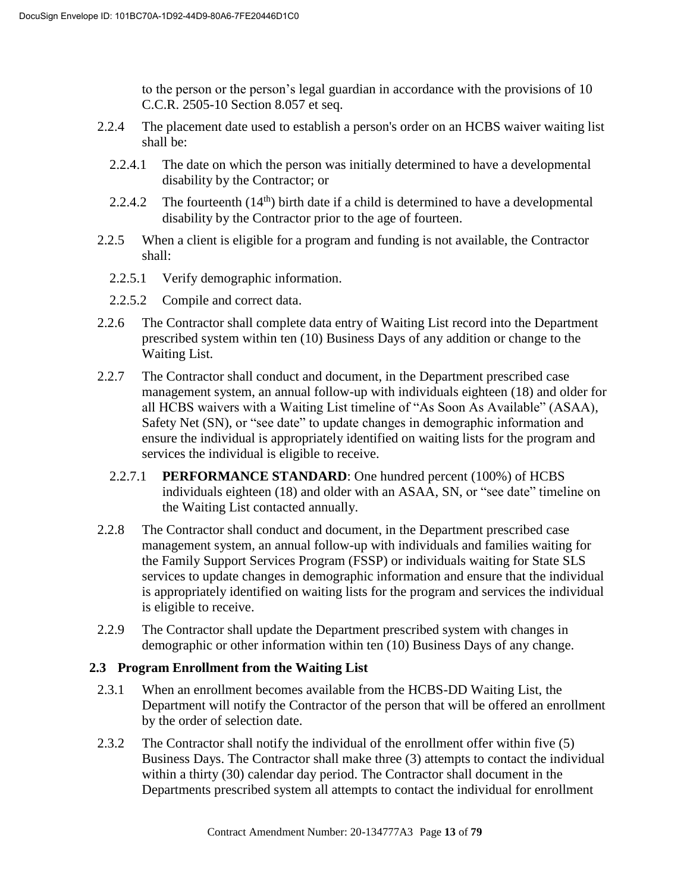to the person or the person's legal guardian in accordance with the provisions of 10 C.C.R. 2505-10 Section 8.057 et seq.

2.2.4 The placement date used to establish a person's order on an HCBS waiver waiting list shall be:

2.2.4.1 The date on which the person was initially determined to have a developmental disability by the Contractor; or

2.2.4.2 The fourteenth (14th) birth date if a child is determined to have a developmental disability by the Contractor prior to the age of fourteen.

2.2.5 When a client is eligible for a program and funding is not available, the Contractor shall:

2.2.5.1 Verify demographic information.

2.2.5.2 Compile and correct data.

2.2.6 The Contractor shall complete data entry of Waiting List record into the Department prescribed system within ten (10) Business Days of any addition or change to the Waiting List.

2.2.7 The Contractor shall conduct and document, in the Department prescribed case management system, an annual follow-up with individuals eighteen (18) and older for all HCBS waivers with a Waiting List timeline of "As Soon As Available" (ASAA), Safety Net (SN), or "see date" to update changes in demographic information and ensure the individual is appropriately identified on waiting lists for the program and services the individual is eligible to receive.

2.2.7.1 **PERFORMANCE STANDARD**: One hundred percent (100%) of HCBS individuals eighteen (18) and older with an ASAA, SN, or "see date" timeline on the Waiting List contacted annually.

2.2.8 The Contractor shall conduct and document, in the Department prescribed case management system, an annual follow-up with individuals and families waiting for the Family Support Services Program (FSSP) or individuals waiting for State SLS services to update changes in demographic information and ensure that the individual is appropriately identified on waiting lists for the program and services the individual is eligible to receive.

2.2.9 The Contractor shall update the Department prescribed system with changes in demographic or other information within ten (10) Business Days of any change.

### 2.3 Program Enrollment from the Waiting List

2.3.1 When an enrollment becomes available from the HCBS-DD Waiting List, the Department will notify the Contractor of the person that will be offered an enrollment by the order of selection date.

2.3.2 The Contractor shall notify the individual of the enrollment offer within five (5) Business Days. The Contractor shall make three (3) attempts to contact the individual within a thirty (30) calendar day period. The Contractor shall document in the Departments prescribed system all attempts to contact the individual for enrollment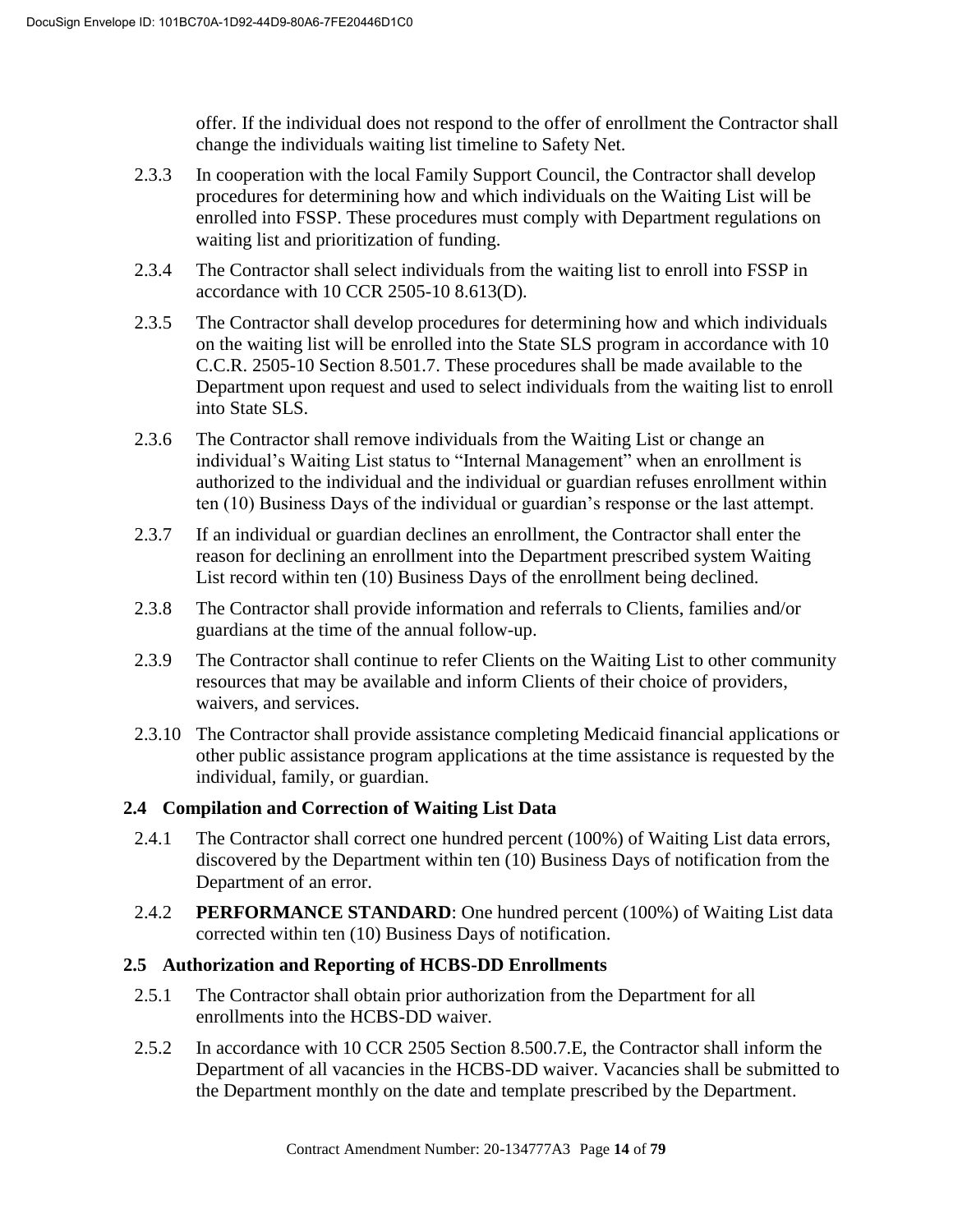offer. If the individual does not respond to the offer of enrollment the Contractor shall change the individuals waiting list timeline to Safety Net.

2.3.3 In cooperation with the local Family Support Council, the Contractor shall develop procedures for determining how and which individuals on the Waiting List will be enrolled into FSSP. These procedures must comply with Department regulations on waiting list and prioritization of funding.

2.3.4 The Contractor shall select individuals from the waiting list to enroll into FSSP in accordance with 10 CCR 2505-10 8.613(D).

2.3.5 The Contractor shall develop procedures for determining how and which individuals on the waiting list will be enrolled into the State SLS program in accordance with 10 C.C.R. 2505-10 Section 8.501.7. These procedures shall be made available to the Department upon request and used to select individuals from the waiting list to enroll into State SLS.

2.3.6 The Contractor shall remove individuals from the Waiting List or change an individual's Waiting List status to "Internal Management" when an enrollment is authorized to the individual and the individual or guardian refuses enrollment within ten (10) Business Days of the individual or guardian's response or the last attempt.

2.3.7 If an individual or guardian declines an enrollment, the Contractor shall enter the reason for declining an enrollment into the Department prescribed system Waiting List record within ten (10) Business Days of the enrollment being declined.

2.3.8 The Contractor shall provide information and referrals to Clients, families and/or guardians at the time of the annual follow-up.

2.3.9 The Contractor shall continue to refer Clients on the Waiting List to other community resources that may be available and inform Clients of their choice of providers, waivers, and services.

2.3.10 The Contractor shall provide assistance completing Medicaid financial applications or other public assistance program applications at the time assistance is requested by the individual, family, or guardian.

### 2.4 Compilation and Correction of Waiting List Data

2.4.1 The Contractor shall correct one hundred percent (100%) of Waiting List data errors, discovered by the Department within ten (10) Business Days of notification from the Department of an error.

2.4.2 **PERFORMANCE STANDARD**: One hundred percent (100%) of Waiting List data corrected within ten (10) Business Days of notification.

### 2.5 Authorization and Reporting of HCBS-DD Enrollments

2.5.1 The Contractor shall obtain prior authorization from the Department for all enrollments into the HCBS-DD waiver.

2.5.2 In accordance with 10 CCR 2505 Section 8.500.7.E, the Contractor shall inform the Department of all vacancies in the HCBS-DD waiver. Vacancies shall be submitted to the Department monthly on the date and template prescribed by the Department.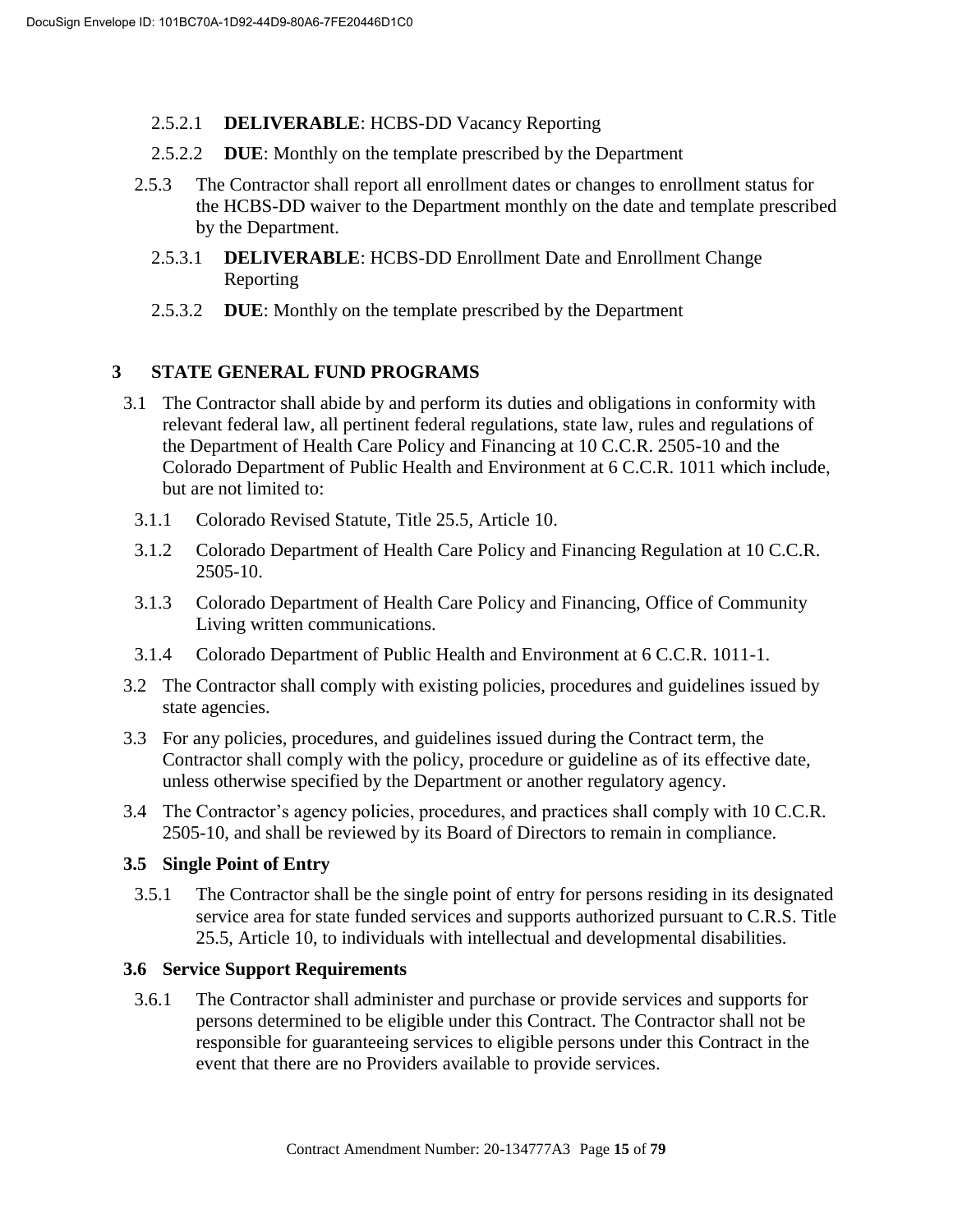2.5.2.1 **DELIVERABLE**: HCBS-DD Vacancy Reporting

2.5.2.2 **DUE**: Monthly on the template prescribed by the Department

2.5.3 The Contractor shall report all enrollment dates or changes to enrollment status for the HCBS-DD waiver to the Department monthly on the date and template prescribed by the Department.

2.5.3.1 **DELIVERABLE**: HCBS-DD Enrollment Date and Enrollment Change Reporting

2.5.3.2 **DUE**: Monthly on the template prescribed by the Department

# 3 STATE GENERAL FUND PROGRAMS

3.1 The Contractor shall abide by and perform its duties and obligations in conformity with relevant federal law, all pertinent federal regulations, state law, rules and regulations of the Department of Health Care Policy and Financing at 10 C.C.R. 2505-10 and the Colorado Department of Public Health and Environment at 6 C.C.R. 1011 which include, but are not limited to:

3.1.1 Colorado Revised Statute, Title 25.5, Article 10.

3.1.2 Colorado Department of Health Care Policy and Financing Regulation at 10 C.C.R. 2505-10.

3.1.3 Colorado Department of Health Care Policy and Financing, Office of Community Living written communications.

3.1.4 Colorado Department of Public Health and Environment at 6 C.C.R. 1011-1.

3.2 The Contractor shall comply with existing policies, procedures and guidelines issued by state agencies.

3.3 For any policies, procedures, and guidelines issued during the Contract term, the Contractor shall comply with the policy, procedure or guideline as of its effective date, unless otherwise specified by the Department or another regulatory agency.

3.4 The Contractor's agency policies, procedures, and practices shall comply with 10 C.C.R. 2505-10, and shall be reviewed by its Board of Directors to remain in compliance.

## 3.5 Single Point of Entry

3.5.1 The Contractor shall be the single point of entry for persons residing in its designated service area for state funded services and supports authorized pursuant to C.R.S. Title 25.5, Article 10, to individuals with intellectual and developmental disabilities.

## 3.6 Service Support Requirements

3.6.1 The Contractor shall administer and purchase or provide services and supports for persons determined to be eligible under this Contract. The Contractor shall not be responsible for guaranteeing services to eligible persons under this Contract in the event that there are no Providers available to provide services.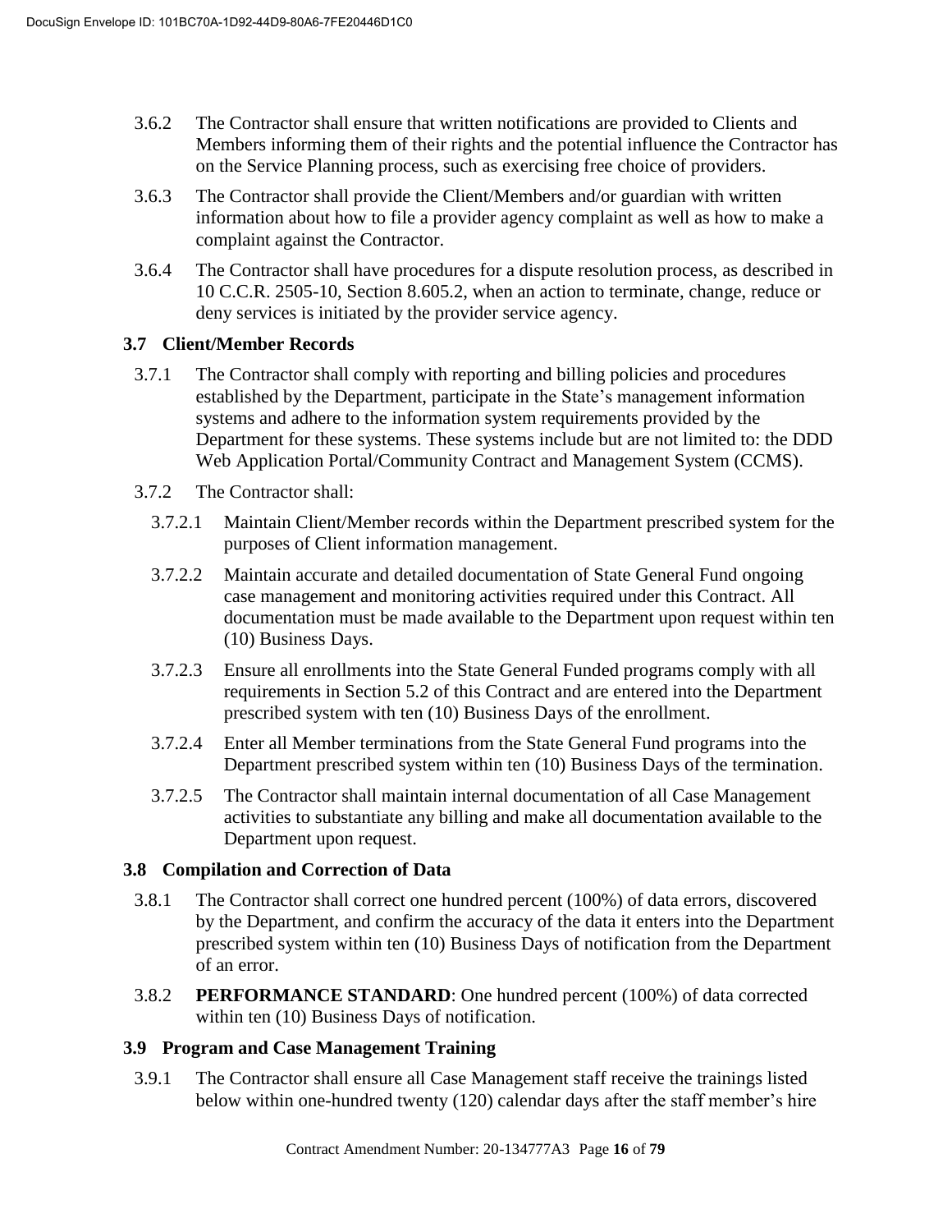3.6.2 The Contractor shall ensure that written notifications are provided to Clients and Members informing them of their rights and the potential influence the Contractor has on the Service Planning process, such as exercising free choice of providers.

3.6.3 The Contractor shall provide the Client/Members and/or guardian with written information about how to file a provider agency complaint as well as how to make a complaint against the Contractor.

3.6.4 The Contractor shall have procedures for a dispute resolution process, as described in 10 C.C.R. 2505-10, Section 8.605.2, when an action to terminate, change, reduce or deny services is initiated by the provider service agency.

### 3.7 Client/Member Records

3.7.1 The Contractor shall comply with reporting and billing policies and procedures established by the Department, participate in the State's management information systems and adhere to the information system requirements provided by the Department for these systems. These systems include but are not limited to: the DDD Web Application Portal/Community Contract and Management System (CCMS).

3.7.2 The Contractor shall:

3.7.2.1 Maintain Client/Member records within the Department prescribed system for the purposes of Client information management.

3.7.2.2 Maintain accurate and detailed documentation of State General Fund ongoing case management and monitoring activities required under this Contract. All documentation must be made available to the Department upon request within ten (10) Business Days.

3.7.2.3 Ensure all enrollments into the State General Funded programs comply with all requirements in Section 5.2 of this Contract and are entered into the Department prescribed system with ten (10) Business Days of the enrollment.

3.7.2.4 Enter all Member terminations from the State General Fund programs into the Department prescribed system within ten (10) Business Days of the termination.

3.7.2.5 The Contractor shall maintain internal documentation of all Case Management activities to substantiate any billing and make all documentation available to the Department upon request.

### 3.8 Compilation and Correction of Data

3.8.1 The Contractor shall correct one hundred percent (100%) of data errors, discovered by the Department, and confirm the accuracy of the data it enters into the Department prescribed system within ten (10) Business Days of notification from the Department of an error.

3.8.2 **PERFORMANCE STANDARD**: One hundred percent (100%) of data corrected within ten (10) Business Days of notification.

### 3.9 Program and Case Management Training

3.9.1 The Contractor shall ensure all Case Management staff receive the trainings listed below within one-hundred twenty (120) calendar days after the staff member's hire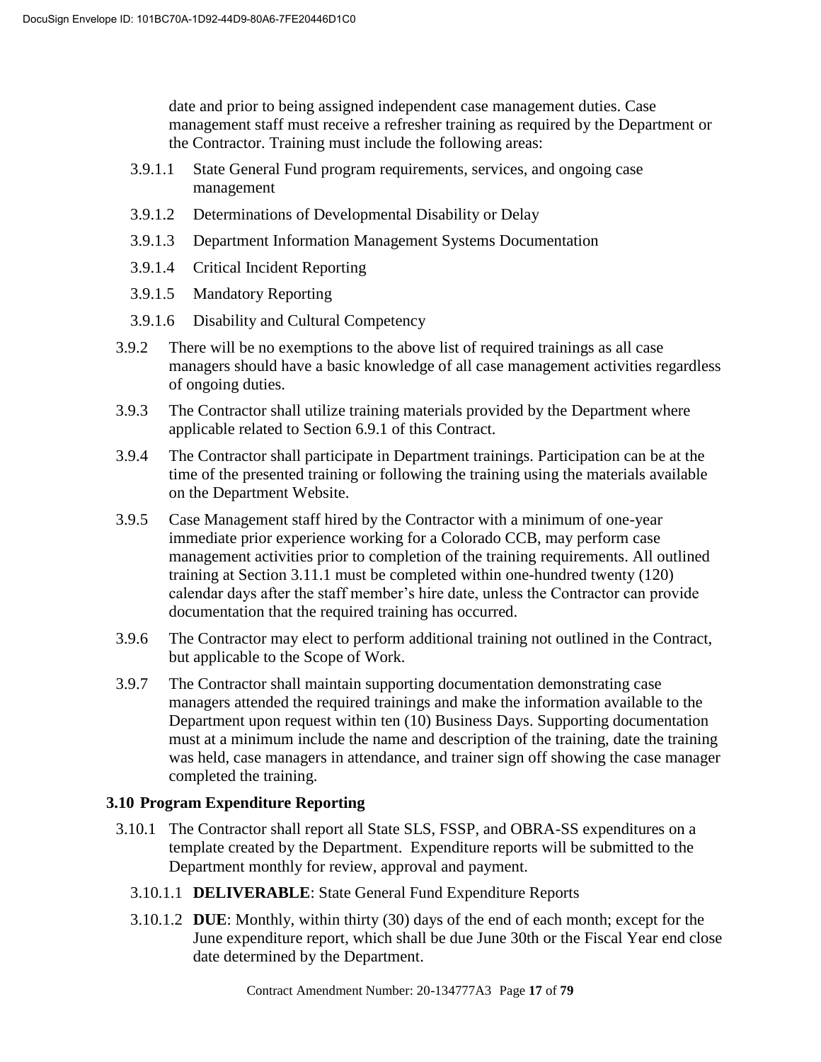date and prior to being assigned independent case management duties. Case management staff must receive a refresher training as required by the Department or the Contractor. Training must include the following areas:

3.9.1.1 State General Fund program requirements, services, and ongoing case management

3.9.1.2 Determinations of Developmental Disability or Delay

3.9.1.3 Department Information Management Systems Documentation

3.9.1.4 Critical Incident Reporting

3.9.1.5 Mandatory Reporting

3.9.1.6 Disability and Cultural Competency

3.9.2 There will be no exemptions to the above list of required trainings as all case managers should have a basic knowledge of all case management activities regardless of ongoing duties.

3.9.3 The Contractor shall utilize training materials provided by the Department where applicable related to Section 6.9.1 of this Contract.

3.9.4 The Contractor shall participate in Department trainings. Participation can be at the time of the presented training or following the training using the materials available on the Department Website.

3.9.5 Case Management staff hired by the Contractor with a minimum of one-year immediate prior experience working for a Colorado CCB, may perform case management activities prior to completion of the training requirements. All outlined training at Section 3.11.1 must be completed within one-hundred twenty (120) calendar days after the staff member's hire date, unless the Contractor can provide documentation that the required training has occurred.

3.9.6 The Contractor may elect to perform additional training not outlined in the Contract, but applicable to the Scope of Work.

3.9.7 The Contractor shall maintain supporting documentation demonstrating case managers attended the required trainings and make the information available to the Department upon request within ten (10) Business Days. Supporting documentation must at a minimum include the name and description of the training, date the training was held, case managers in attendance, and trainer sign off showing the case manager completed the training.

### 3.10 Program Expenditure Reporting

3.10.1 The Contractor shall report all State SLS, FSSP, and OBRA-SS expenditures on a template created by the Department. Expenditure reports will be submitted to the Department monthly for review, approval and payment.

3.10.1.1 **DELIVERABLE**: State General Fund Expenditure Reports

3.10.1.2 **DUE**: Monthly, within thirty (30) days of the end of each month; except for the June expenditure report, which shall be due June 30th or the Fiscal Year end close date determined by the Department.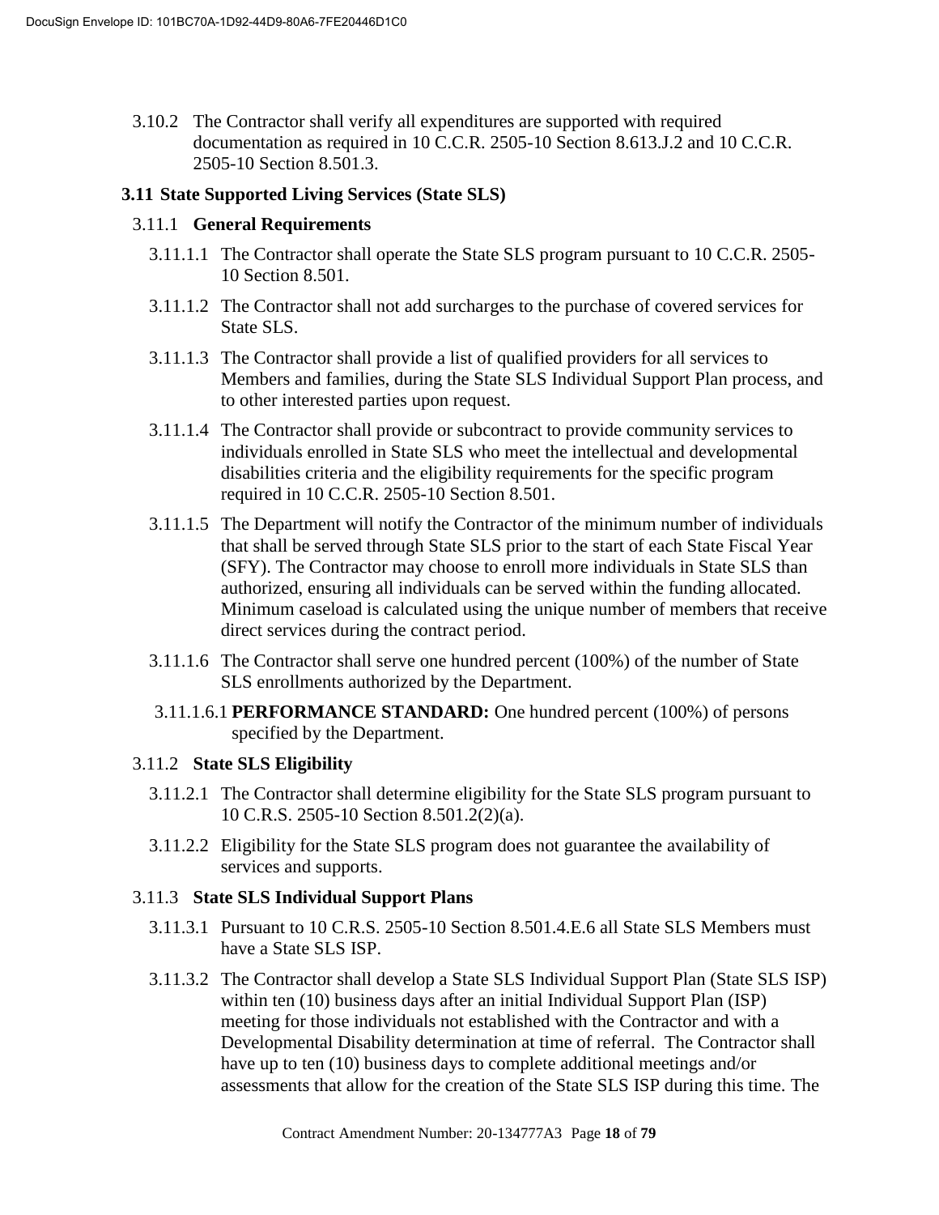3.10.2 The Contractor shall verify all expenditures are supported with required documentation as required in 10 C.C.R. 2505-10 Section 8.613.J.2 and 10 C.C.R. 2505-10 Section 8.501.3.

### 3.11 State Supported Living Services (State SLS)

#### 3.11.1 General Requirements

3.11.1.1 The Contractor shall operate the State SLS program pursuant to 10 C.C.R. 2505-10 Section 8.501.

3.11.1.2 The Contractor shall not add surcharges to the purchase of covered services for State SLS.

3.11.1.3 The Contractor shall provide a list of qualified providers for all services to Members and families, during the State SLS Individual Support Plan process, and to other interested parties upon request.

3.11.1.4 The Contractor shall provide or subcontract to provide community services to individuals enrolled in State SLS who meet the intellectual and developmental disabilities criteria and the eligibility requirements for the specific program required in 10 C.C.R. 2505-10 Section 8.501.

3.11.1.5 The Department will notify the Contractor of the minimum number of individuals that shall be served through State SLS prior to the start of each State Fiscal Year (SFY). The Contractor may choose to enroll more individuals in State SLS than authorized, ensuring all individuals can be served within the funding allocated. Minimum caseload is calculated using the unique number of members that receive direct services during the contract period.

3.11.1.6 The Contractor shall serve one hundred percent (100%) of the number of State SLS enrollments authorized by the Department.

3.11.1.6.1 **PERFORMANCE STANDARD:** One hundred percent (100%) of persons specified by the Department.

#### 3.11.2 State SLS Eligibility

3.11.2.1 The Contractor shall determine eligibility for the State SLS program pursuant to 10 C.R.S. 2505-10 Section 8.501.2(2)(a).

3.11.2.2 Eligibility for the State SLS program does not guarantee the availability of services and supports.

#### 3.11.3 State SLS Individual Support Plans

3.11.3.1 Pursuant to 10 C.R.S. 2505-10 Section 8.501.4.E.6 all State SLS Members must have a State SLS ISP.

3.11.3.2 The Contractor shall develop a State SLS Individual Support Plan (State SLS ISP) within ten (10) business days after an initial Individual Support Plan (ISP) meeting for those individuals not established with the Contractor and with a Developmental Disability determination at time of referral. The Contractor shall have up to ten (10) business days to complete additional meetings and/or assessments that allow for the creation of the State SLS ISP during this time. The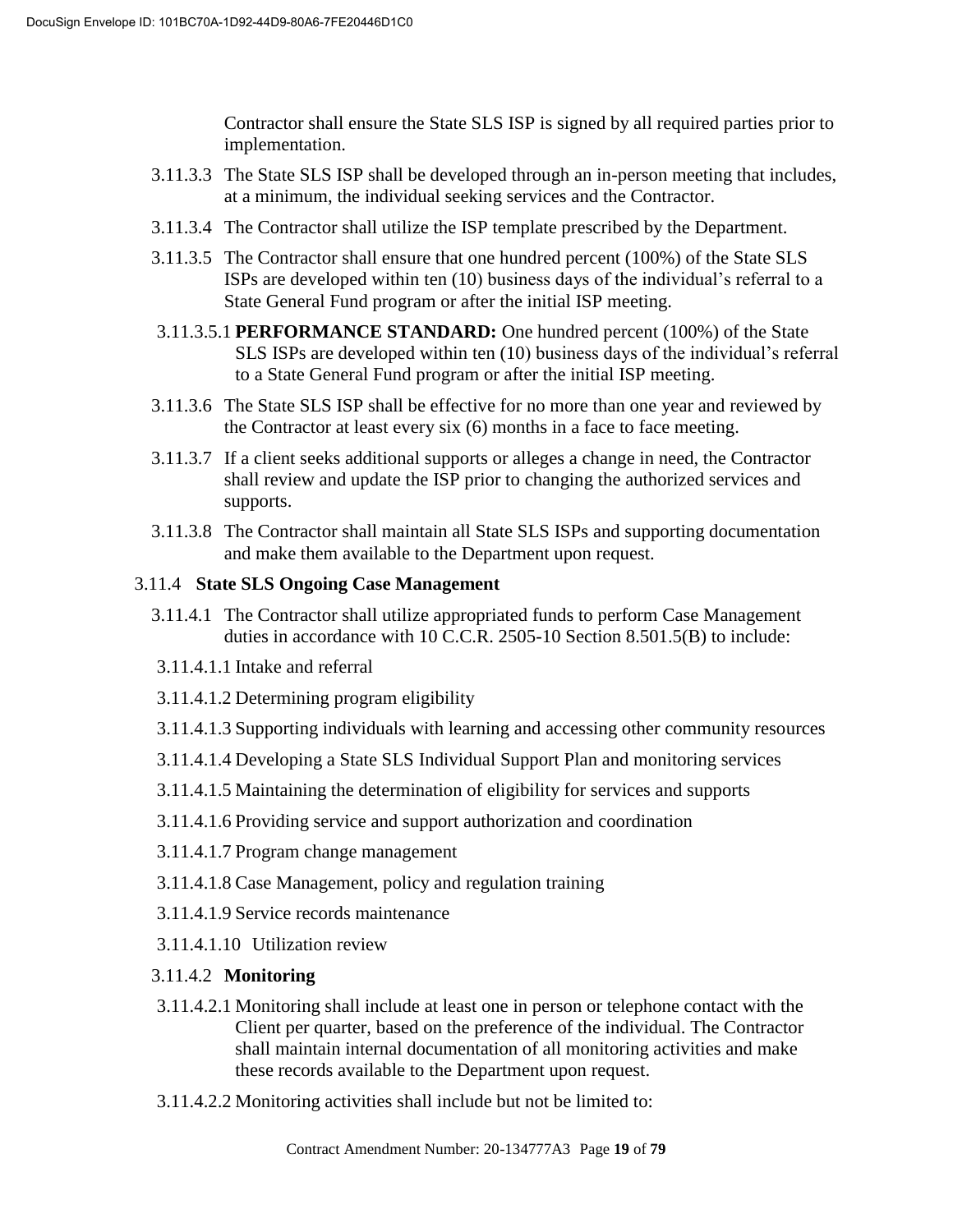Contractor shall ensure the State SLS ISP is signed by all required parties prior to implementation.

3.11.3.3 The State SLS ISP shall be developed through an in-person meeting that includes, at a minimum, the individual seeking services and the Contractor.

3.11.3.4 The Contractor shall utilize the ISP template prescribed by the Department.

3.11.3.5 The Contractor shall ensure that one hundred percent (100%) of the State SLS ISPs are developed within ten (10) business days of the individual's referral to a State General Fund program or after the initial ISP meeting.

3.11.3.5.1 **PERFORMANCE STANDARD:** One hundred percent (100%) of the State SLS ISPs are developed within ten (10) business days of the individual's referral to a State General Fund program or after the initial ISP meeting.

3.11.3.6 The State SLS ISP shall be effective for no more than one year and reviewed by the Contractor at least every six (6) months in a face to face meeting.

3.11.3.7 If a client seeks additional supports or alleges a change in need, the Contractor shall review and update the ISP prior to changing the authorized services and supports.

3.11.3.8 The Contractor shall maintain all State SLS ISPs and supporting documentation and make them available to the Department upon request.

3.11.4 **State SLS Ongoing Case Management**

3.11.4.1 The Contractor shall utilize appropriated funds to perform Case Management duties in accordance with 10 C.C.R. 2505-10 Section 8.501.5(B) to include:

3.11.4.1.1 Intake and referral

3.11.4.1.2 Determining program eligibility

3.11.4.1.3 Supporting individuals with learning and accessing other community resources

3.11.4.1.4 Developing a State SLS Individual Support Plan and monitoring services

3.11.4.1.5 Maintaining the determination of eligibility for services and supports

3.11.4.1.6 Providing service and support authorization and coordination

3.11.4.1.7 Program change management

3.11.4.1.8 Case Management, policy and regulation training

3.11.4.1.9 Service records maintenance

3.11.4.1.10 Utilization review

3.11.4.2 **Monitoring**

3.11.4.2.1 Monitoring shall include at least one in person or telephone contact with the Client per quarter, based on the preference of the individual. The Contractor shall maintain internal documentation of all monitoring activities and make these records available to the Department upon request.

3.11.4.2.2 Monitoring activities shall include but not be limited to: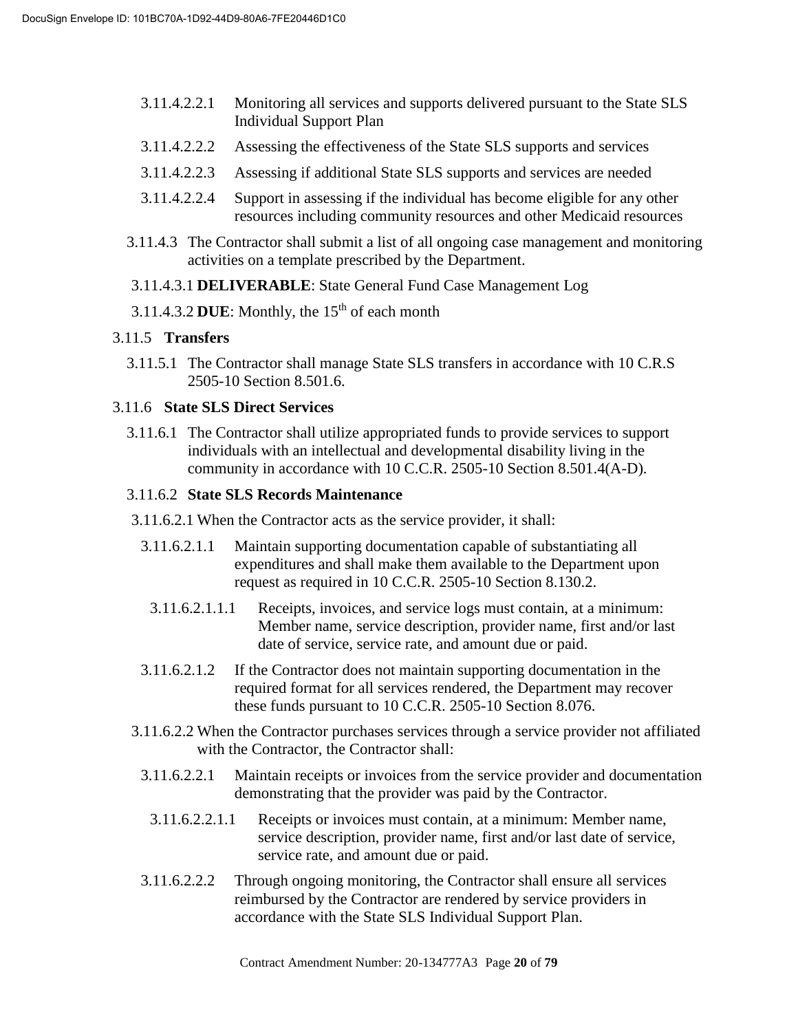3.11.4.2.2.1 Monitoring all services and supports delivered pursuant to the State SLS Individual Support Plan

3.11.4.2.2.2 Assessing the effectiveness of the State SLS supports and services

3.11.4.2.2.3 Assessing if additional State SLS supports and services are needed

3.11.4.2.2.4 Support in assessing if the individual has become eligible for any other resources including community resources and other Medicaid resources

3.11.4.3 The Contractor shall submit a list of all ongoing case management and monitoring activities on a template prescribed by the Department.

3.11.4.3.1 **DELIVERABLE**: State General Fund Case Management Log

3.11.4.3.2 **DUE**: Monthly, the 15th of each month

3.11.5 **Transfers**

3.11.5.1 The Contractor shall manage State SLS transfers in accordance with 10 C.R.S 2505-10 Section 8.501.6.

3.11.6 **State SLS Direct Services**

3.11.6.1 The Contractor shall utilize appropriated funds to provide services to support individuals with an intellectual and developmental disability living in the community in accordance with 10 C.C.R. 2505-10 Section 8.501.4(A-D).

3.11.6.2 **State SLS Records Maintenance**

3.11.6.2.1 When the Contractor acts as the service provider, it shall:

3.11.6.2.1.1 Maintain supporting documentation capable of substantiating all expenditures and shall make them available to the Department upon request as required in 10 C.C.R. 2505-10 Section 8.130.2.

3.11.6.2.1.1.1 Receipts, invoices, and service logs must contain, at a minimum: Member name, service description, provider name, first and/or last date of service, service rate, and amount due or paid.

3.11.6.2.1.2 If the Contractor does not maintain supporting documentation in the required format for all services rendered, the Department may recover these funds pursuant to 10 C.C.R. 2505-10 Section 8.076.

3.11.6.2.2 When the Contractor purchases services through a service provider not affiliated with the Contractor, the Contractor shall:

3.11.6.2.2.1 Maintain receipts or invoices from the service provider and documentation demonstrating that the provider was paid by the Contractor.

3.11.6.2.2.1.1 Receipts or invoices must contain, at a minimum: Member name, service description, provider name, first and/or last date of service, service rate, and amount due or paid.

3.11.6.2.2.2 Through ongoing monitoring, the Contractor shall ensure all services reimbursed by the Contractor are rendered by service providers in accordance with the State SLS Individual Support Plan.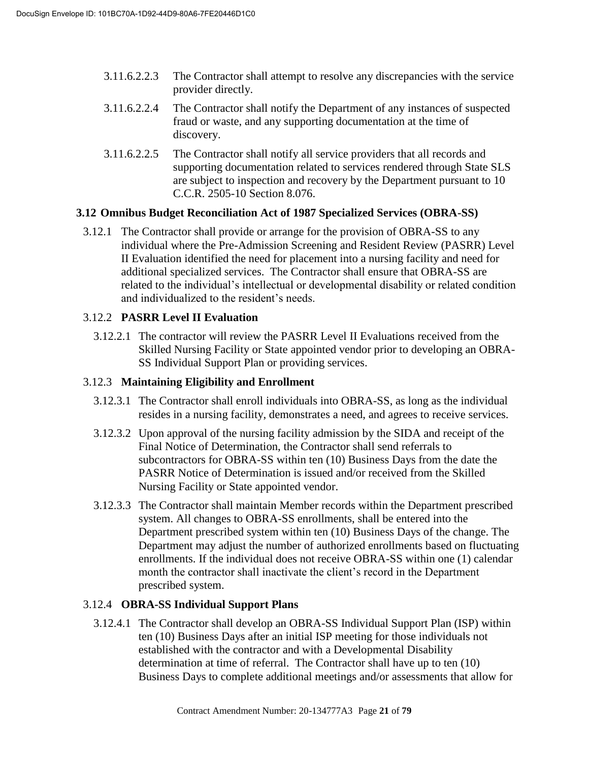3.11.6.2.2.3 The Contractor shall attempt to resolve any discrepancies with the service provider directly.

3.11.6.2.2.4 The Contractor shall notify the Department of any instances of suspected fraud or waste, and any supporting documentation at the time of discovery.

3.11.6.2.2.5 The Contractor shall notify all service providers that all records and supporting documentation related to services rendered through State SLS are subject to inspection and recovery by the Department pursuant to 10 C.C.R. 2505-10 Section 8.076.

## 3.12 Omnibus Budget Reconciliation Act of 1987 Specialized Services (OBRA-SS)

3.12.1 The Contractor shall provide or arrange for the provision of OBRA-SS to any individual where the Pre-Admission Screening and Resident Review (PASRR) Level II Evaluation identified the need for placement into a nursing facility and need for additional specialized services. The Contractor shall ensure that OBRA-SS are related to the individual's intellectual or developmental disability or related condition and individualized to the resident's needs.

### 3.12.2 PASRR Level II Evaluation

3.12.2.1 The contractor will review the PASRR Level II Evaluations received from the Skilled Nursing Facility or State appointed vendor prior to developing an OBRA-SS Individual Support Plan or providing services.

### 3.12.3 Maintaining Eligibility and Enrollment

3.12.3.1 The Contractor shall enroll individuals into OBRA-SS, as long as the individual resides in a nursing facility, demonstrates a need, and agrees to receive services.

3.12.3.2 Upon approval of the nursing facility admission by the SIDA and receipt of the Final Notice of Determination, the Contractor shall send referrals to subcontractors for OBRA-SS within ten (10) Business Days from the date the PASRR Notice of Determination is issued and/or received from the Skilled Nursing Facility or State appointed vendor.

3.12.3.3 The Contractor shall maintain Member records within the Department prescribed system. All changes to OBRA-SS enrollments, shall be entered into the Department prescribed system within ten (10) Business Days of the change. The Department may adjust the number of authorized enrollments based on fluctuating enrollments. If the individual does not receive OBRA-SS within one (1) calendar month the contractor shall inactivate the client's record in the Department prescribed system.

### 3.12.4 OBRA-SS Individual Support Plans

3.12.4.1 The Contractor shall develop an OBRA-SS Individual Support Plan (ISP) within ten (10) Business Days after an initial ISP meeting for those individuals not established with the contractor and with a Developmental Disability determination at time of referral. The Contractor shall have up to ten (10) Business Days to complete additional meetings and/or assessments that allow for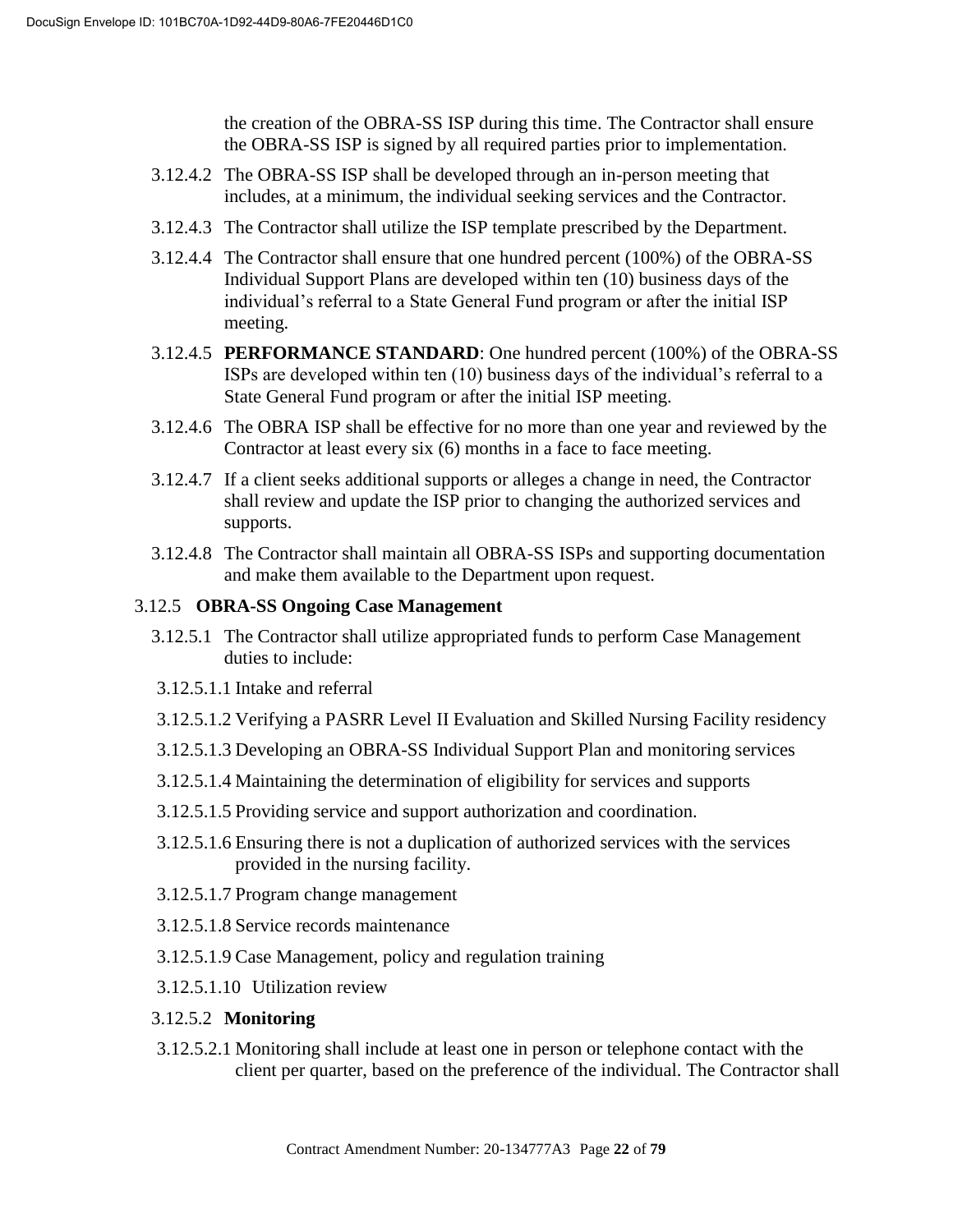the creation of the OBRA-SS ISP during this time. The Contractor shall ensure the OBRA-SS ISP is signed by all required parties prior to implementation.

3.12.4.2 The OBRA-SS ISP shall be developed through an in-person meeting that includes, at a minimum, the individual seeking services and the Contractor.

3.12.4.3 The Contractor shall utilize the ISP template prescribed by the Department.

3.12.4.4 The Contractor shall ensure that one hundred percent (100%) of the OBRA-SS Individual Support Plans are developed within ten (10) business days of the individual's referral to a State General Fund program or after the initial ISP meeting.

3.12.4.5 **PERFORMANCE STANDARD**: One hundred percent (100%) of the OBRA-SS ISPs are developed within ten (10) business days of the individual's referral to a State General Fund program or after the initial ISP meeting.

3.12.4.6 The OBRA ISP shall be effective for no more than one year and reviewed by the Contractor at least every six (6) months in a face to face meeting.

3.12.4.7 If a client seeks additional supports or alleges a change in need, the Contractor shall review and update the ISP prior to changing the authorized services and supports.

3.12.4.8 The Contractor shall maintain all OBRA-SS ISPs and supporting documentation and make them available to the Department upon request.

3.12.5 **OBRA-SS Ongoing Case Management**

3.12.5.1 The Contractor shall utilize appropriated funds to perform Case Management duties to include:

3.12.5.1.1 Intake and referral

3.12.5.1.2 Verifying a PASRR Level II Evaluation and Skilled Nursing Facility residency

3.12.5.1.3 Developing an OBRA-SS Individual Support Plan and monitoring services

3.12.5.1.4 Maintaining the determination of eligibility for services and supports

3.12.5.1.5 Providing service and support authorization and coordination.

3.12.5.1.6 Ensuring there is not a duplication of authorized services with the services provided in the nursing facility.

3.12.5.1.7 Program change management

3.12.5.1.8 Service records maintenance

3.12.5.1.9 Case Management, policy and regulation training

3.12.5.1.10 Utilization review

3.12.5.2 **Monitoring**

3.12.5.2.1 Monitoring shall include at least one in person or telephone contact with the client per quarter, based on the preference of the individual. The Contractor shall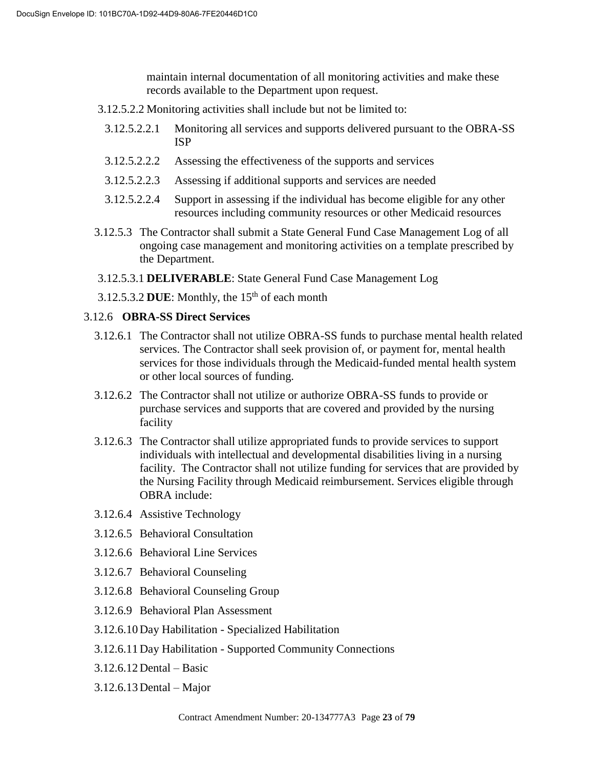maintain internal documentation of all monitoring activities and make these records available to the Department upon request.

3.12.5.2.2 Monitoring activities shall include but not be limited to:

3.12.5.2.2.1 Monitoring all services and supports delivered pursuant to the OBRA-SS ISP

3.12.5.2.2.2 Assessing the effectiveness of the supports and services

3.12.5.2.2.3 Assessing if additional supports and services are needed

3.12.5.2.2.4 Support in assessing if the individual has become eligible for any other resources including community resources or other Medicaid resources

3.12.5.3 The Contractor shall submit a State General Fund Case Management Log of all ongoing case management and monitoring activities on a template prescribed by the Department.

3.12.5.3.1 **DELIVERABLE**: State General Fund Case Management Log

3.12.5.3.2 **DUE**: Monthly, the 15th of each month

3.12.6 **OBRA-SS Direct Services**

3.12.6.1 The Contractor shall not utilize OBRA-SS funds to purchase mental health related services. The Contractor shall seek provision of, or payment for, mental health services for those individuals through the Medicaid-funded mental health system or other local sources of funding.

3.12.6.2 The Contractor shall not utilize or authorize OBRA-SS funds to provide or purchase services and supports that are covered and provided by the nursing facility

3.12.6.3 The Contractor shall utilize appropriated funds to provide services to support individuals with intellectual and developmental disabilities living in a nursing facility. The Contractor shall not utilize funding for services that are provided by the Nursing Facility through Medicaid reimbursement. Services eligible through OBRA include:

3.12.6.4 Assistive Technology

3.12.6.5 Behavioral Consultation

3.12.6.6 Behavioral Line Services

3.12.6.7 Behavioral Counseling

3.12.6.8 Behavioral Counseling Group

3.12.6.9 Behavioral Plan Assessment

3.12.6.10 Day Habilitation - Specialized Habilitation

3.12.6.11 Day Habilitation - Supported Community Connections

3.12.6.12 Dental – Basic

3.12.6.13 Dental – Major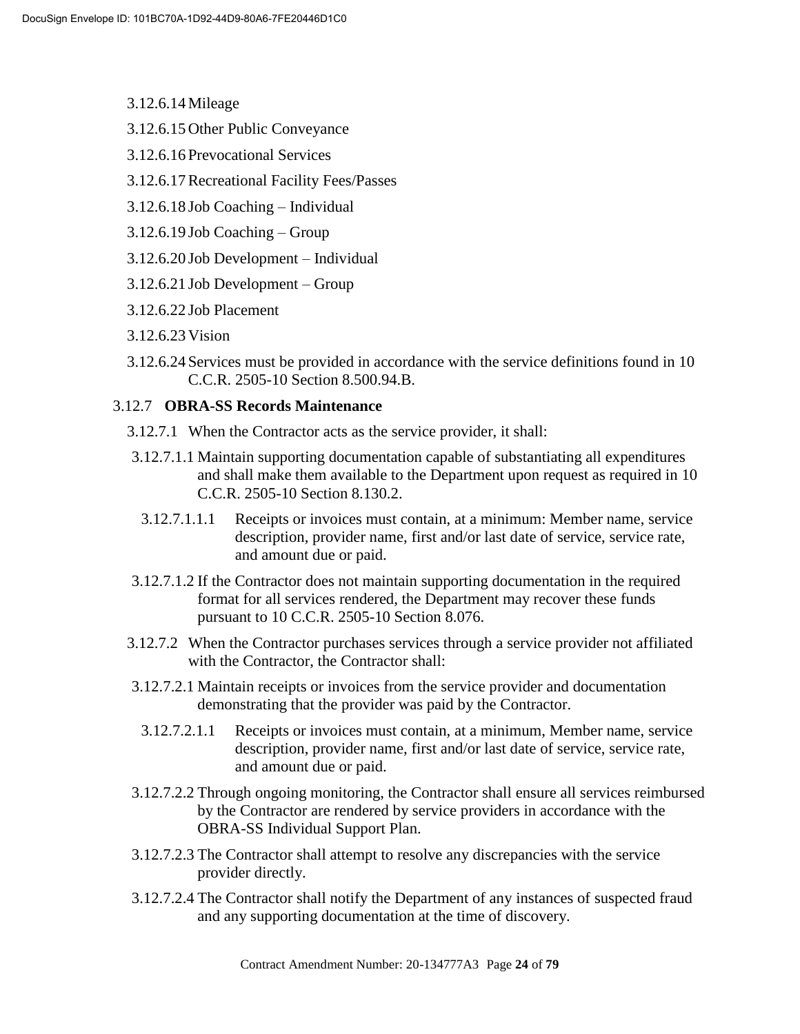3.12.6.14 Mileage

3.12.6.15 Other Public Conveyance

3.12.6.16 Prevocational Services

3.12.6.17 Recreational Facility Fees/Passes

3.12.6.18 Job Coaching – Individual

3.12.6.19 Job Coaching – Group

3.12.6.20 Job Development – Individual

3.12.6.21 Job Development – Group

3.12.6.22 Job Placement

3.12.6.23 Vision

3.12.6.24 Services must be provided in accordance with the service definitions found in 10 C.C.R. 2505-10 Section 8.500.94.B.

3.12.7 **OBRA-SS Records Maintenance**

3.12.7.1 When the Contractor acts as the service provider, it shall:

3.12.7.1.1 Maintain supporting documentation capable of substantiating all expenditures and shall make them available to the Department upon request as required in 10 C.C.R. 2505-10 Section 8.130.2.

3.12.7.1.1.1 Receipts or invoices must contain, at a minimum: Member name, service description, provider name, first and/or last date of service, service rate, and amount due or paid.

3.12.7.1.2 If the Contractor does not maintain supporting documentation in the required format for all services rendered, the Department may recover these funds pursuant to 10 C.C.R. 2505-10 Section 8.076.

3.12.7.2 When the Contractor purchases services through a service provider not affiliated with the Contractor, the Contractor shall:

3.12.7.2.1 Maintain receipts or invoices from the service provider and documentation demonstrating that the provider was paid by the Contractor.

3.12.7.2.1.1 Receipts or invoices must contain, at a minimum, Member name, service description, provider name, first and/or last date of service, service rate, and amount due or paid.

3.12.7.2.2 Through ongoing monitoring, the Contractor shall ensure all services reimbursed by the Contractor are rendered by service providers in accordance with the OBRA-SS Individual Support Plan.

3.12.7.2.3 The Contractor shall attempt to resolve any discrepancies with the service provider directly.

3.12.7.2.4 The Contractor shall notify the Department of any instances of suspected fraud and any supporting documentation at the time of discovery.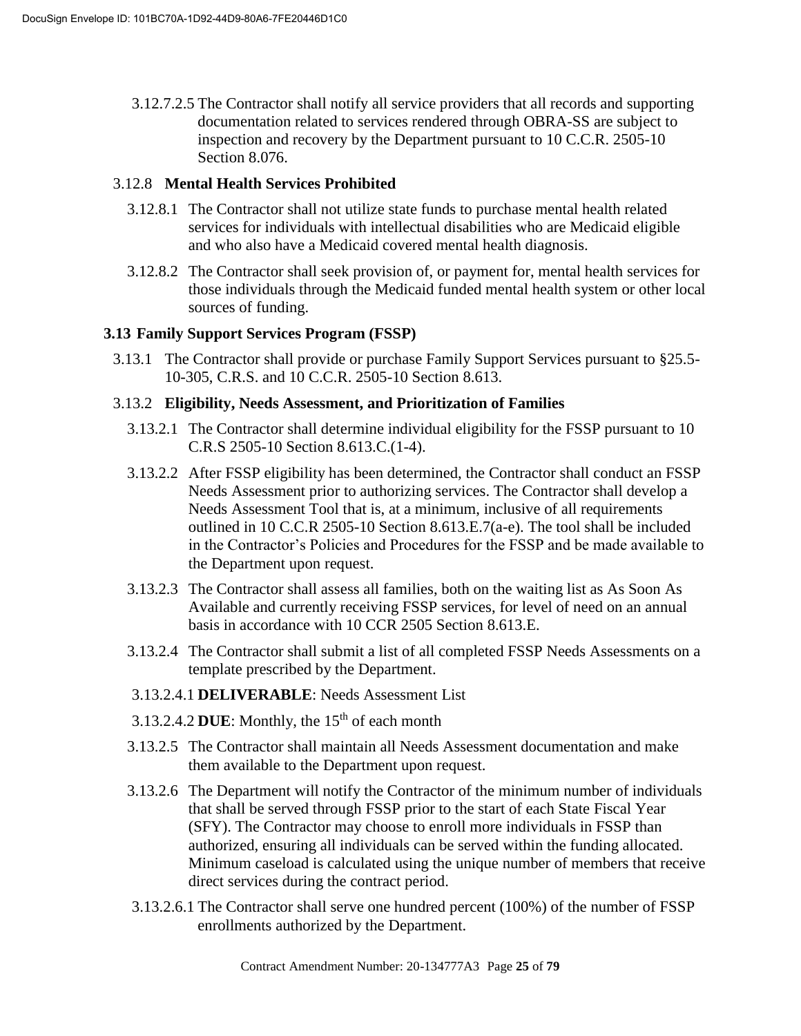3.12.7.2.5 The Contractor shall notify all service providers that all records and supporting documentation related to services rendered through OBRA-SS are subject to inspection and recovery by the Department pursuant to 10 C.C.R. 2505-10 Section 8.076.

3.12.8 **Mental Health Services Prohibited**

3.12.8.1 The Contractor shall not utilize state funds to purchase mental health related services for individuals with intellectual disabilities who are Medicaid eligible and who also have a Medicaid covered mental health diagnosis.

3.12.8.2 The Contractor shall seek provision of, or payment for, mental health services for those individuals through the Medicaid funded mental health system or other local sources of funding.

**3.13 Family Support Services Program (FSSP)**

3.13.1 The Contractor shall provide or purchase Family Support Services pursuant to §25.5-10-305, C.R.S. and 10 C.C.R. 2505-10 Section 8.613.

3.13.2 **Eligibility, Needs Assessment, and Prioritization of Families**

3.13.2.1 The Contractor shall determine individual eligibility for the FSSP pursuant to 10 C.R.S 2505-10 Section 8.613.C.(1-4).

3.13.2.2 After FSSP eligibility has been determined, the Contractor shall conduct an FSSP Needs Assessment prior to authorizing services. The Contractor shall develop a Needs Assessment Tool that is, at a minimum, inclusive of all requirements outlined in 10 C.C.R 2505-10 Section 8.613.E.7(a-e). The tool shall be included in the Contractor's Policies and Procedures for the FSSP and be made available to the Department upon request.

3.13.2.3 The Contractor shall assess all families, both on the waiting list as As Soon As Available and currently receiving FSSP services, for level of need on an annual basis in accordance with 10 CCR 2505 Section 8.613.E.

3.13.2.4 The Contractor shall submit a list of all completed FSSP Needs Assessments on a template prescribed by the Department.

3.13.2.4.1 **DELIVERABLE**: Needs Assessment List

3.13.2.4.2 **DUE**: Monthly, the 15th of each month

3.13.2.5 The Contractor shall maintain all Needs Assessment documentation and make them available to the Department upon request.

3.13.2.6 The Department will notify the Contractor of the minimum number of individuals that shall be served through FSSP prior to the start of each State Fiscal Year (SFY). The Contractor may choose to enroll more individuals in FSSP than authorized, ensuring all individuals can be served within the funding allocated. Minimum caseload is calculated using the unique number of members that receive direct services during the contract period.

3.13.2.6.1 The Contractor shall serve one hundred percent (100%) of the number of FSSP enrollments authorized by the Department.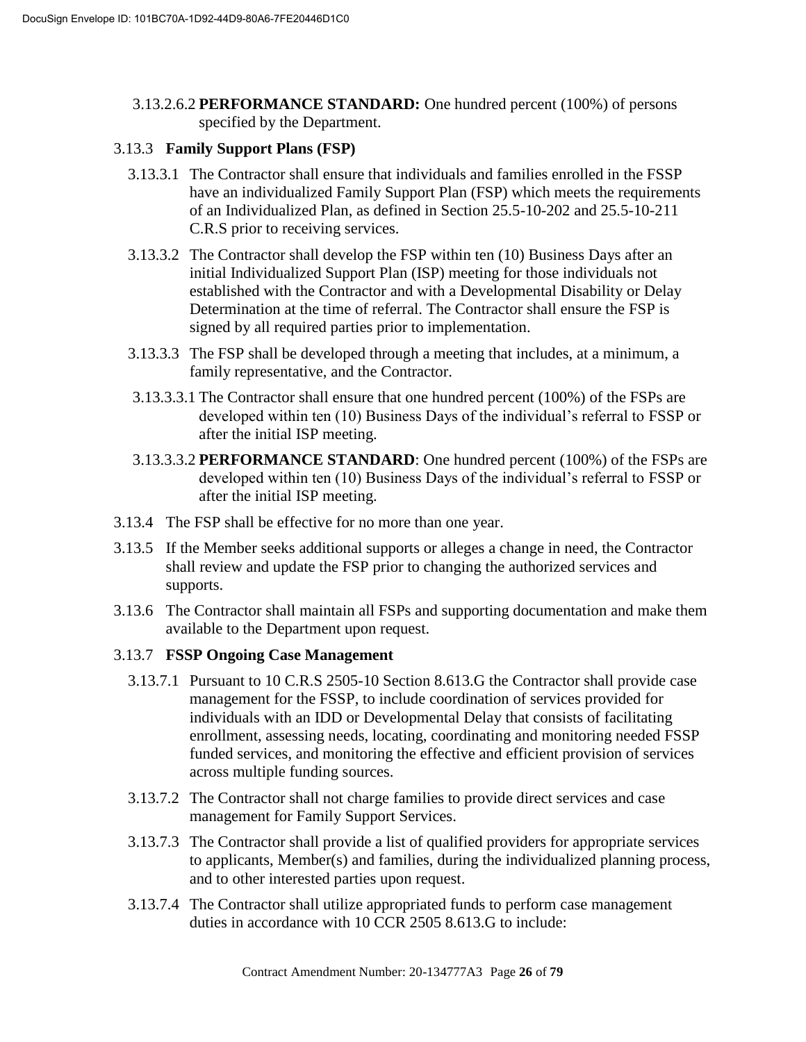3.13.2.6.2 **PERFORMANCE STANDARD:** One hundred percent (100%) of persons specified by the Department.

3.13.3 **Family Support Plans (FSP)**

3.13.3.1 The Contractor shall ensure that individuals and families enrolled in the FSSP have an individualized Family Support Plan (FSP) which meets the requirements of an Individualized Plan, as defined in Section 25.5-10-202 and 25.5-10-211 C.R.S prior to receiving services.

3.13.3.2 The Contractor shall develop the FSP within ten (10) Business Days after an initial Individualized Support Plan (ISP) meeting for those individuals not established with the Contractor and with a Developmental Disability or Delay Determination at the time of referral. The Contractor shall ensure the FSP is signed by all required parties prior to implementation.

3.13.3.3 The FSP shall be developed through a meeting that includes, at a minimum, a family representative, and the Contractor.

3.13.3.3.1 The Contractor shall ensure that one hundred percent (100%) of the FSPs are developed within ten (10) Business Days of the individual's referral to FSSP or after the initial ISP meeting.

3.13.3.3.2 **PERFORMANCE STANDARD**: One hundred percent (100%) of the FSPs are developed within ten (10) Business Days of the individual's referral to FSSP or after the initial ISP meeting.

3.13.4 The FSP shall be effective for no more than one year.

3.13.5 If the Member seeks additional supports or alleges a change in need, the Contractor shall review and update the FSP prior to changing the authorized services and supports.

3.13.6 The Contractor shall maintain all FSPs and supporting documentation and make them available to the Department upon request.

3.13.7 **FSSP Ongoing Case Management**

3.13.7.1 Pursuant to 10 C.R.S 2505-10 Section 8.613.G the Contractor shall provide case management for the FSSP, to include coordination of services provided for individuals with an IDD or Developmental Delay that consists of facilitating enrollment, assessing needs, locating, coordinating and monitoring needed FSSP funded services, and monitoring the effective and efficient provision of services across multiple funding sources.

3.13.7.2 The Contractor shall not charge families to provide direct services and case management for Family Support Services.

3.13.7.3 The Contractor shall provide a list of qualified providers for appropriate services to applicants, Member(s) and families, during the individualized planning process, and to other interested parties upon request.

3.13.7.4 The Contractor shall utilize appropriated funds to perform case management duties in accordance with 10 CCR 2505 8.613.G to include: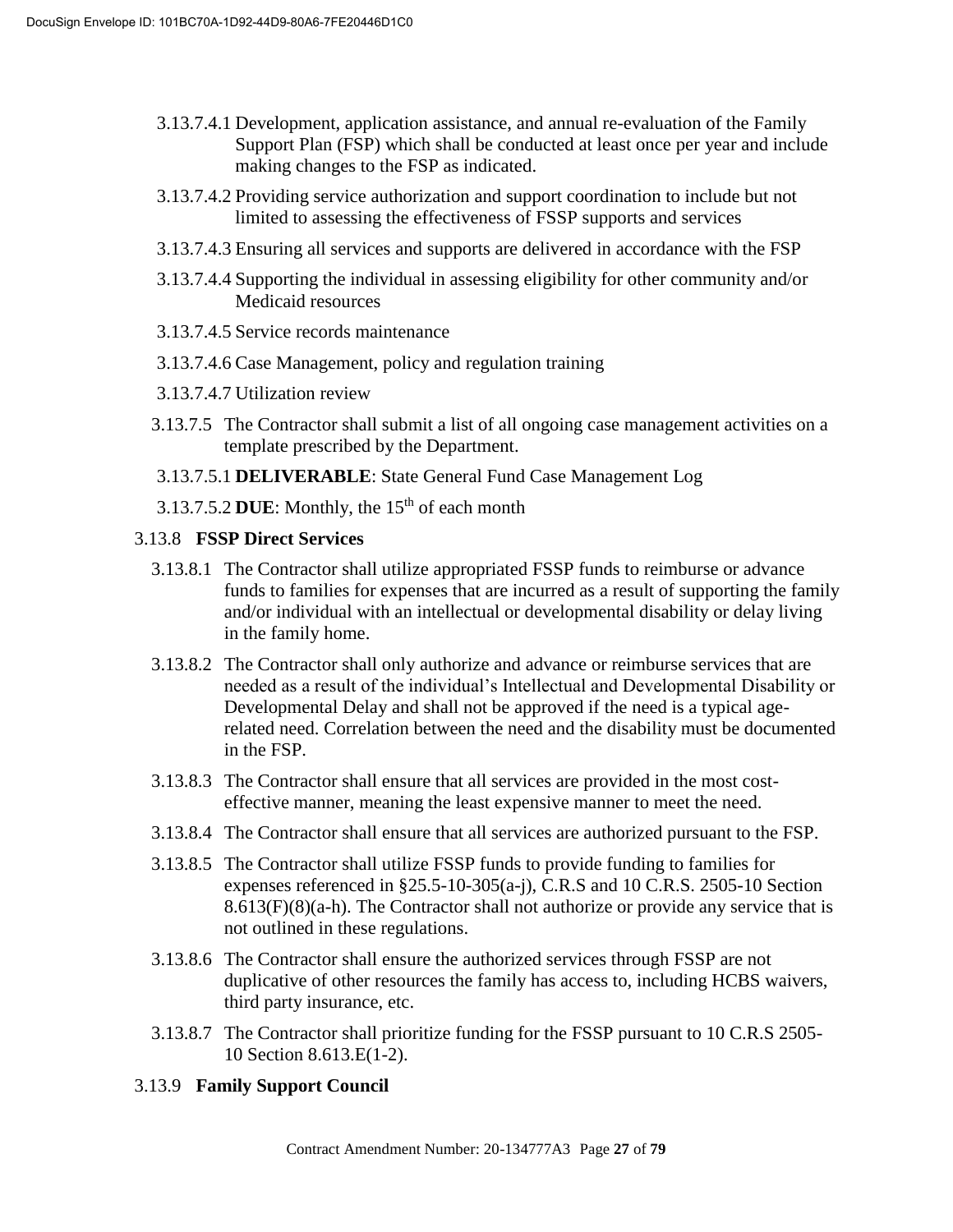3.13.7.4.1 Development, application assistance, and annual re-evaluation of the Family Support Plan (FSP) which shall be conducted at least once per year and include making changes to the FSP as indicated.

3.13.7.4.2 Providing service authorization and support coordination to include but not limited to assessing the effectiveness of FSSP supports and services

3.13.7.4.3 Ensuring all services and supports are delivered in accordance with the FSP

3.13.7.4.4 Supporting the individual in assessing eligibility for other community and/or Medicaid resources

3.13.7.4.5 Service records maintenance

3.13.7.4.6 Case Management, policy and regulation training

3.13.7.4.7 Utilization review

3.13.7.5 The Contractor shall submit a list of all ongoing case management activities on a template prescribed by the Department.

3.13.7.5.1 **DELIVERABLE**: State General Fund Case Management Log

3.13.7.5.2 **DUE**: Monthly, the 15th of each month

3.13.8 **FSSP Direct Services**

3.13.8.1 The Contractor shall utilize appropriated FSSP funds to reimburse or advance funds to families for expenses that are incurred as a result of supporting the family and/or individual with an intellectual or developmental disability or delay living in the family home.

3.13.8.2 The Contractor shall only authorize and advance or reimburse services that are needed as a result of the individual's Intellectual and Developmental Disability or Developmental Delay and shall not be approved if the need is a typical age-related need. Correlation between the need and the disability must be documented in the FSP.

3.13.8.3 The Contractor shall ensure that all services are provided in the most cost-effective manner, meaning the least expensive manner to meet the need.

3.13.8.4 The Contractor shall ensure that all services are authorized pursuant to the FSP.

3.13.8.5 The Contractor shall utilize FSSP funds to provide funding to families for expenses referenced in §25.5-10-305(a-j), C.R.S and 10 C.R.S. 2505-10 Section 8.613(F)(8)(a-h). The Contractor shall not authorize or provide any service that is not outlined in these regulations.

3.13.8.6 The Contractor shall ensure the authorized services through FSSP are not duplicative of other resources the family has access to, including HCBS waivers, third party insurance, etc.

3.13.8.7 The Contractor shall prioritize funding for the FSSP pursuant to 10 C.R.S 2505-10 Section 8.613.E(1-2).

3.13.9 **Family Support Council**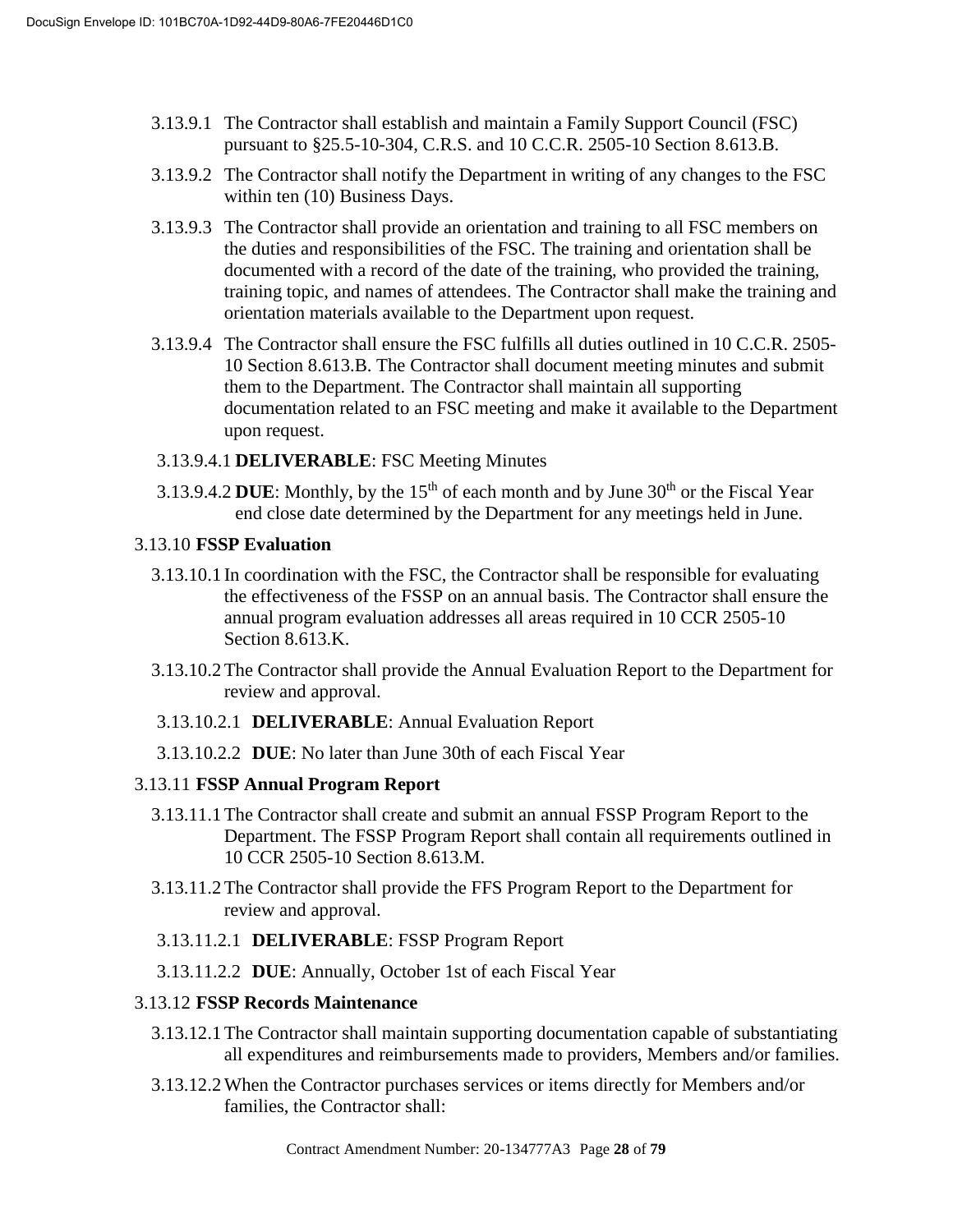3.13.9.1 The Contractor shall establish and maintain a Family Support Council (FSC) pursuant to §25.5-10-304, C.R.S. and 10 C.C.R. 2505-10 Section 8.613.B.

3.13.9.2 The Contractor shall notify the Department in writing of any changes to the FSC within ten (10) Business Days.

3.13.9.3 The Contractor shall provide an orientation and training to all FSC members on the duties and responsibilities of the FSC. The training and orientation shall be documented with a record of the date of the training, who provided the training, training topic, and names of attendees. The Contractor shall make the training and orientation materials available to the Department upon request.

3.13.9.4 The Contractor shall ensure the FSC fulfills all duties outlined in 10 C.C.R. 2505-10 Section 8.613.B. The Contractor shall document meeting minutes and submit them to the Department. The Contractor shall maintain all supporting documentation related to an FSC meeting and make it available to the Department upon request.

3.13.9.4.1 **DELIVERABLE**: FSC Meeting Minutes

3.13.9.4.2 **DUE**: Monthly, by the 15th of each month and by June 30th or the Fiscal Year end close date determined by the Department for any meetings held in June.

3.13.10 **FSSP Evaluation**

3.13.10.1 In coordination with the FSC, the Contractor shall be responsible for evaluating the effectiveness of the FSSP on an annual basis. The Contractor shall ensure the annual program evaluation addresses all areas required in 10 CCR 2505-10 Section 8.613.K.

3.13.10.2 The Contractor shall provide the Annual Evaluation Report to the Department for review and approval.

3.13.10.2.1 **DELIVERABLE**: Annual Evaluation Report

3.13.10.2.2 **DUE**: No later than June 30th of each Fiscal Year

3.13.11 **FSSP Annual Program Report**

3.13.11.1 The Contractor shall create and submit an annual FSSP Program Report to the Department. The FSSP Program Report shall contain all requirements outlined in 10 CCR 2505-10 Section 8.613.M.

3.13.11.2 The Contractor shall provide the FFS Program Report to the Department for review and approval.

3.13.11.2.1 **DELIVERABLE**: FSSP Program Report

3.13.11.2.2 **DUE**: Annually, October 1st of each Fiscal Year

3.13.12 **FSSP Records Maintenance**

3.13.12.1 The Contractor shall maintain supporting documentation capable of substantiating all expenditures and reimbursements made to providers, Members and/or families.

3.13.12.2 When the Contractor purchases services or items directly for Members and/or families, the Contractor shall: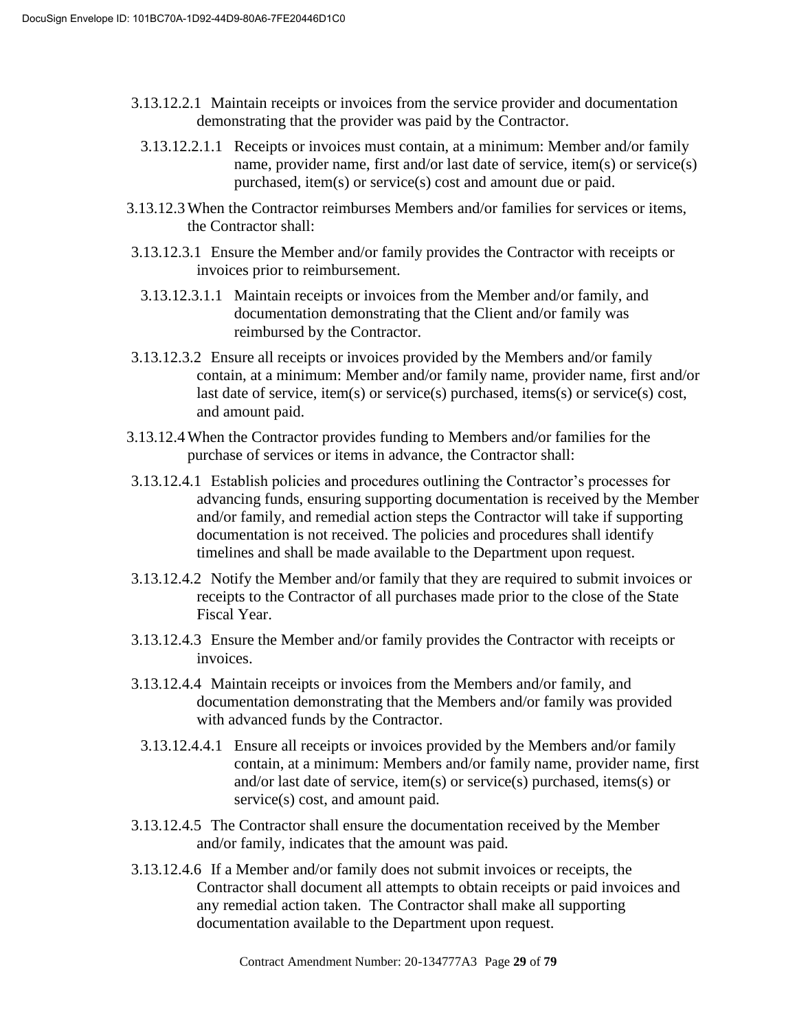3.13.12.2.1 Maintain receipts or invoices from the service provider and documentation demonstrating that the provider was paid by the Contractor.

3.13.12.2.1.1 Receipts or invoices must contain, at a minimum: Member and/or family name, provider name, first and/or last date of service, item(s) or service(s) purchased, item(s) or service(s) cost and amount due or paid.

3.13.12.3 When the Contractor reimburses Members and/or families for services or items, the Contractor shall:

3.13.12.3.1 Ensure the Member and/or family provides the Contractor with receipts or invoices prior to reimbursement.

3.13.12.3.1.1 Maintain receipts or invoices from the Member and/or family, and documentation demonstrating that the Client and/or family was reimbursed by the Contractor.

3.13.12.3.2 Ensure all receipts or invoices provided by the Members and/or family contain, at a minimum: Member and/or family name, provider name, first and/or last date of service, item(s) or service(s) purchased, items(s) or service(s) cost, and amount paid.

3.13.12.4 When the Contractor provides funding to Members and/or families for the purchase of services or items in advance, the Contractor shall:

3.13.12.4.1 Establish policies and procedures outlining the Contractor's processes for advancing funds, ensuring supporting documentation is received by the Member and/or family, and remedial action steps the Contractor will take if supporting documentation is not received. The policies and procedures shall identify timelines and shall be made available to the Department upon request.

3.13.12.4.2 Notify the Member and/or family that they are required to submit invoices or receipts to the Contractor of all purchases made prior to the close of the State Fiscal Year.

3.13.12.4.3 Ensure the Member and/or family provides the Contractor with receipts or invoices.

3.13.12.4.4 Maintain receipts or invoices from the Members and/or family, and documentation demonstrating that the Members and/or family was provided with advanced funds by the Contractor.

3.13.12.4.4.1 Ensure all receipts or invoices provided by the Members and/or family contain, at a minimum: Members and/or family name, provider name, first and/or last date of service, item(s) or service(s) purchased, items(s) or service(s) cost, and amount paid.

3.13.12.4.5 The Contractor shall ensure the documentation received by the Member and/or family, indicates that the amount was paid.

3.13.12.4.6 If a Member and/or family does not submit invoices or receipts, the Contractor shall document all attempts to obtain receipts or paid invoices and any remedial action taken. The Contractor shall make all supporting documentation available to the Department upon request.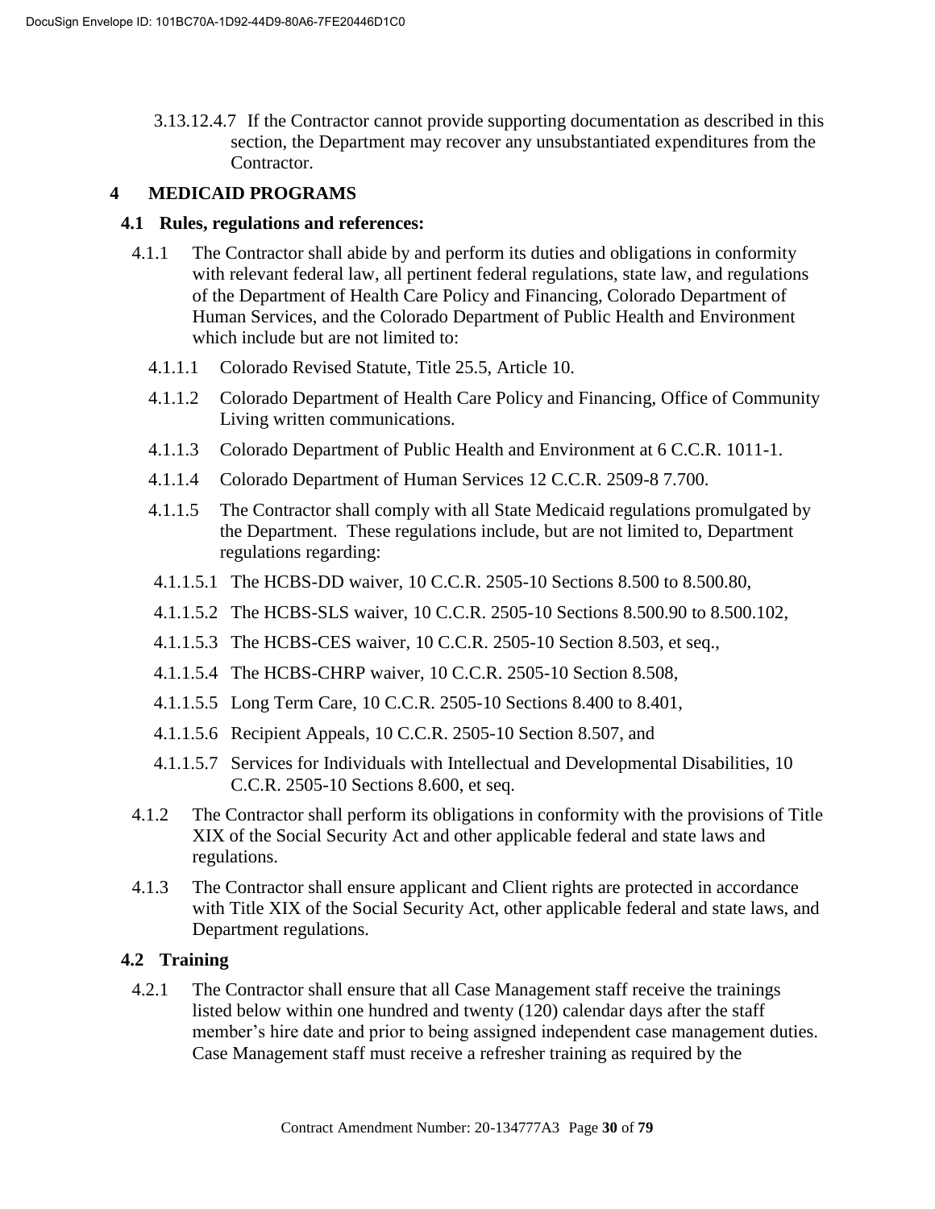3.13.12.4.7 If the Contractor cannot provide supporting documentation as described in this section, the Department may recover any unsubstantiated expenditures from the Contractor.

# 4 MEDICAID PROGRAMS

## 4.1 Rules, regulations and references:

4.1.1 The Contractor shall abide by and perform its duties and obligations in conformity with relevant federal law, all pertinent federal regulations, state law, and regulations of the Department of Health Care Policy and Financing, Colorado Department of Human Services, and the Colorado Department of Public Health and Environment which include but are not limited to:

4.1.1.1 Colorado Revised Statute, Title 25.5, Article 10.

4.1.1.2 Colorado Department of Health Care Policy and Financing, Office of Community Living written communications.

4.1.1.3 Colorado Department of Public Health and Environment at 6 C.C.R. 1011-1.

4.1.1.4 Colorado Department of Human Services 12 C.C.R. 2509-8 7.700.

4.1.1.5 The Contractor shall comply with all State Medicaid regulations promulgated by the Department. These regulations include, but are not limited to, Department regulations regarding:

4.1.1.5.1 The HCBS-DD waiver, 10 C.C.R. 2505-10 Sections 8.500 to 8.500.80,

4.1.1.5.2 The HCBS-SLS waiver, 10 C.C.R. 2505-10 Sections 8.500.90 to 8.500.102,

4.1.1.5.3 The HCBS-CES waiver, 10 C.C.R. 2505-10 Section 8.503, et seq.,

4.1.1.5.4 The HCBS-CHRP waiver, 10 C.C.R. 2505-10 Section 8.508,

4.1.1.5.5 Long Term Care, 10 C.C.R. 2505-10 Sections 8.400 to 8.401,

4.1.1.5.6 Recipient Appeals, 10 C.C.R. 2505-10 Section 8.507, and

4.1.1.5.7 Services for Individuals with Intellectual and Developmental Disabilities, 10 C.C.R. 2505-10 Sections 8.600, et seq.

4.1.2 The Contractor shall perform its obligations in conformity with the provisions of Title XIX of the Social Security Act and other applicable federal and state laws and regulations.

4.1.3 The Contractor shall ensure applicant and Client rights are protected in accordance with Title XIX of the Social Security Act, other applicable federal and state laws, and Department regulations.

## 4.2 Training

4.2.1 The Contractor shall ensure that all Case Management staff receive the trainings listed below within one hundred and twenty (120) calendar days after the staff member's hire date and prior to being assigned independent case management duties. Case Management staff must receive a refresher training as required by the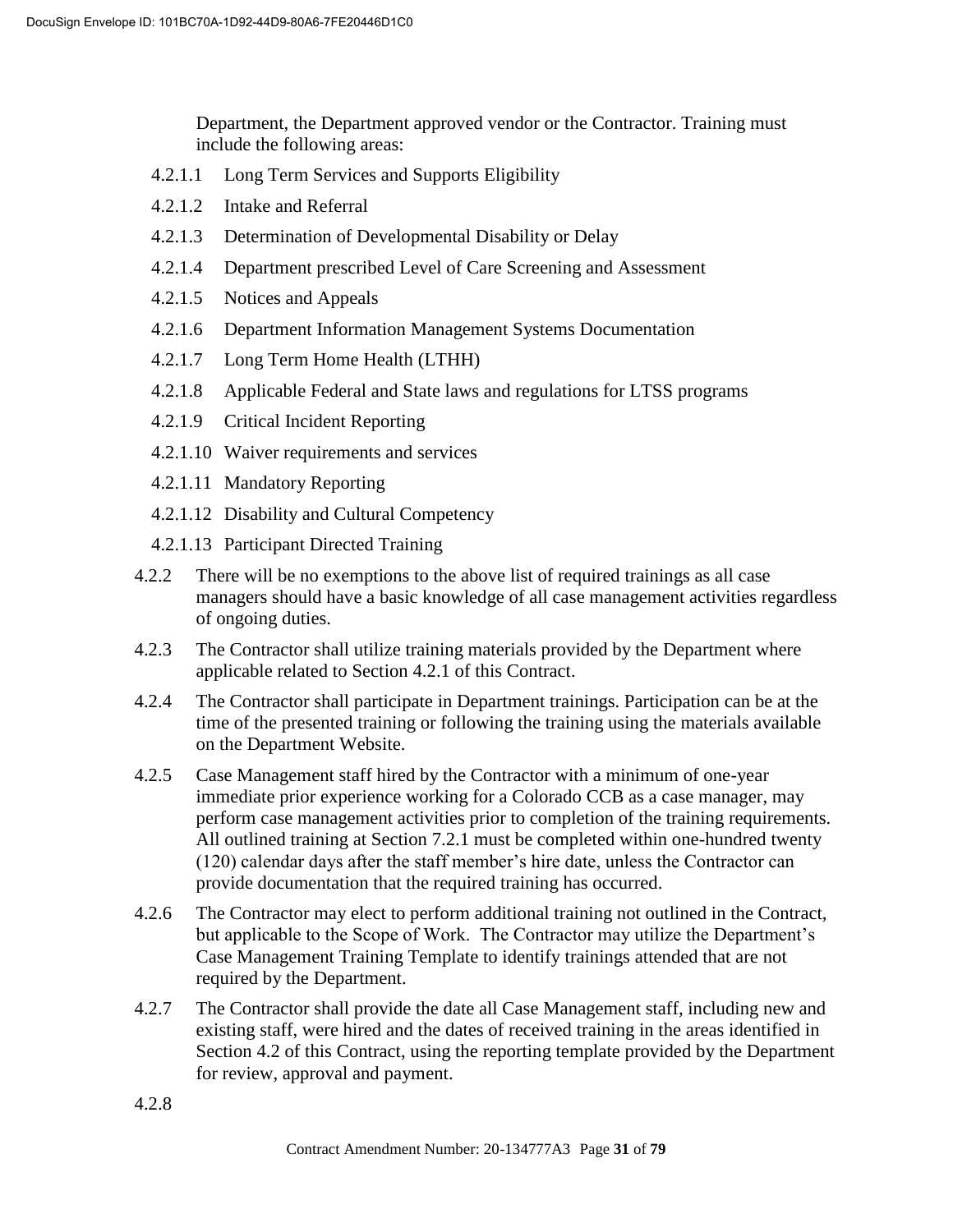Department, the Department approved vendor or the Contractor. Training must include the following areas:

4.2.1.1 Long Term Services and Supports Eligibility

4.2.1.2 Intake and Referral

4.2.1.3 Determination of Developmental Disability or Delay

4.2.1.4 Department prescribed Level of Care Screening and Assessment

4.2.1.5 Notices and Appeals

4.2.1.6 Department Information Management Systems Documentation

4.2.1.7 Long Term Home Health (LTHH)

4.2.1.8 Applicable Federal and State laws and regulations for LTSS programs

4.2.1.9 Critical Incident Reporting

4.2.1.10 Waiver requirements and services

4.2.1.11 Mandatory Reporting

4.2.1.12 Disability and Cultural Competency

4.2.1.13 Participant Directed Training

4.2.2 There will be no exemptions to the above list of required trainings as all case managers should have a basic knowledge of all case management activities regardless of ongoing duties.

4.2.3 The Contractor shall utilize training materials provided by the Department where applicable related to Section 4.2.1 of this Contract.

4.2.4 The Contractor shall participate in Department trainings. Participation can be at the time of the presented training or following the training using the materials available on the Department Website.

4.2.5 Case Management staff hired by the Contractor with a minimum of one-year immediate prior experience working for a Colorado CCB as a case manager, may perform case management activities prior to completion of the training requirements. All outlined training at Section 7.2.1 must be completed within one-hundred twenty (120) calendar days after the staff member's hire date, unless the Contractor can provide documentation that the required training has occurred.

4.2.6 The Contractor may elect to perform additional training not outlined in the Contract, but applicable to the Scope of Work. The Contractor may utilize the Department's Case Management Training Template to identify trainings attended that are not required by the Department.

4.2.7 The Contractor shall provide the date all Case Management staff, including new and existing staff, were hired and the dates of received training in the areas identified in Section 4.2 of this Contract, using the reporting template provided by the Department for review, approval and payment.

4.2.8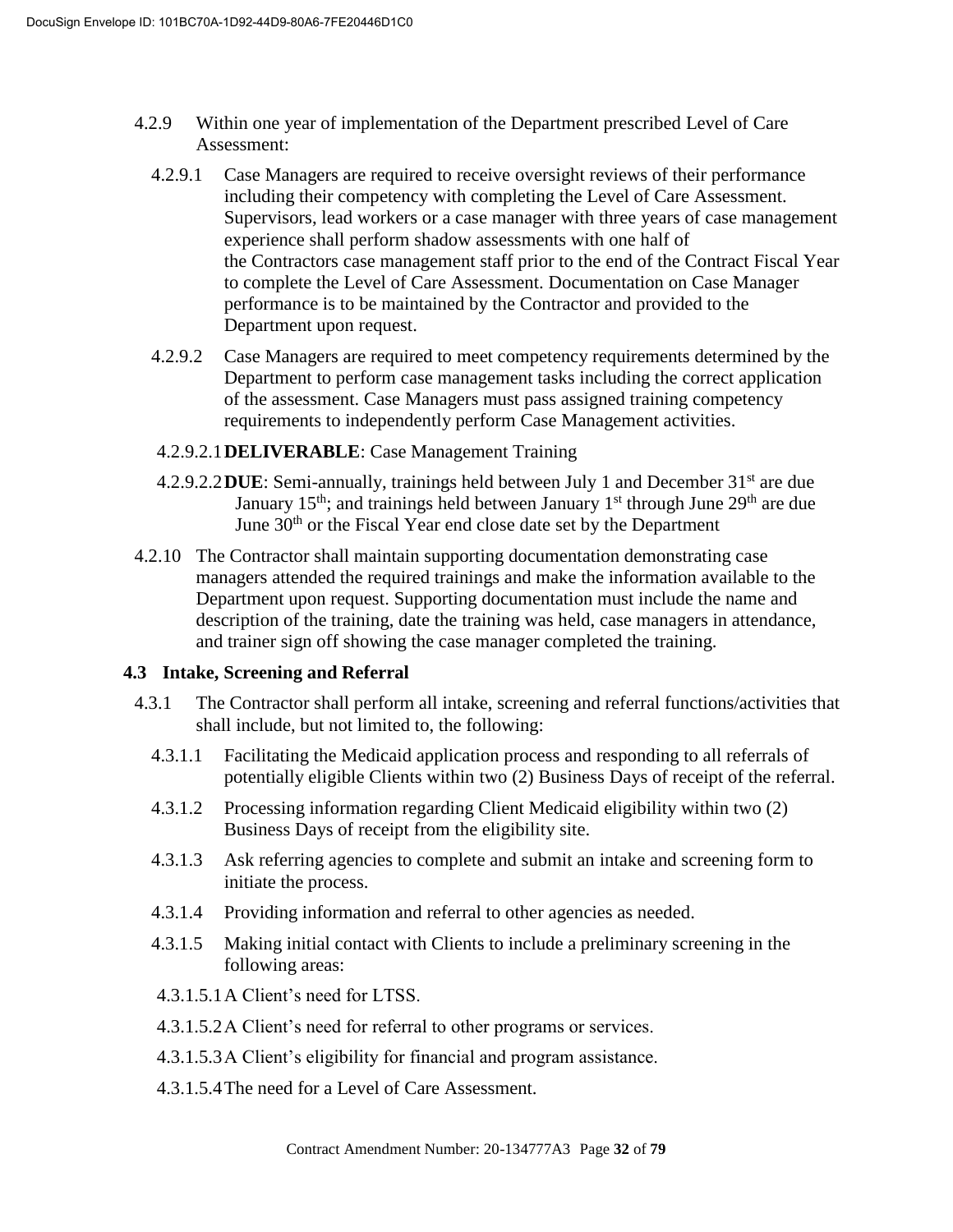4.2.9 Within one year of implementation of the Department prescribed Level of Care Assessment:

4.2.9.1 Case Managers are required to receive oversight reviews of their performance including their competency with completing the Level of Care Assessment. Supervisors, lead workers or a case manager with three years of case management experience shall perform shadow assessments with one half of the Contractors case management staff prior to the end of the Contract Fiscal Year to complete the Level of Care Assessment. Documentation on Case Manager performance is to be maintained by the Contractor and provided to the Department upon request.

4.2.9.2 Case Managers are required to meet competency requirements determined by the Department to perform case management tasks including the correct application of the assessment. Case Managers must pass assigned training competency requirements to independently perform Case Management activities.

4.2.9.2.1 **DELIVERABLE**: Case Management Training

4.2.9.2.2 **DUE**: Semi-annually, trainings held between July 1 and December 31st are due January 15th; and trainings held between January 1st through June 29th are due June 30th or the Fiscal Year end close date set by the Department

4.2.10 The Contractor shall maintain supporting documentation demonstrating case managers attended the required trainings and make the information available to the Department upon request. Supporting documentation must include the name and description of the training, date the training was held, case managers in attendance, and trainer sign off showing the case manager completed the training.

### 4.3 Intake, Screening and Referral

4.3.1 The Contractor shall perform all intake, screening and referral functions/activities that shall include, but not limited to, the following:

4.3.1.1 Facilitating the Medicaid application process and responding to all referrals of potentially eligible Clients within two (2) Business Days of receipt of the referral.

4.3.1.2 Processing information regarding Client Medicaid eligibility within two (2) Business Days of receipt from the eligibility site.

4.3.1.3 Ask referring agencies to complete and submit an intake and screening form to initiate the process.

4.3.1.4 Providing information and referral to other agencies as needed.

4.3.1.5 Making initial contact with Clients to include a preliminary screening in the following areas:

4.3.1.5.1 A Client's need for LTSS.

4.3.1.5.2 A Client's need for referral to other programs or services.

4.3.1.5.3 A Client's eligibility for financial and program assistance.

4.3.1.5.4 The need for a Level of Care Assessment.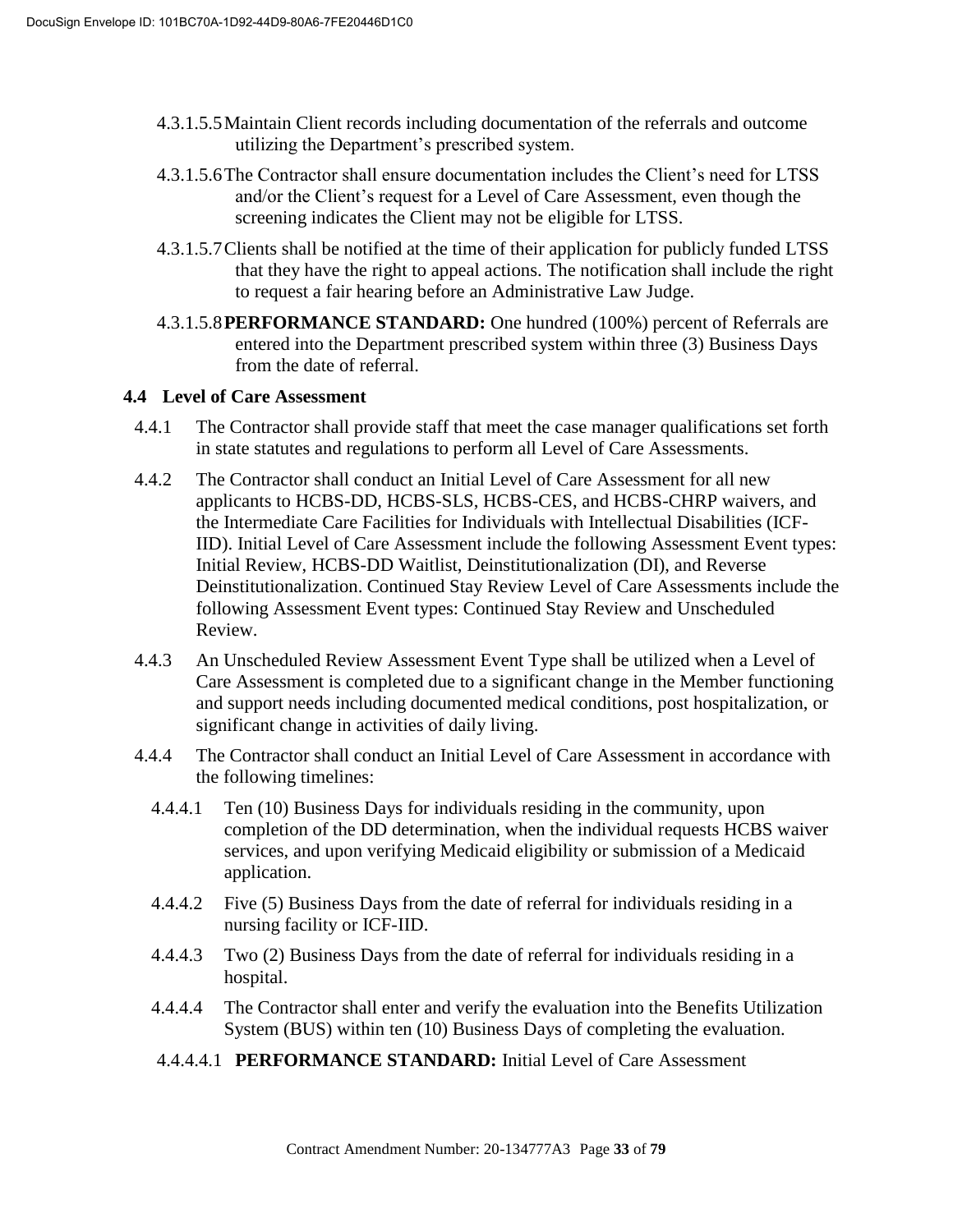4.3.1.5.5 Maintain Client records including documentation of the referrals and outcome utilizing the Department's prescribed system.

4.3.1.5.6 The Contractor shall ensure documentation includes the Client's need for LTSS and/or the Client's request for a Level of Care Assessment, even though the screening indicates the Client may not be eligible for LTSS.

4.3.1.5.7 Clients shall be notified at the time of their application for publicly funded LTSS that they have the right to appeal actions. The notification shall include the right to request a fair hearing before an Administrative Law Judge.

4.3.1.5.8 **PERFORMANCE STANDARD:** One hundred (100%) percent of Referrals are entered into the Department prescribed system within three (3) Business Days from the date of referral.

## 4.4 Level of Care Assessment

4.4.1 The Contractor shall provide staff that meet the case manager qualifications set forth in state statutes and regulations to perform all Level of Care Assessments.

4.4.2 The Contractor shall conduct an Initial Level of Care Assessment for all new applicants to HCBS-DD, HCBS-SLS, HCBS-CES, and HCBS-CHRP waivers, and the Intermediate Care Facilities for Individuals with Intellectual Disabilities (ICF-IID). Initial Level of Care Assessment include the following Assessment Event types: Initial Review, HCBS-DD Waitlist, Deinstitutionalization (DI), and Reverse Deinstitutionalization. Continued Stay Review Level of Care Assessments include the following Assessment Event types: Continued Stay Review and Unscheduled Review.

4.4.3 An Unscheduled Review Assessment Event Type shall be utilized when a Level of Care Assessment is completed due to a significant change in the Member functioning and support needs including documented medical conditions, post hospitalization, or significant change in activities of daily living.

4.4.4 The Contractor shall conduct an Initial Level of Care Assessment in accordance with the following timelines:

4.4.4.1 Ten (10) Business Days for individuals residing in the community, upon completion of the DD determination, when the individual requests HCBS waiver services, and upon verifying Medicaid eligibility or submission of a Medicaid application.

4.4.4.2 Five (5) Business Days from the date of referral for individuals residing in a nursing facility or ICF-IID.

4.4.4.3 Two (2) Business Days from the date of referral for individuals residing in a hospital.

4.4.4.4 The Contractor shall enter and verify the evaluation into the Benefits Utilization System (BUS) within ten (10) Business Days of completing the evaluation.

4.4.4.4.1 **PERFORMANCE STANDARD:** Initial Level of Care Assessment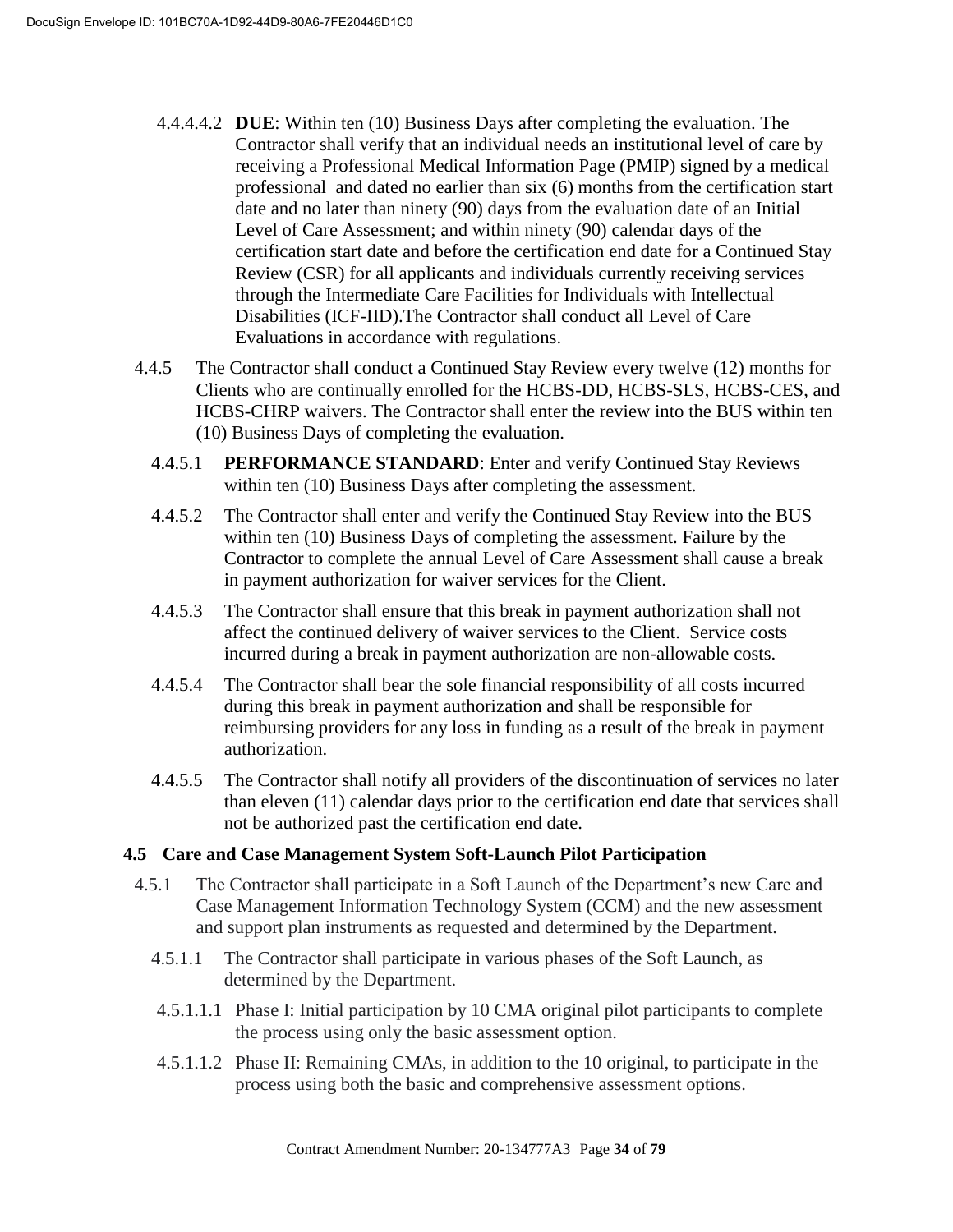4.4.4.4.2 **DUE**: Within ten (10) Business Days after completing the evaluation. The Contractor shall verify that an individual needs an institutional level of care by receiving a Professional Medical Information Page (PMIP) signed by a medical professional and dated no earlier than six (6) months from the certification start date and no later than ninety (90) days from the evaluation date of an Initial Level of Care Assessment; and within ninety (90) calendar days of the certification start date and before the certification end date for a Continued Stay Review (CSR) for all applicants and individuals currently receiving services through the Intermediate Care Facilities for Individuals with Intellectual Disabilities (ICF-IID).The Contractor shall conduct all Level of Care Evaluations in accordance with regulations.

4.4.5 The Contractor shall conduct a Continued Stay Review every twelve (12) months for Clients who are continually enrolled for the HCBS-DD, HCBS-SLS, HCBS-CES, and HCBS-CHRP waivers. The Contractor shall enter the review into the BUS within ten (10) Business Days of completing the evaluation.

4.4.5.1 **PERFORMANCE STANDARD**: Enter and verify Continued Stay Reviews within ten (10) Business Days after completing the assessment.

4.4.5.2 The Contractor shall enter and verify the Continued Stay Review into the BUS within ten (10) Business Days of completing the assessment. Failure by the Contractor to complete the annual Level of Care Assessment shall cause a break in payment authorization for waiver services for the Client.

4.4.5.3 The Contractor shall ensure that this break in payment authorization shall not affect the continued delivery of waiver services to the Client. Service costs incurred during a break in payment authorization are non-allowable costs.

4.4.5.4 The Contractor shall bear the sole financial responsibility of all costs incurred during this break in payment authorization and shall be responsible for reimbursing providers for any loss in funding as a result of the break in payment authorization.

4.4.5.5 The Contractor shall notify all providers of the discontinuation of services no later than eleven (11) calendar days prior to the certification end date that services shall not be authorized past the certification end date.

### 4.5 Care and Case Management System Soft-Launch Pilot Participation

4.5.1 The Contractor shall participate in a Soft Launch of the Department's new Care and Case Management Information Technology System (CCM) and the new assessment and support plan instruments as requested and determined by the Department.

4.5.1.1 The Contractor shall participate in various phases of the Soft Launch, as determined by the Department.

4.5.1.1.1 Phase I: Initial participation by 10 CMA original pilot participants to complete the process using only the basic assessment option.

4.5.1.1.2 Phase II: Remaining CMAs, in addition to the 10 original, to participate in the process using both the basic and comprehensive assessment options.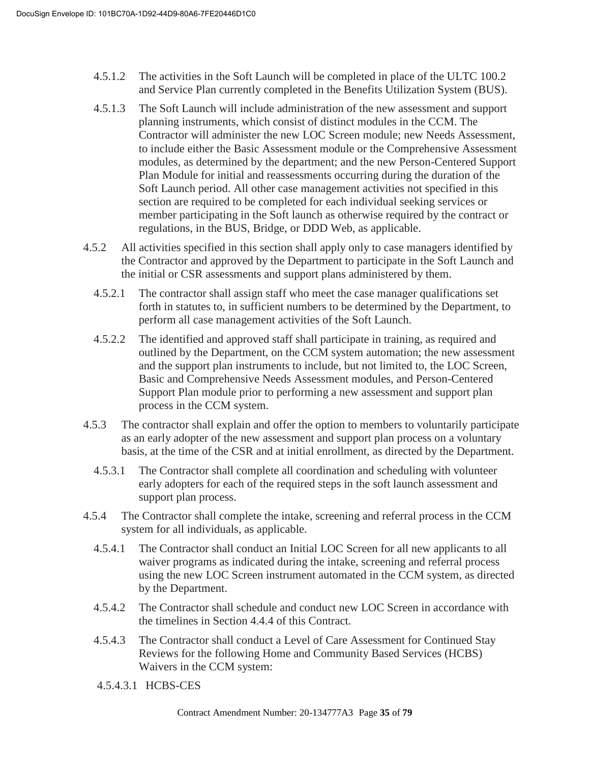4.5.1.2 The activities in the Soft Launch will be completed in place of the ULTC 100.2 and Service Plan currently completed in the Benefits Utilization System (BUS).

4.5.1.3 The Soft Launch will include administration of the new assessment and support planning instruments, which consist of distinct modules in the CCM. The Contractor will administer the new LOC Screen module; new Needs Assessment, to include either the Basic Assessment module or the Comprehensive Assessment modules, as determined by the department; and the new Person-Centered Support Plan Module for initial and reassessments occurring during the duration of the Soft Launch period. All other case management activities not specified in this section are required to be completed for each individual seeking services or member participating in the Soft launch as otherwise required by the contract or regulations, in the BUS, Bridge, or DDD Web, as applicable.

4.5.2 All activities specified in this section shall apply only to case managers identified by the Contractor and approved by the Department to participate in the Soft Launch and the initial or CSR assessments and support plans administered by them.

4.5.2.1 The contractor shall assign staff who meet the case manager qualifications set forth in statutes to, in sufficient numbers to be determined by the Department, to perform all case management activities of the Soft Launch.

4.5.2.2 The identified and approved staff shall participate in training, as required and outlined by the Department, on the CCM system automation; the new assessment and the support plan instruments to include, but not limited to, the LOC Screen, Basic and Comprehensive Needs Assessment modules, and Person-Centered Support Plan module prior to performing a new assessment and support plan process in the CCM system.

4.5.3 The contractor shall explain and offer the option to members to voluntarily participate as an early adopter of the new assessment and support plan process on a voluntary basis, at the time of the CSR and at initial enrollment, as directed by the Department.

4.5.3.1 The Contractor shall complete all coordination and scheduling with volunteer early adopters for each of the required steps in the soft launch assessment and support plan process.

4.5.4 The Contractor shall complete the intake, screening and referral process in the CCM system for all individuals, as applicable.

4.5.4.1 The Contractor shall conduct an Initial LOC Screen for all new applicants to all waiver programs as indicated during the intake, screening and referral process using the new LOC Screen instrument automated in the CCM system, as directed by the Department.

4.5.4.2 The Contractor shall schedule and conduct new LOC Screen in accordance with the timelines in Section 4.4.4 of this Contract.

4.5.4.3 The Contractor shall conduct a Level of Care Assessment for Continued Stay Reviews for the following Home and Community Based Services (HCBS) Waivers in the CCM system:

4.5.4.3.1 HCBS-CES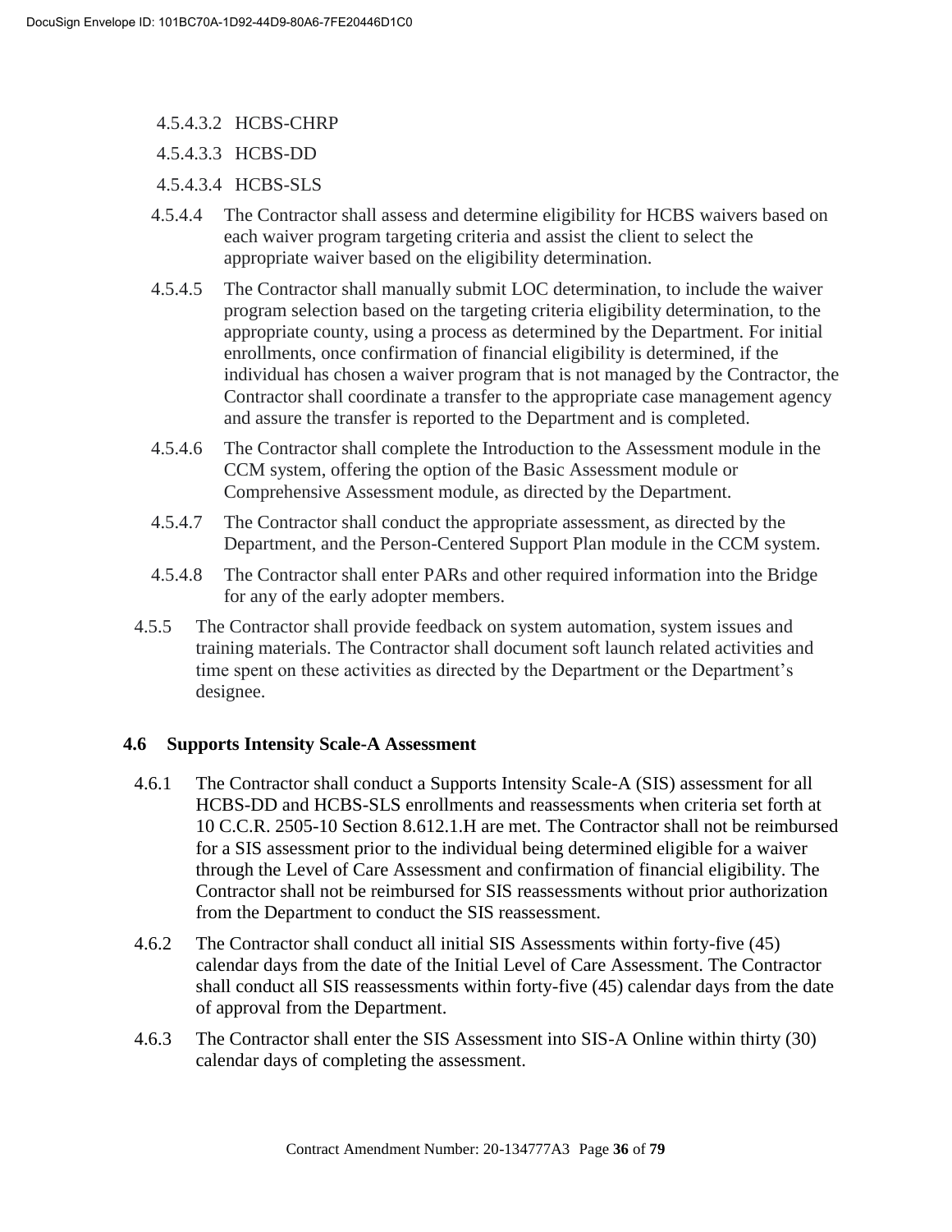4.5.4.3.2 HCBS-CHRP

4.5.4.3.3 HCBS-DD

4.5.4.3.4 HCBS-SLS

4.5.4.4 The Contractor shall assess and determine eligibility for HCBS waivers based on each waiver program targeting criteria and assist the client to select the appropriate waiver based on the eligibility determination.

4.5.4.5 The Contractor shall manually submit LOC determination, to include the waiver program selection based on the targeting criteria eligibility determination, to the appropriate county, using a process as determined by the Department. For initial enrollments, once confirmation of financial eligibility is determined, if the individual has chosen a waiver program that is not managed by the Contractor, the Contractor shall coordinate a transfer to the appropriate case management agency and assure the transfer is reported to the Department and is completed.

4.5.4.6 The Contractor shall complete the Introduction to the Assessment module in the CCM system, offering the option of the Basic Assessment module or Comprehensive Assessment module, as directed by the Department.

4.5.4.7 The Contractor shall conduct the appropriate assessment, as directed by the Department, and the Person-Centered Support Plan module in the CCM system.

4.5.4.8 The Contractor shall enter PARs and other required information into the Bridge for any of the early adopter members.

4.5.5 The Contractor shall provide feedback on system automation, system issues and training materials. The Contractor shall document soft launch related activities and time spent on these activities as directed by the Department or the Department's designee.

### 4.6 Supports Intensity Scale-A Assessment

4.6.1 The Contractor shall conduct a Supports Intensity Scale-A (SIS) assessment for all HCBS-DD and HCBS-SLS enrollments and reassessments when criteria set forth at 10 C.C.R. 2505-10 Section 8.612.1.H are met. The Contractor shall not be reimbursed for a SIS assessment prior to the individual being determined eligible for a waiver through the Level of Care Assessment and confirmation of financial eligibility. The Contractor shall not be reimbursed for SIS reassessments without prior authorization from the Department to conduct the SIS reassessment.

4.6.2 The Contractor shall conduct all initial SIS Assessments within forty-five (45) calendar days from the date of the Initial Level of Care Assessment. The Contractor shall conduct all SIS reassessments within forty-five (45) calendar days from the date of approval from the Department.

4.6.3 The Contractor shall enter the SIS Assessment into SIS-A Online within thirty (30) calendar days of completing the assessment.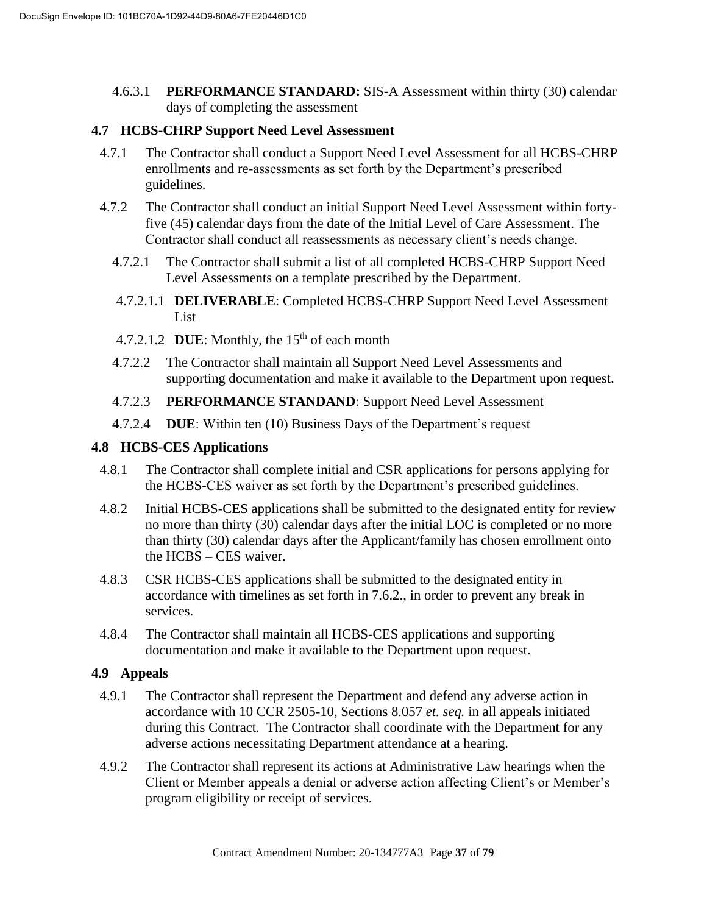4.6.3.1 **PERFORMANCE STANDARD:** SIS-A Assessment within thirty (30) calendar days of completing the assessment

### 4.7 HCBS-CHRP Support Need Level Assessment

4.7.1 The Contractor shall conduct a Support Need Level Assessment for all HCBS-CHRP enrollments and re-assessments as set forth by the Department's prescribed guidelines.

4.7.2 The Contractor shall conduct an initial Support Need Level Assessment within forty-five (45) calendar days from the date of the Initial Level of Care Assessment. The Contractor shall conduct all reassessments as necessary client's needs change.

4.7.2.1 The Contractor shall submit a list of all completed HCBS-CHRP Support Need Level Assessments on a template prescribed by the Department.

4.7.2.1.1 **DELIVERABLE**: Completed HCBS-CHRP Support Need Level Assessment List

4.7.2.1.2 **DUE**: Monthly, the 15th of each month

4.7.2.2 The Contractor shall maintain all Support Need Level Assessments and supporting documentation and make it available to the Department upon request.

4.7.2.3 **PERFORMANCE STANDAND**: Support Need Level Assessment

4.7.2.4 **DUE**: Within ten (10) Business Days of the Department's request

### 4.8 HCBS-CES Applications

4.8.1 The Contractor shall complete initial and CSR applications for persons applying for the HCBS-CES waiver as set forth by the Department's prescribed guidelines.

4.8.2 Initial HCBS-CES applications shall be submitted to the designated entity for review no more than thirty (30) calendar days after the initial LOC is completed or no more than thirty (30) calendar days after the Applicant/family has chosen enrollment onto the HCBS – CES waiver.

4.8.3 CSR HCBS-CES applications shall be submitted to the designated entity in accordance with timelines as set forth in 7.6.2., in order to prevent any break in services.

4.8.4 The Contractor shall maintain all HCBS-CES applications and supporting documentation and make it available to the Department upon request.

### 4.9 Appeals

4.9.1 The Contractor shall represent the Department and defend any adverse action in accordance with 10 CCR 2505-10, Sections 8.057 *et. seq.* in all appeals initiated during this Contract. The Contractor shall coordinate with the Department for any adverse actions necessitating Department attendance at a hearing.

4.9.2 The Contractor shall represent its actions at Administrative Law hearings when the Client or Member appeals a denial or adverse action affecting Client's or Member's program eligibility or receipt of services.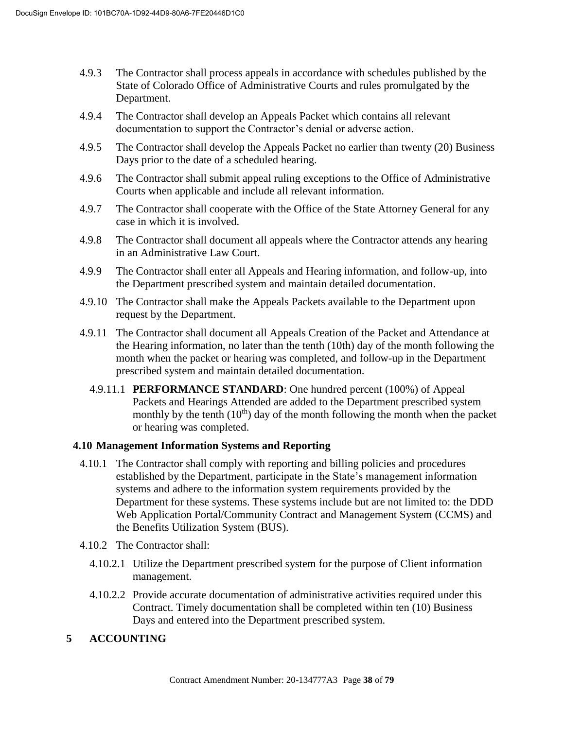4.9.3 The Contractor shall process appeals in accordance with schedules published by the State of Colorado Office of Administrative Courts and rules promulgated by the Department.

4.9.4 The Contractor shall develop an Appeals Packet which contains all relevant documentation to support the Contractor's denial or adverse action.

4.9.5 The Contractor shall develop the Appeals Packet no earlier than twenty (20) Business Days prior to the date of a scheduled hearing.

4.9.6 The Contractor shall submit appeal ruling exceptions to the Office of Administrative Courts when applicable and include all relevant information.

4.9.7 The Contractor shall cooperate with the Office of the State Attorney General for any case in which it is involved.

4.9.8 The Contractor shall document all appeals where the Contractor attends any hearing in an Administrative Law Court.

4.9.9 The Contractor shall enter all Appeals and Hearing information, and follow-up, into the Department prescribed system and maintain detailed documentation.

4.9.10 The Contractor shall make the Appeals Packets available to the Department upon request by the Department.

4.9.11 The Contractor shall document all Appeals Creation of the Packet and Attendance at the Hearing information, no later than the tenth (10th) day of the month following the month when the packet or hearing was completed, and follow-up in the Department prescribed system and maintain detailed documentation.

4.9.11.1 **PERFORMANCE STANDARD**: One hundred percent (100%) of Appeal Packets and Hearings Attended are added to the Department prescribed system monthly by the tenth (10th) day of the month following the month when the packet or hearing was completed.

## 4.10 Management Information Systems and Reporting

4.10.1 The Contractor shall comply with reporting and billing policies and procedures established by the Department, participate in the State's management information systems and adhere to the information system requirements provided by the Department for these systems. These systems include but are not limited to: the DDD Web Application Portal/Community Contract and Management System (CCMS) and the Benefits Utilization System (BUS).

4.10.2 The Contractor shall:

4.10.2.1 Utilize the Department prescribed system for the purpose of Client information management.

4.10.2.2 Provide accurate documentation of administrative activities required under this Contract. Timely documentation shall be completed within ten (10) Business Days and entered into the Department prescribed system.

# 5 ACCOUNTING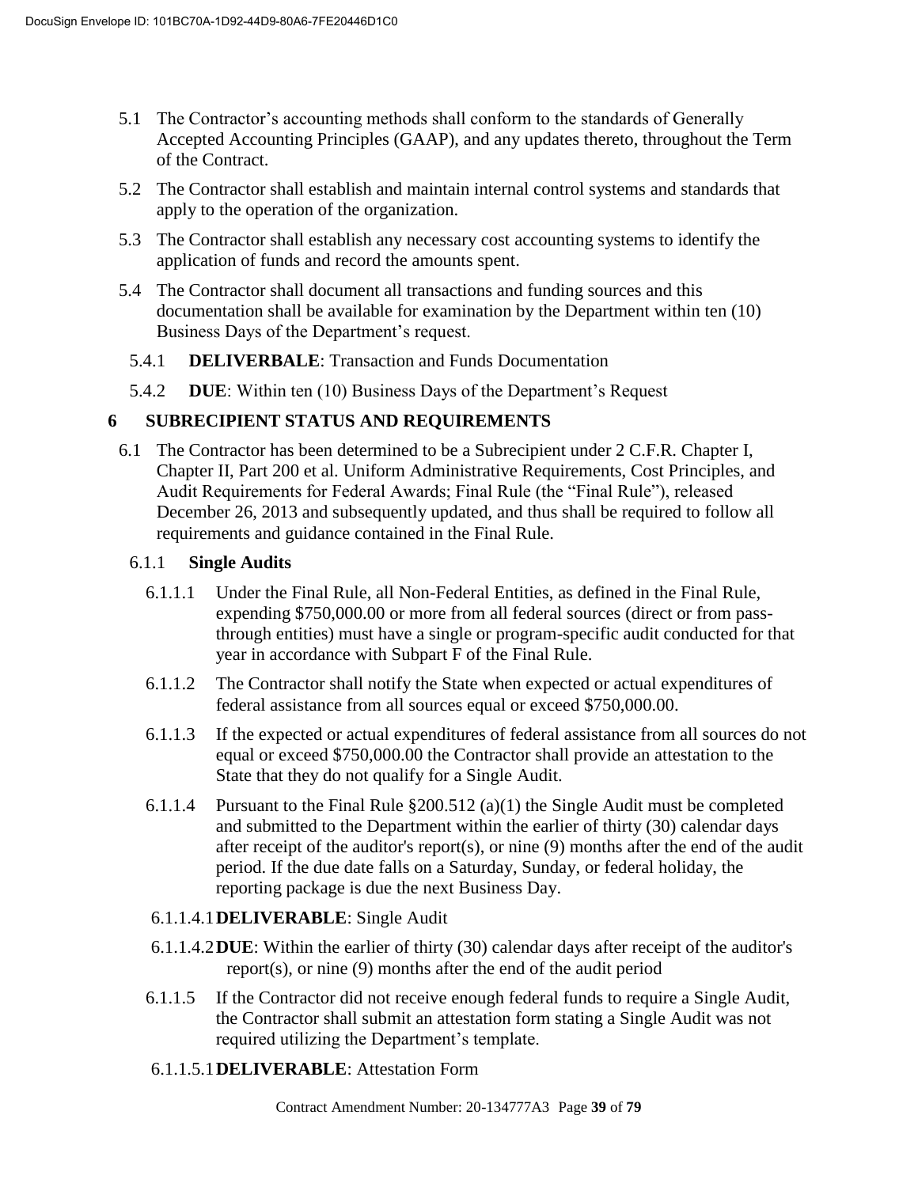5.1 The Contractor's accounting methods shall conform to the standards of Generally Accepted Accounting Principles (GAAP), and any updates thereto, throughout the Term of the Contract.

5.2 The Contractor shall establish and maintain internal control systems and standards that apply to the operation of the organization.

5.3 The Contractor shall establish any necessary cost accounting systems to identify the application of funds and record the amounts spent.

5.4 The Contractor shall document all transactions and funding sources and this documentation shall be available for examination by the Department within ten (10) Business Days of the Department's request.

5.4.1 **DELIVERBALE**: Transaction and Funds Documentation

5.4.2 **DUE**: Within ten (10) Business Days of the Department's Request

# 6 SUBRECIPIENT STATUS AND REQUIREMENTS

6.1 The Contractor has been determined to be a Subrecipient under 2 C.F.R. Chapter I, Chapter II, Part 200 et al. Uniform Administrative Requirements, Cost Principles, and Audit Requirements for Federal Awards; Final Rule (the "Final Rule"), released December 26, 2013 and subsequently updated, and thus shall be required to follow all requirements and guidance contained in the Final Rule.

6.1.1 **Single Audits**

6.1.1.1 Under the Final Rule, all Non-Federal Entities, as defined in the Final Rule, expending $750,000.00 or more from all federal sources (direct or from pass-through entities) must have a single or program-specific audit conducted for that year in accordance with Subpart F of the Final Rule.

6.1.1.2 The Contractor shall notify the State when expected or actual expenditures of federal assistance from all sources equal or exceed $750,000.00.

6.1.1.3 If the expected or actual expenditures of federal assistance from all sources do not equal or exceed $750,000.00 the Contractor shall provide an attestation to the State that they do not qualify for a Single Audit.

6.1.1.4 Pursuant to the Final Rule §200.512 (a)(1) the Single Audit must be completed and submitted to the Department within the earlier of thirty (30) calendar days after receipt of the auditor's report(s), or nine (9) months after the end of the audit period. If the due date falls on a Saturday, Sunday, or federal holiday, the reporting package is due the next Business Day.

6.1.1.4.1 **DELIVERABLE**: Single Audit

6.1.1.4.2 **DUE**: Within the earlier of thirty (30) calendar days after receipt of the auditor's report(s), or nine (9) months after the end of the audit period

6.1.1.5 If the Contractor did not receive enough federal funds to require a Single Audit, the Contractor shall submit an attestation form stating a Single Audit was not required utilizing the Department's template.

6.1.1.5.1 **DELIVERABLE**: Attestation Form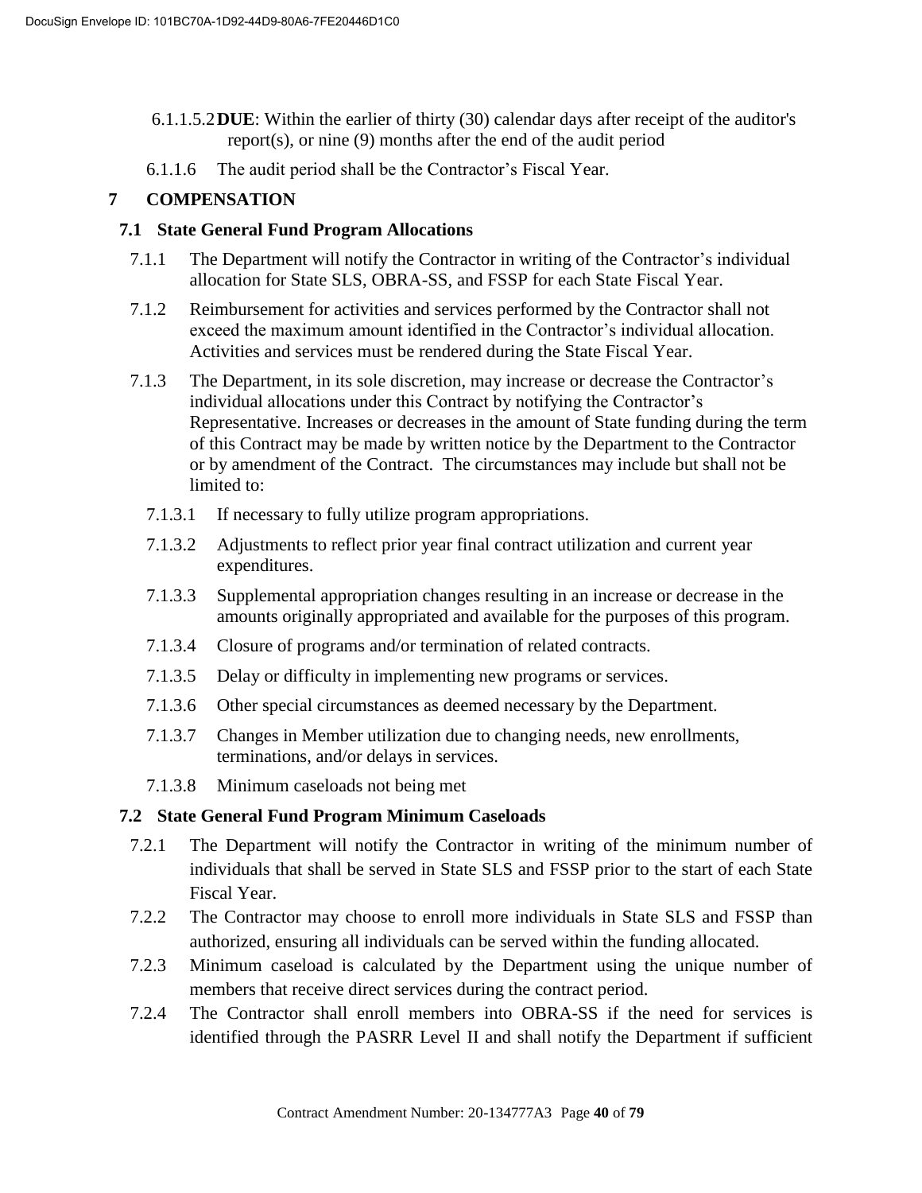6.1.1.5.2 **DUE**: Within the earlier of thirty (30) calendar days after receipt of the auditor's report(s), or nine (9) months after the end of the audit period

6.1.1.6 The audit period shall be the Contractor's Fiscal Year.

# 7 COMPENSATION

## 7.1 State General Fund Program Allocations

7.1.1 The Department will notify the Contractor in writing of the Contractor's individual allocation for State SLS, OBRA-SS, and FSSP for each State Fiscal Year.

7.1.2 Reimbursement for activities and services performed by the Contractor shall not exceed the maximum amount identified in the Contractor's individual allocation. Activities and services must be rendered during the State Fiscal Year.

7.1.3 The Department, in its sole discretion, may increase or decrease the Contractor's individual allocations under this Contract by notifying the Contractor's Representative. Increases or decreases in the amount of State funding during the term of this Contract may be made by written notice by the Department to the Contractor or by amendment of the Contract. The circumstances may include but shall not be limited to:

7.1.3.1 If necessary to fully utilize program appropriations.

7.1.3.2 Adjustments to reflect prior year final contract utilization and current year expenditures.

7.1.3.3 Supplemental appropriation changes resulting in an increase or decrease in the amounts originally appropriated and available for the purposes of this program.

7.1.3.4 Closure of programs and/or termination of related contracts.

7.1.3.5 Delay or difficulty in implementing new programs or services.

7.1.3.6 Other special circumstances as deemed necessary by the Department.

7.1.3.7 Changes in Member utilization due to changing needs, new enrollments, terminations, and/or delays in services.

7.1.3.8 Minimum caseloads not being met

## 7.2 State General Fund Program Minimum Caseloads

7.2.1 The Department will notify the Contractor in writing of the minimum number of individuals that shall be served in State SLS and FSSP prior to the start of each State Fiscal Year.

7.2.2 The Contractor may choose to enroll more individuals in State SLS and FSSP than authorized, ensuring all individuals can be served within the funding allocated.

7.2.3 Minimum caseload is calculated by the Department using the unique number of members that receive direct services during the contract period.

7.2.4 The Contractor shall enroll members into OBRA-SS if the need for services is identified through the PASRR Level II and shall notify the Department if sufficient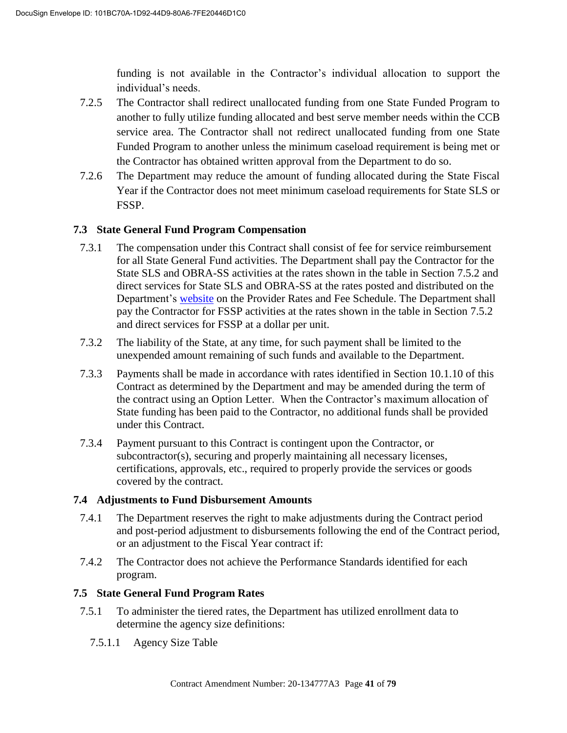funding is not available in the Contractor's individual allocation to support the individual's needs.

7.2.5 The Contractor shall redirect unallocated funding from one State Funded Program to another to fully utilize funding allocated and best serve member needs within the CCB service area. The Contractor shall not redirect unallocated funding from one State Funded Program to another unless the minimum caseload requirement is being met or the Contractor has obtained written approval from the Department to do so.

7.2.6 The Department may reduce the amount of funding allocated during the State Fiscal Year if the Contractor does not meet minimum caseload requirements for State SLS or FSSP.

### 7.3 State General Fund Program Compensation

7.3.1 The compensation under this Contract shall consist of fee for service reimbursement for all State General Fund activities. The Department shall pay the Contractor for the State SLS and OBRA-SS activities at the rates shown in the table in Section 7.5.2 and direct services for State SLS and OBRA-SS at the rates posted and distributed on the Department's [website](website) on the Provider Rates and Fee Schedule. The Department shall pay the Contractor for FSSP activities at the rates shown in the table in Section 7.5.2 and direct services for FSSP at a dollar per unit.

7.3.2 The liability of the State, at any time, for such payment shall be limited to the unexpended amount remaining of such funds and available to the Department.

7.3.3 Payments shall be made in accordance with rates identified in Section 10.1.10 of this Contract as determined by the Department and may be amended during the term of the contract using an Option Letter. When the Contractor's maximum allocation of State funding has been paid to the Contractor, no additional funds shall be provided under this Contract.

7.3.4 Payment pursuant to this Contract is contingent upon the Contractor, or subcontractor(s), securing and properly maintaining all necessary licenses, certifications, approvals, etc., required to properly provide the services or goods covered by the contract.

### 7.4 Adjustments to Fund Disbursement Amounts

7.4.1 The Department reserves the right to make adjustments during the Contract period and post-period adjustment to disbursements following the end of the Contract period, or an adjustment to the Fiscal Year contract if:

7.4.2 The Contractor does not achieve the Performance Standards identified for each program.

### 7.5 State General Fund Program Rates

7.5.1 To administer the tiered rates, the Department has utilized enrollment data to determine the agency size definitions:

7.5.1.1 Agency Size Table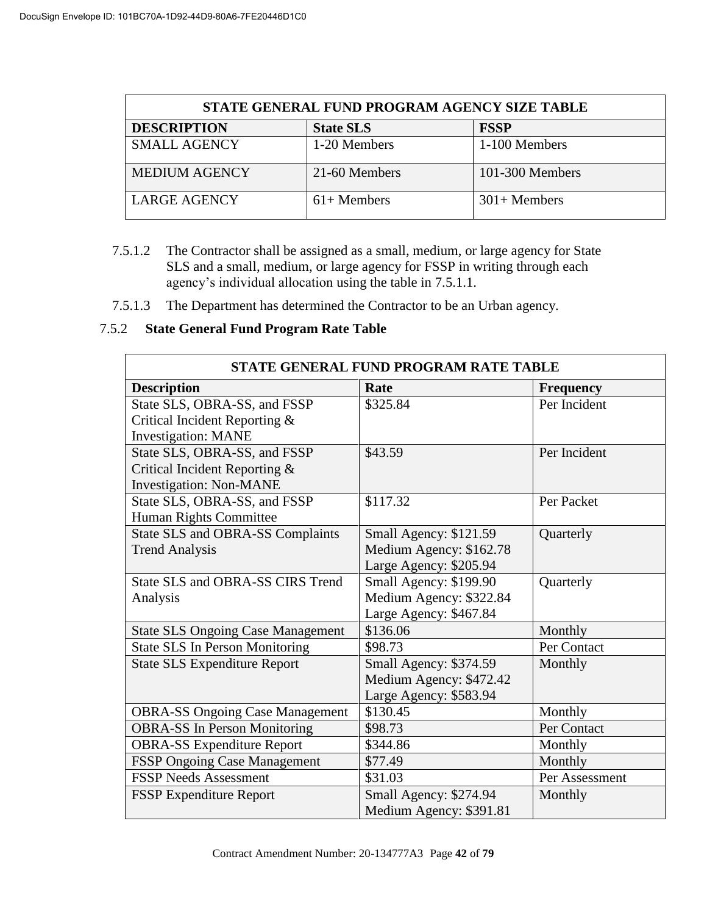| STATE GENERAL FUND PROGRAM AGENCY SIZE TABLE | | |
|---|---|---|
| **DESCRIPTION** | **State SLS** | **FSSP** |
| SMALL AGENCY | 1-20 Members | 1-100 Members |
| MEDIUM AGENCY | 21-60 Members | 101-300 Members |
| LARGE AGENCY | 61+ Members | 301+ Members |

7.5.1.2 The Contractor shall be assigned as a small, medium, or large agency for State SLS and a small, medium, or large agency for FSSP in writing through each agency's individual allocation using the table in 7.5.1.1.

7.5.1.3 The Department has determined the Contractor to be an Urban agency.

7.5.2 **State General Fund Program Rate Table**

| STATE GENERAL FUND PROGRAM RATE TABLE | | |
|---|---|---|
| **Description** | **Rate** | **Frequency** |
| State SLS, OBRA-SS, and FSSP Critical Incident Reporting & Investigation: MANE | $325.84 | Per Incident |
| State SLS, OBRA-SS, and FSSP Critical Incident Reporting & Investigation: Non-MANE | $43.59 | Per Incident |
| State SLS, OBRA-SS, and FSSP Human Rights Committee | $117.32 | Per Packet |
| State SLS and OBRA-SS Complaints Trend Analysis | Small Agency: $121.59<br>Medium Agency: $162.78<br>Large Agency: $205.94 | Quarterly |
| State SLS and OBRA-SS CIRS Trend Analysis | Small Agency: $199.90<br>Medium Agency: $322.84<br>Large Agency: $467.84 | Quarterly |
| State SLS Ongoing Case Management | $136.06 | Monthly |
| State SLS In Person Monitoring | $98.73 | Per Contact |
| State SLS Expenditure Report | Small Agency: $374.59<br>Medium Agency: $472.42<br>Large Agency: $583.94 | Monthly |
| OBRA-SS Ongoing Case Management | $130.45 | Monthly |
| OBRA-SS In Person Monitoring | $98.73 | Per Contact |
| OBRA-SS Expenditure Report | $344.86 | Monthly |
| FSSP Ongoing Case Management | $77.49 | Monthly |
| FSSP Needs Assessment | $31.03 | Per Assessment |
| FSSP Expenditure Report | Small Agency: $274.94<br>Medium Agency: $391.81 | Monthly |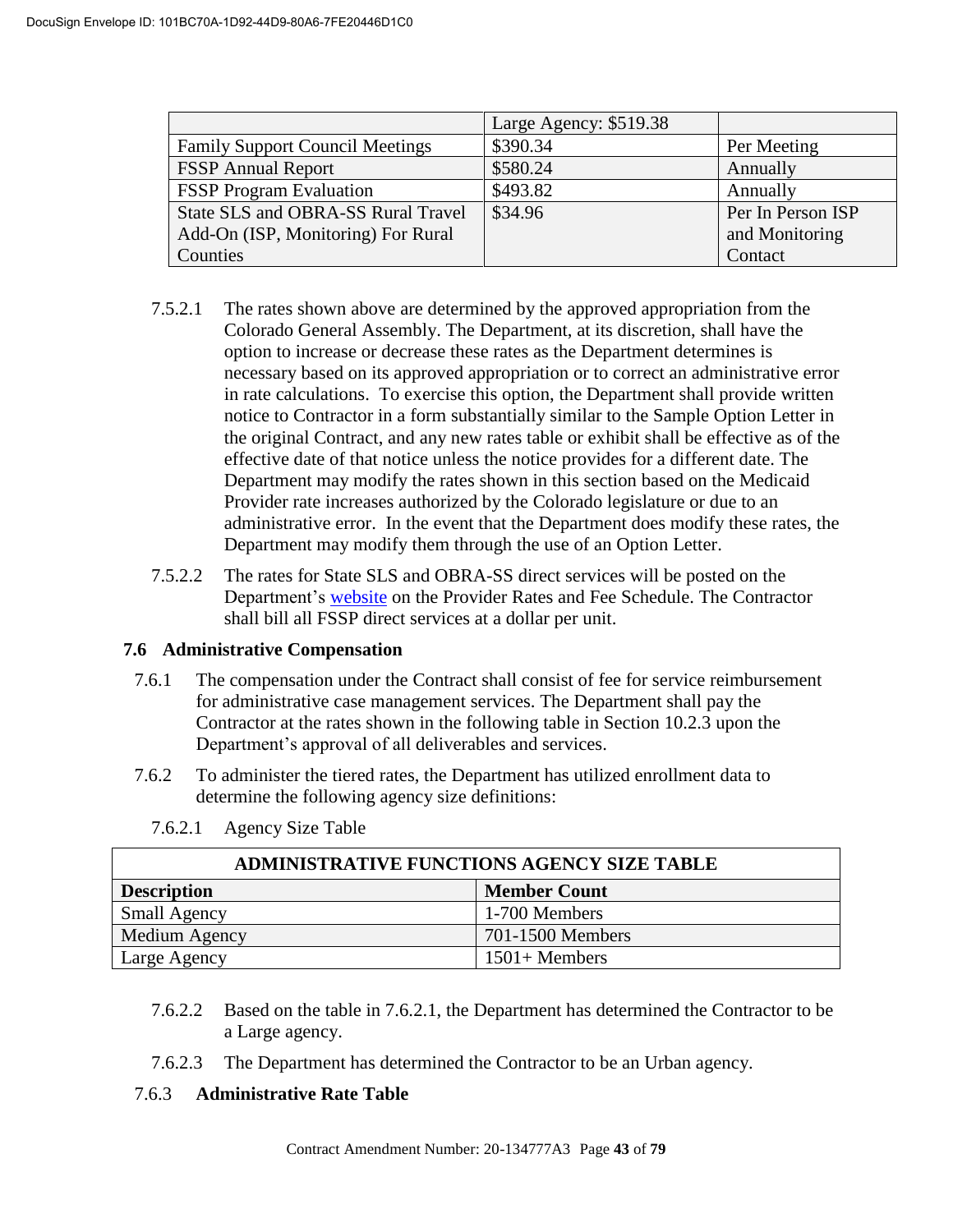| | | |
|---|---|---|
| | Large Agency: $519.38 | |
| Family Support Council Meetings | $390.34 | Per Meeting |
| FSSP Annual Report | $580.24 | Annually |
| FSSP Program Evaluation | $493.82 | Annually |
| State SLS and OBRA-SS Rural Travel Add-On (ISP, Monitoring) For Rural Counties | $34.96 | Per In Person ISP and Monitoring Contact |

7.5.2.1 The rates shown above are determined by the approved appropriation from the Colorado General Assembly. The Department, at its discretion, shall have the option to increase or decrease these rates as the Department determines is necessary based on its approved appropriation or to correct an administrative error in rate calculations. To exercise this option, the Department shall provide written notice to Contractor in a form substantially similar to the Sample Option Letter in the original Contract, and any new rates table or exhibit shall be effective as of the effective date of that notice unless the notice provides for a different date. The Department may modify the rates shown in this section based on the Medicaid Provider rate increases authorized by the Colorado legislature or due to an administrative error. In the event that the Department does modify these rates, the Department may modify them through the use of an Option Letter.

7.5.2.2 The rates for State SLS and OBRA-SS direct services will be posted on the Department's website on the Provider Rates and Fee Schedule. The Contractor shall bill all FSSP direct services at a dollar per unit.

**7.6 Administrative Compensation**

7.6.1 The compensation under the Contract shall consist of fee for service reimbursement for administrative case management services. The Department shall pay the Contractor at the rates shown in the following table in Section 10.2.3 upon the Department's approval of all deliverables and services.

7.6.2 To administer the tiered rates, the Department has utilized enrollment data to determine the following agency size definitions:

7.6.2.1 Agency Size Table

| ADMINISTRATIVE FUNCTIONS AGENCY SIZE TABLE | |
|---|---|
| **Description** | **Member Count** |
| Small Agency | 1-700 Members |
| Medium Agency | 701-1500 Members |
| Large Agency | 1501+ Members |

7.6.2.2 Based on the table in 7.6.2.1, the Department has determined the Contractor to be a Large agency.

7.6.2.3 The Department has determined the Contractor to be an Urban agency.

7.6.3 **Administrative Rate Table**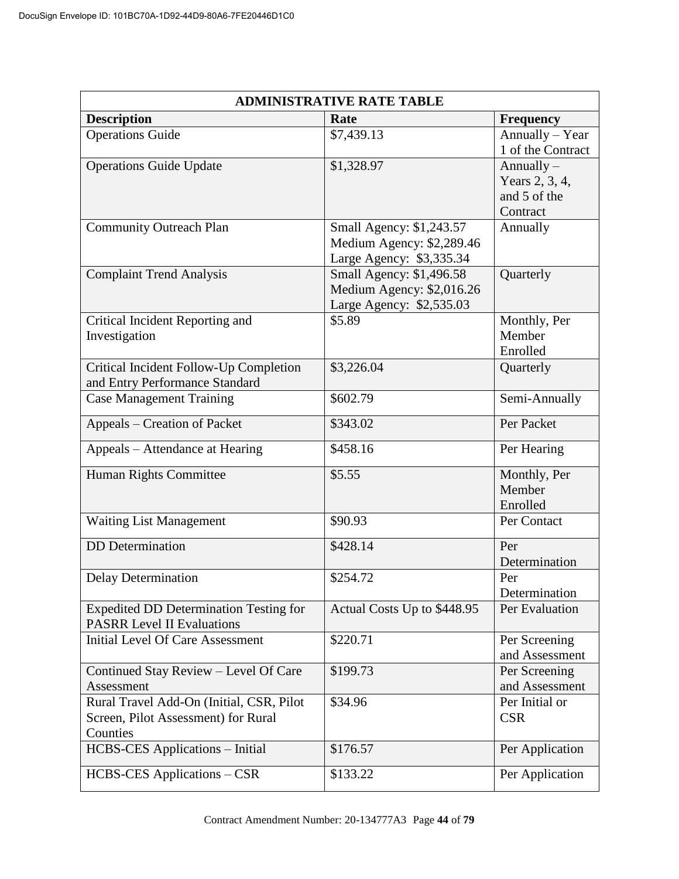| ADMINISTRATIVE RATE TABLE | | |
|---|---|---|
| **Description** | **Rate** | **Frequency** |
| Operations Guide | $7,439.13 | Annually – Year 1 of the Contract |
| Operations Guide Update | $1,328.97 | Annually – Years 2, 3, 4, and 5 of the Contract |
| Community Outreach Plan | Small Agency: $1,243.57<br>Medium Agency: $2,289.46<br>Large Agency: $3,335.34 | Annually |
| Complaint Trend Analysis | Small Agency: $1,496.58<br>Medium Agency: $2,016.26<br>Large Agency: $2,535.03 | Quarterly |
| Critical Incident Reporting and Investigation | $5.89 | Monthly, Per Member Enrolled |
| Critical Incident Follow-Up Completion and Entry Performance Standard | $3,226.04 | Quarterly |
| Case Management Training | $602.79 | Semi-Annually |
| Appeals – Creation of Packet | $343.02 | Per Packet |
| Appeals – Attendance at Hearing | $458.16 | Per Hearing |
| Human Rights Committee | $5.55 | Monthly, Per Member Enrolled |
| Waiting List Management | $90.93 | Per Contact |
| DD Determination | $428.14 | Per Determination |
| Delay Determination | $254.72 | Per Determination |
| Expedited DD Determination Testing for PASRR Level II Evaluations | Actual Costs Up to $448.95 | Per Evaluation |
| Initial Level Of Care Assessment | $220.71 | Per Screening and Assessment |
| Continued Stay Review – Level Of Care Assessment | $199.73 | Per Screening and Assessment |
| Rural Travel Add-On (Initial, CSR, Pilot Screen, Pilot Assessment) for Rural Counties | $34.96 | Per Initial or CSR |
| HCBS-CES Applications – Initial | $176.57 | Per Application |
| HCBS-CES Applications – CSR | $133.22 | Per Application |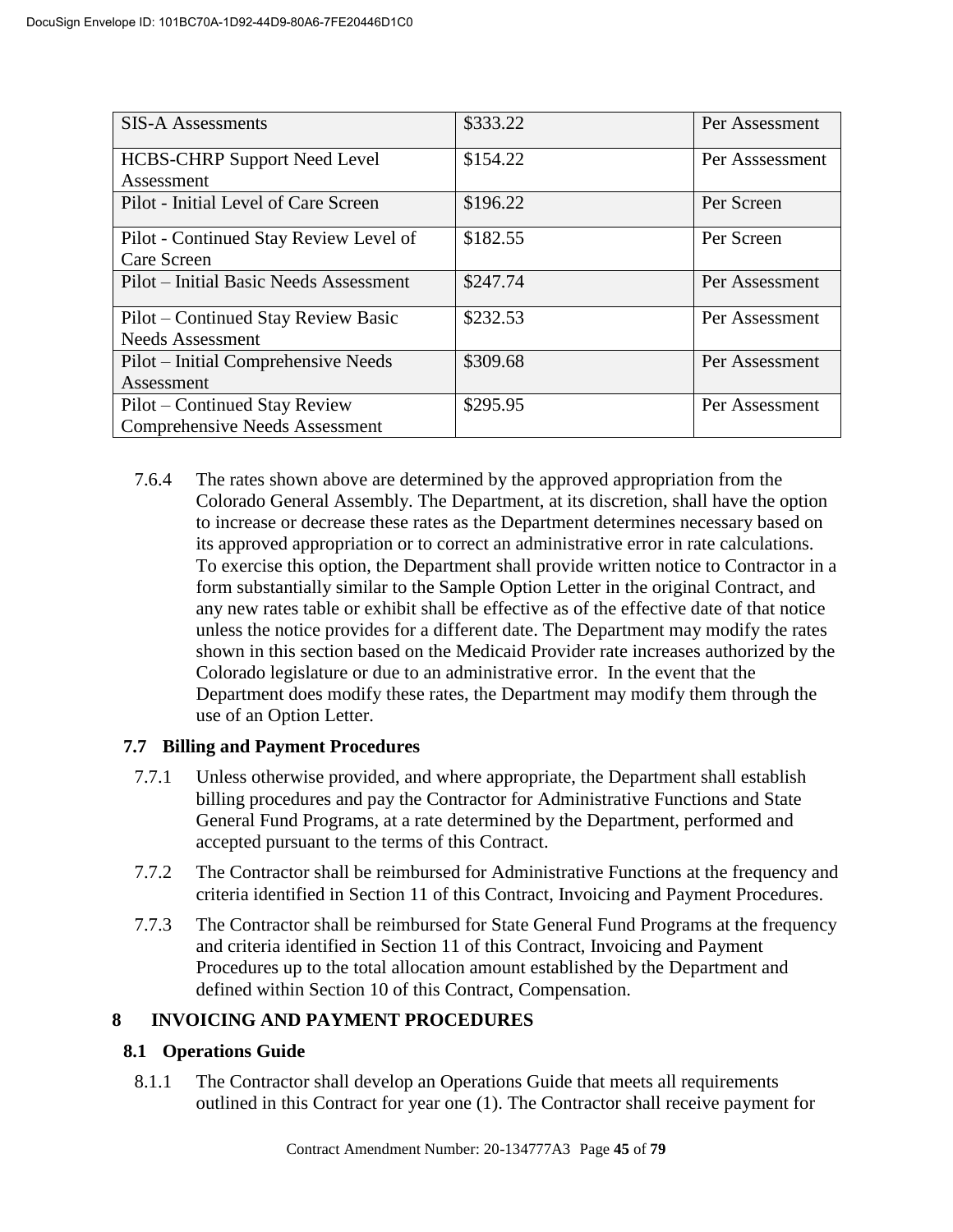| SIS-A Assessments | $333.22 | Per Assessment |
|---|---|---|
| HCBS-CHRP Support Need Level Assessment | $154.22 | Per Asssessment |
| Pilot - Initial Level of Care Screen | $196.22 | Per Screen |
| Pilot - Continued Stay Review Level of Care Screen | $182.55 | Per Screen |
| Pilot – Initial Basic Needs Assessment | $247.74 | Per Assessment |
| Pilot – Continued Stay Review Basic Needs Assessment | $232.53 | Per Assessment |
| Pilot – Initial Comprehensive Needs Assessment | $309.68 | Per Assessment |
| Pilot – Continued Stay Review Comprehensive Needs Assessment | $295.95 | Per Assessment |

7.6.4 The rates shown above are determined by the approved appropriation from the Colorado General Assembly. The Department, at its discretion, shall have the option to increase or decrease these rates as the Department determines necessary based on its approved appropriation or to correct an administrative error in rate calculations. To exercise this option, the Department shall provide written notice to Contractor in a form substantially similar to the Sample Option Letter in the original Contract, and any new rates table or exhibit shall be effective as of the effective date of that notice unless the notice provides for a different date. The Department may modify the rates shown in this section based on the Medicaid Provider rate increases authorized by the Colorado legislature or due to an administrative error. In the event that the Department does modify these rates, the Department may modify them through the use of an Option Letter.

### 7.7 Billing and Payment Procedures

7.7.1 Unless otherwise provided, and where appropriate, the Department shall establish billing procedures and pay the Contractor for Administrative Functions and State General Fund Programs, at a rate determined by the Department, performed and accepted pursuant to the terms of this Contract.

7.7.2 The Contractor shall be reimbursed for Administrative Functions at the frequency and criteria identified in Section 11 of this Contract, Invoicing and Payment Procedures.

7.7.3 The Contractor shall be reimbursed for State General Fund Programs at the frequency and criteria identified in Section 11 of this Contract, Invoicing and Payment Procedures up to the total allocation amount established by the Department and defined within Section 10 of this Contract, Compensation.

## 8 INVOICING AND PAYMENT PROCEDURES

### 8.1 Operations Guide

8.1.1 The Contractor shall develop an Operations Guide that meets all requirements outlined in this Contract for year one (1). The Contractor shall receive payment for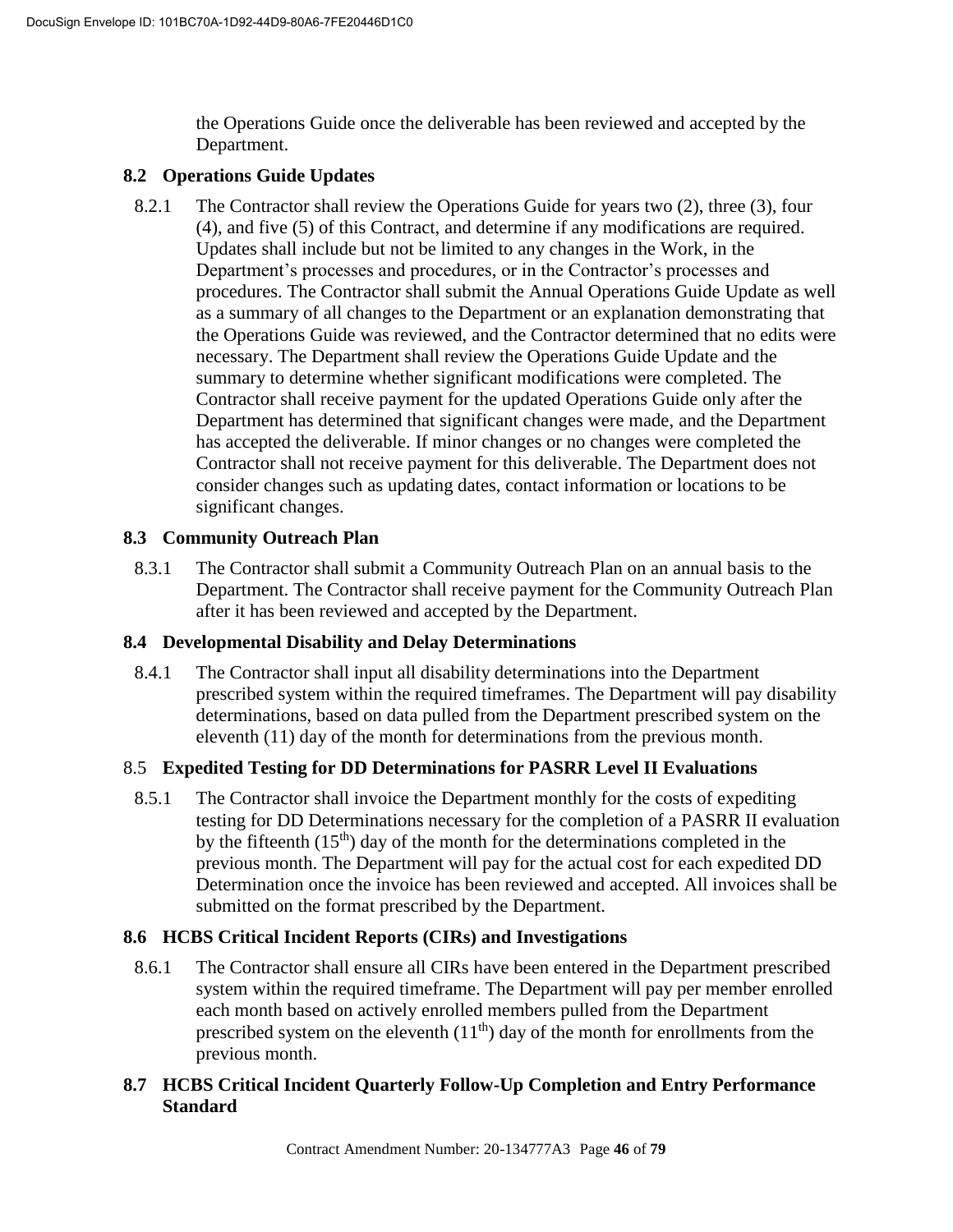the Operations Guide once the deliverable has been reviewed and accepted by the Department.

### 8.2 Operations Guide Updates

8.2.1 The Contractor shall review the Operations Guide for years two (2), three (3), four (4), and five (5) of this Contract, and determine if any modifications are required. Updates shall include but not be limited to any changes in the Work, in the Department's processes and procedures, or in the Contractor's processes and procedures. The Contractor shall submit the Annual Operations Guide Update as well as a summary of all changes to the Department or an explanation demonstrating that the Operations Guide was reviewed, and the Contractor determined that no edits were necessary. The Department shall review the Operations Guide Update and the summary to determine whether significant modifications were completed. The Contractor shall receive payment for the updated Operations Guide only after the Department has determined that significant changes were made, and the Department has accepted the deliverable. If minor changes or no changes were completed the Contractor shall not receive payment for this deliverable. The Department does not consider changes such as updating dates, contact information or locations to be significant changes.

### 8.3 Community Outreach Plan

8.3.1 The Contractor shall submit a Community Outreach Plan on an annual basis to the Department. The Contractor shall receive payment for the Community Outreach Plan after it has been reviewed and accepted by the Department.

### 8.4 Developmental Disability and Delay Determinations

8.4.1 The Contractor shall input all disability determinations into the Department prescribed system within the required timeframes. The Department will pay disability determinations, based on data pulled from the Department prescribed system on the eleventh (11) day of the month for determinations from the previous month.

### 8.5 Expedited Testing for DD Determinations for PASRR Level II Evaluations

8.5.1 The Contractor shall invoice the Department monthly for the costs of expediting testing for DD Determinations necessary for the completion of a PASRR II evaluation by the fifteenth (15th) day of the month for the determinations completed in the previous month. The Department will pay for the actual cost for each expedited DD Determination once the invoice has been reviewed and accepted. All invoices shall be submitted on the format prescribed by the Department.

### 8.6 HCBS Critical Incident Reports (CIRs) and Investigations

8.6.1 The Contractor shall ensure all CIRs have been entered in the Department prescribed system within the required timeframe. The Department will pay per member enrolled each month based on actively enrolled members pulled from the Department prescribed system on the eleventh (11th) day of the month for enrollments from the previous month.

### 8.7 HCBS Critical Incident Quarterly Follow-Up Completion and Entry Performance Standard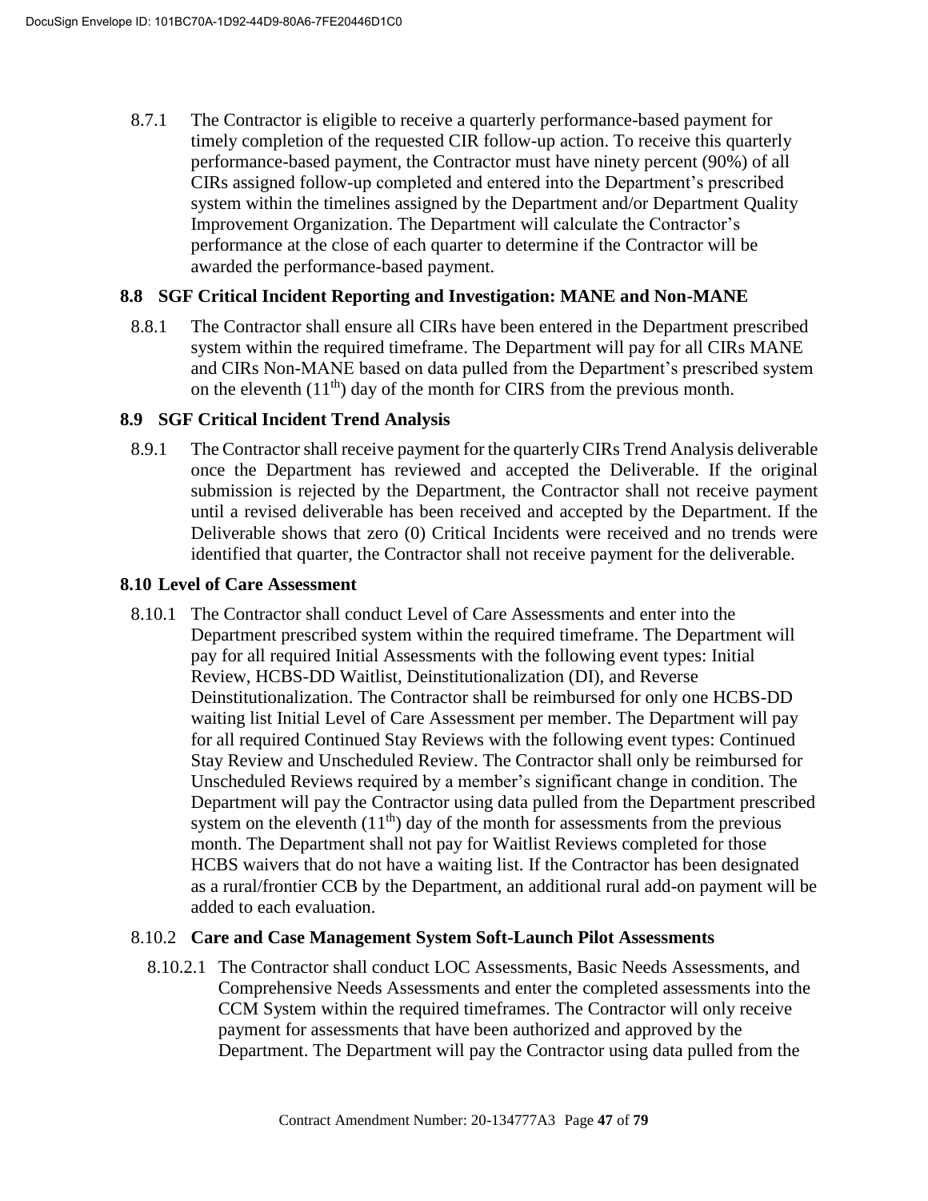8.7.1 The Contractor is eligible to receive a quarterly performance-based payment for timely completion of the requested CIR follow-up action. To receive this quarterly performance-based payment, the Contractor must have ninety percent (90%) of all CIRs assigned follow-up completed and entered into the Department's prescribed system within the timelines assigned by the Department and/or Department Quality Improvement Organization. The Department will calculate the Contractor's performance at the close of each quarter to determine if the Contractor will be awarded the performance-based payment.

### 8.8 SGF Critical Incident Reporting and Investigation: MANE and Non-MANE

8.8.1 The Contractor shall ensure all CIRs have been entered in the Department prescribed system within the required timeframe. The Department will pay for all CIRs MANE and CIRs Non-MANE based on data pulled from the Department's prescribed system on the eleventh (11th) day of the month for CIRS from the previous month.

### 8.9 SGF Critical Incident Trend Analysis

8.9.1 The Contractor shall receive payment for the quarterly CIRs Trend Analysis deliverable once the Department has reviewed and accepted the Deliverable. If the original submission is rejected by the Department, the Contractor shall not receive payment until a revised deliverable has been received and accepted by the Department. If the Deliverable shows that zero (0) Critical Incidents were received and no trends were identified that quarter, the Contractor shall not receive payment for the deliverable.

### 8.10 Level of Care Assessment

8.10.1 The Contractor shall conduct Level of Care Assessments and enter into the Department prescribed system within the required timeframe. The Department will pay for all required Initial Assessments with the following event types: Initial Review, HCBS-DD Waitlist, Deinstitutionalization (DI), and Reverse Deinstitutionalization. The Contractor shall be reimbursed for only one HCBS-DD waiting list Initial Level of Care Assessment per member. The Department will pay for all required Continued Stay Reviews with the following event types: Continued Stay Review and Unscheduled Review. The Contractor shall only be reimbursed for Unscheduled Reviews required by a member's significant change in condition. The Department will pay the Contractor using data pulled from the Department prescribed system on the eleventh (11th) day of the month for assessments from the previous month. The Department shall not pay for Waitlist Reviews completed for those HCBS waivers that do not have a waiting list. If the Contractor has been designated as a rural/frontier CCB by the Department, an additional rural add-on payment will be added to each evaluation.

#### 8.10.2 Care and Case Management System Soft-Launch Pilot Assessments

8.10.2.1 The Contractor shall conduct LOC Assessments, Basic Needs Assessments, and Comprehensive Needs Assessments and enter the completed assessments into the CCM System within the required timeframes. The Contractor will only receive payment for assessments that have been authorized and approved by the Department. The Department will pay the Contractor using data pulled from the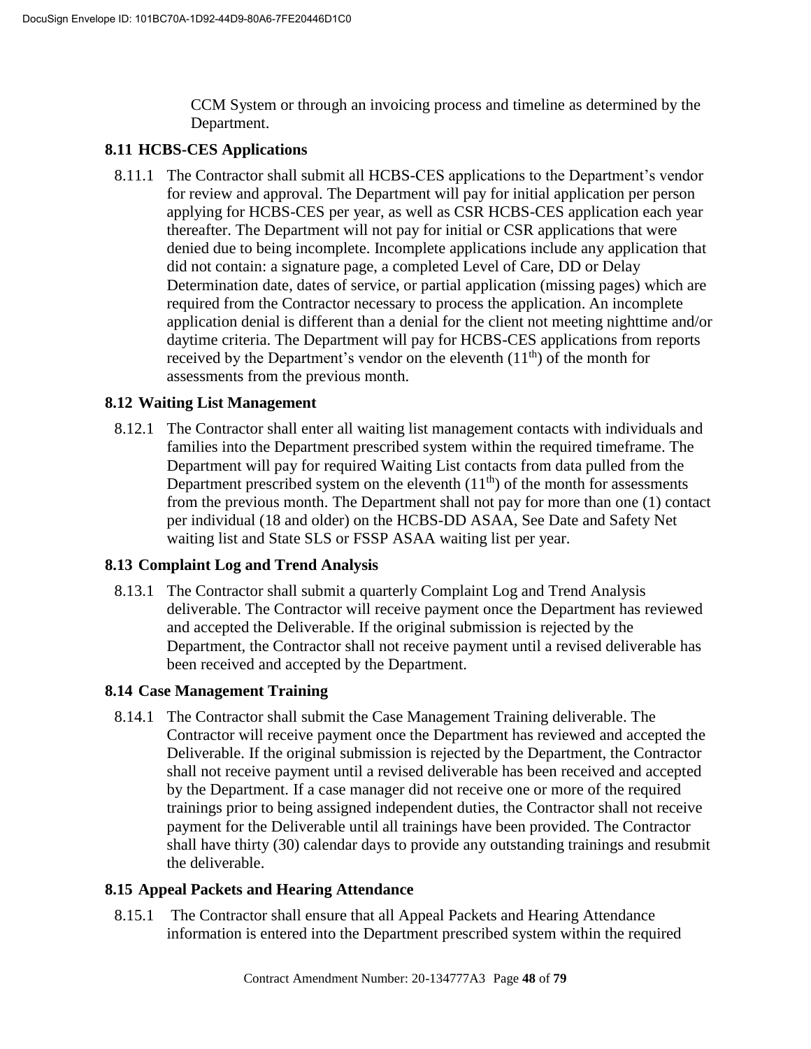CCM System or through an invoicing process and timeline as determined by the Department.

### 8.11 HCBS-CES Applications

8.11.1 The Contractor shall submit all HCBS-CES applications to the Department's vendor for review and approval. The Department will pay for initial application per person applying for HCBS-CES per year, as well as CSR HCBS-CES application each year thereafter. The Department will not pay for initial or CSR applications that were denied due to being incomplete. Incomplete applications include any application that did not contain: a signature page, a completed Level of Care, DD or Delay Determination date, dates of service, or partial application (missing pages) which are required from the Contractor necessary to process the application. An incomplete application denial is different than a denial for the client not meeting nighttime and/or daytime criteria. The Department will pay for HCBS-CES applications from reports received by the Department's vendor on the eleventh (11th) of the month for assessments from the previous month.

### 8.12 Waiting List Management

8.12.1 The Contractor shall enter all waiting list management contacts with individuals and families into the Department prescribed system within the required timeframe. The Department will pay for required Waiting List contacts from data pulled from the Department prescribed system on the eleventh (11th) of the month for assessments from the previous month. The Department shall not pay for more than one (1) contact per individual (18 and older) on the HCBS-DD ASAA, See Date and Safety Net waiting list and State SLS or FSSP ASAA waiting list per year.

### 8.13 Complaint Log and Trend Analysis

8.13.1 The Contractor shall submit a quarterly Complaint Log and Trend Analysis deliverable. The Contractor will receive payment once the Department has reviewed and accepted the Deliverable. If the original submission is rejected by the Department, the Contractor shall not receive payment until a revised deliverable has been received and accepted by the Department.

### 8.14 Case Management Training

8.14.1 The Contractor shall submit the Case Management Training deliverable. The Contractor will receive payment once the Department has reviewed and accepted the Deliverable. If the original submission is rejected by the Department, the Contractor shall not receive payment until a revised deliverable has been received and accepted by the Department. If a case manager did not receive one or more of the required trainings prior to being assigned independent duties, the Contractor shall not receive payment for the Deliverable until all trainings have been provided. The Contractor shall have thirty (30) calendar days to provide any outstanding trainings and resubmit the deliverable.

### 8.15 Appeal Packets and Hearing Attendance

8.15.1 The Contractor shall ensure that all Appeal Packets and Hearing Attendance information is entered into the Department prescribed system within the required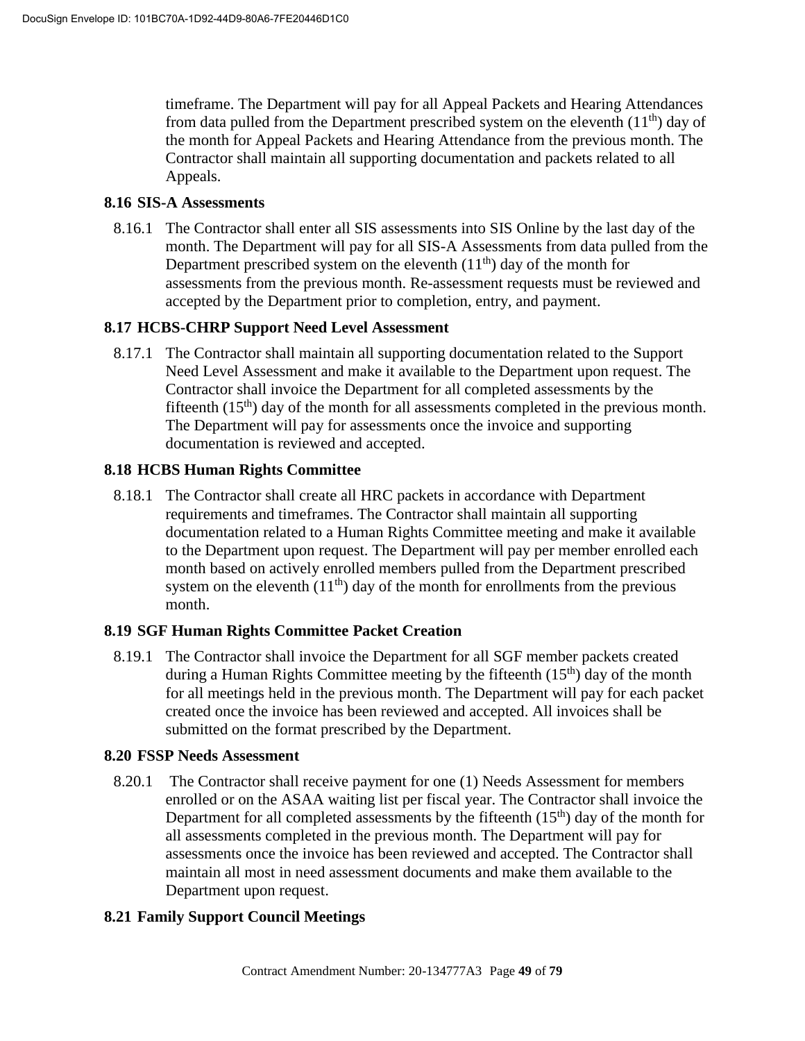timeframe. The Department will pay for all Appeal Packets and Hearing Attendances from data pulled from the Department prescribed system on the eleventh (11th) day of the month for Appeal Packets and Hearing Attendance from the previous month. The Contractor shall maintain all supporting documentation and packets related to all Appeals.

### 8.16 SIS-A Assessments

8.16.1 The Contractor shall enter all SIS assessments into SIS Online by the last day of the month. The Department will pay for all SIS-A Assessments from data pulled from the Department prescribed system on the eleventh (11th) day of the month for assessments from the previous month. Re-assessment requests must be reviewed and accepted by the Department prior to completion, entry, and payment.

### 8.17 HCBS-CHRP Support Need Level Assessment

8.17.1 The Contractor shall maintain all supporting documentation related to the Support Need Level Assessment and make it available to the Department upon request. The Contractor shall invoice the Department for all completed assessments by the fifteenth (15th) day of the month for all assessments completed in the previous month. The Department will pay for assessments once the invoice and supporting documentation is reviewed and accepted.

### 8.18 HCBS Human Rights Committee

8.18.1 The Contractor shall create all HRC packets in accordance with Department requirements and timeframes. The Contractor shall maintain all supporting documentation related to a Human Rights Committee meeting and make it available to the Department upon request. The Department will pay per member enrolled each month based on actively enrolled members pulled from the Department prescribed system on the eleventh (11th) day of the month for enrollments from the previous month.

### 8.19 SGF Human Rights Committee Packet Creation

8.19.1 The Contractor shall invoice the Department for all SGF member packets created during a Human Rights Committee meeting by the fifteenth (15th) day of the month for all meetings held in the previous month. The Department will pay for each packet created once the invoice has been reviewed and accepted. All invoices shall be submitted on the format prescribed by the Department.

### 8.20 FSSP Needs Assessment

8.20.1 The Contractor shall receive payment for one (1) Needs Assessment for members enrolled or on the ASAA waiting list per fiscal year. The Contractor shall invoice the Department for all completed assessments by the fifteenth (15th) day of the month for all assessments completed in the previous month. The Department will pay for assessments once the invoice has been reviewed and accepted. The Contractor shall maintain all most in need assessment documents and make them available to the Department upon request.

### 8.21 Family Support Council Meetings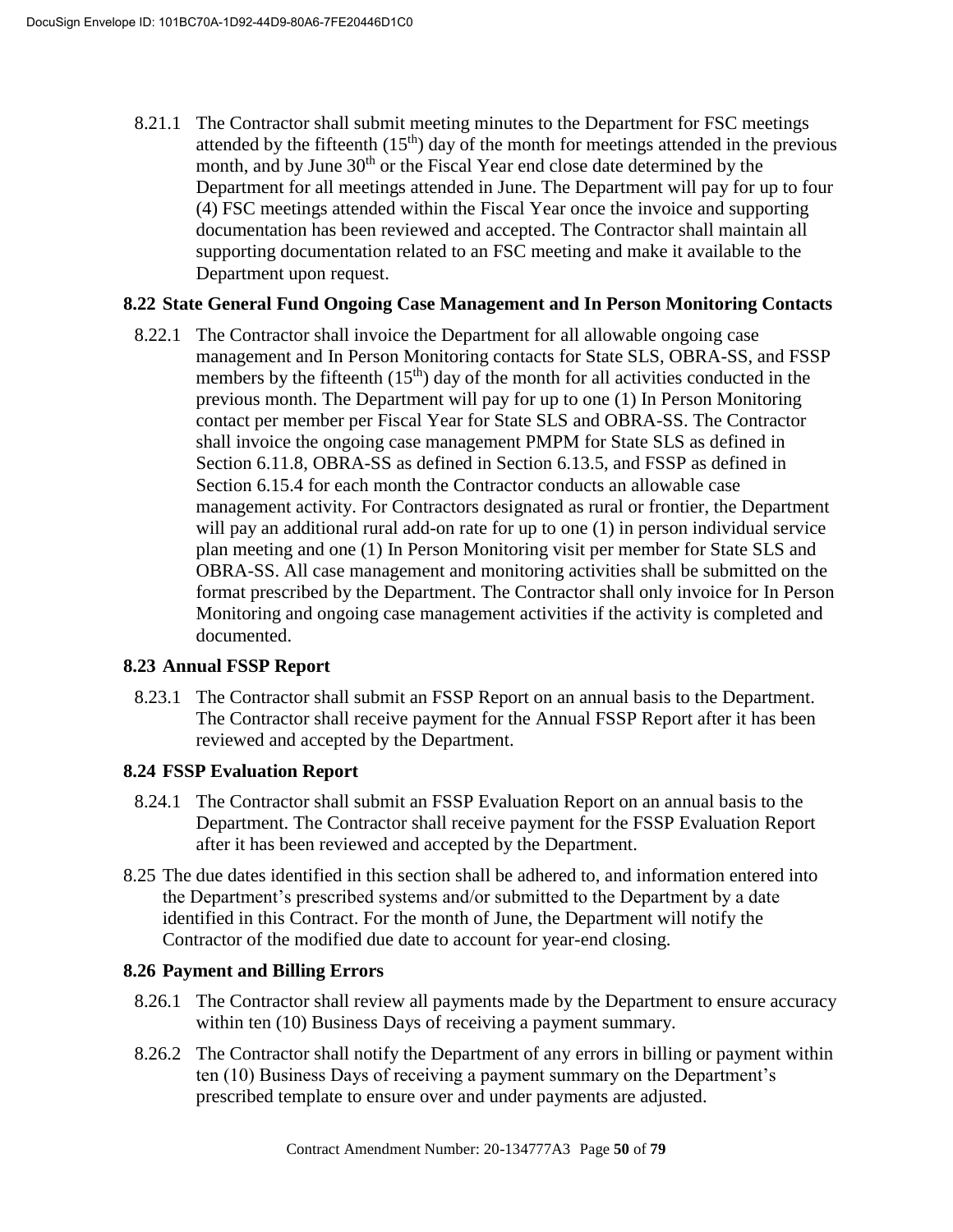8.21.1 The Contractor shall submit meeting minutes to the Department for FSC meetings attended by the fifteenth (15th) day of the month for meetings attended in the previous month, and by June 30th or the Fiscal Year end close date determined by the Department for all meetings attended in June. The Department will pay for up to four (4) FSC meetings attended within the Fiscal Year once the invoice and supporting documentation has been reviewed and accepted. The Contractor shall maintain all supporting documentation related to an FSC meeting and make it available to the Department upon request.

**8.22 State General Fund Ongoing Case Management and In Person Monitoring Contacts**

8.22.1 The Contractor shall invoice the Department for all allowable ongoing case management and In Person Monitoring contacts for State SLS, OBRA-SS, and FSSP members by the fifteenth (15th) day of the month for all activities conducted in the previous month. The Department will pay for up to one (1) In Person Monitoring contact per member per Fiscal Year for State SLS and OBRA-SS. The Contractor shall invoice the ongoing case management PMPM for State SLS as defined in Section 6.11.8, OBRA-SS as defined in Section 6.13.5, and FSSP as defined in Section 6.15.4 for each month the Contractor conducts an allowable case management activity. For Contractors designated as rural or frontier, the Department will pay an additional rural add-on rate for up to one (1) in person individual service plan meeting and one (1) In Person Monitoring visit per member for State SLS and OBRA-SS. All case management and monitoring activities shall be submitted on the format prescribed by the Department. The Contractor shall only invoice for In Person Monitoring and ongoing case management activities if the activity is completed and documented.

**8.23 Annual FSSP Report**

8.23.1 The Contractor shall submit an FSSP Report on an annual basis to the Department. The Contractor shall receive payment for the Annual FSSP Report after it has been reviewed and accepted by the Department.

**8.24 FSSP Evaluation Report**

8.24.1 The Contractor shall submit an FSSP Evaluation Report on an annual basis to the Department. The Contractor shall receive payment for the FSSP Evaluation Report after it has been reviewed and accepted by the Department.

8.25 The due dates identified in this section shall be adhered to, and information entered into the Department's prescribed systems and/or submitted to the Department by a date identified in this Contract. For the month of June, the Department will notify the Contractor of the modified due date to account for year-end closing.

**8.26 Payment and Billing Errors**

8.26.1 The Contractor shall review all payments made by the Department to ensure accuracy within ten (10) Business Days of receiving a payment summary.

8.26.2 The Contractor shall notify the Department of any errors in billing or payment within ten (10) Business Days of receiving a payment summary on the Department's prescribed template to ensure over and under payments are adjusted.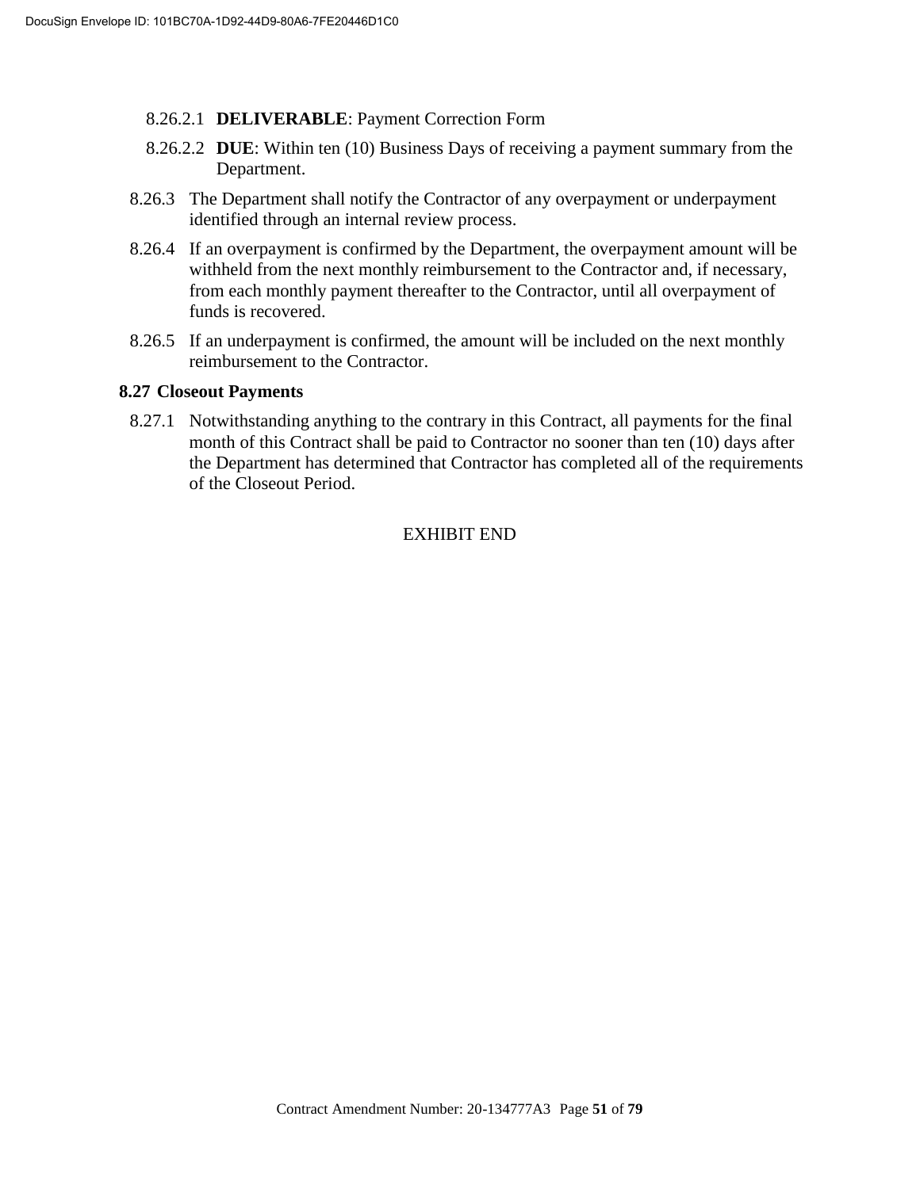8.26.2.1 **DELIVERABLE**: Payment Correction Form

8.26.2.2 **DUE**: Within ten (10) Business Days of receiving a payment summary from the Department.

8.26.3 The Department shall notify the Contractor of any overpayment or underpayment identified through an internal review process.

8.26.4 If an overpayment is confirmed by the Department, the overpayment amount will be withheld from the next monthly reimbursement to the Contractor and, if necessary, from each monthly payment thereafter to the Contractor, until all overpayment of funds is recovered.

8.26.5 If an underpayment is confirmed, the amount will be included on the next monthly reimbursement to the Contractor.

**8.27 Closeout Payments**

8.27.1 Notwithstanding anything to the contrary in this Contract, all payments for the final month of this Contract shall be paid to Contractor no sooner than ten (10) days after the Department has determined that Contractor has completed all of the requirements of the Closeout Period.

EXHIBIT END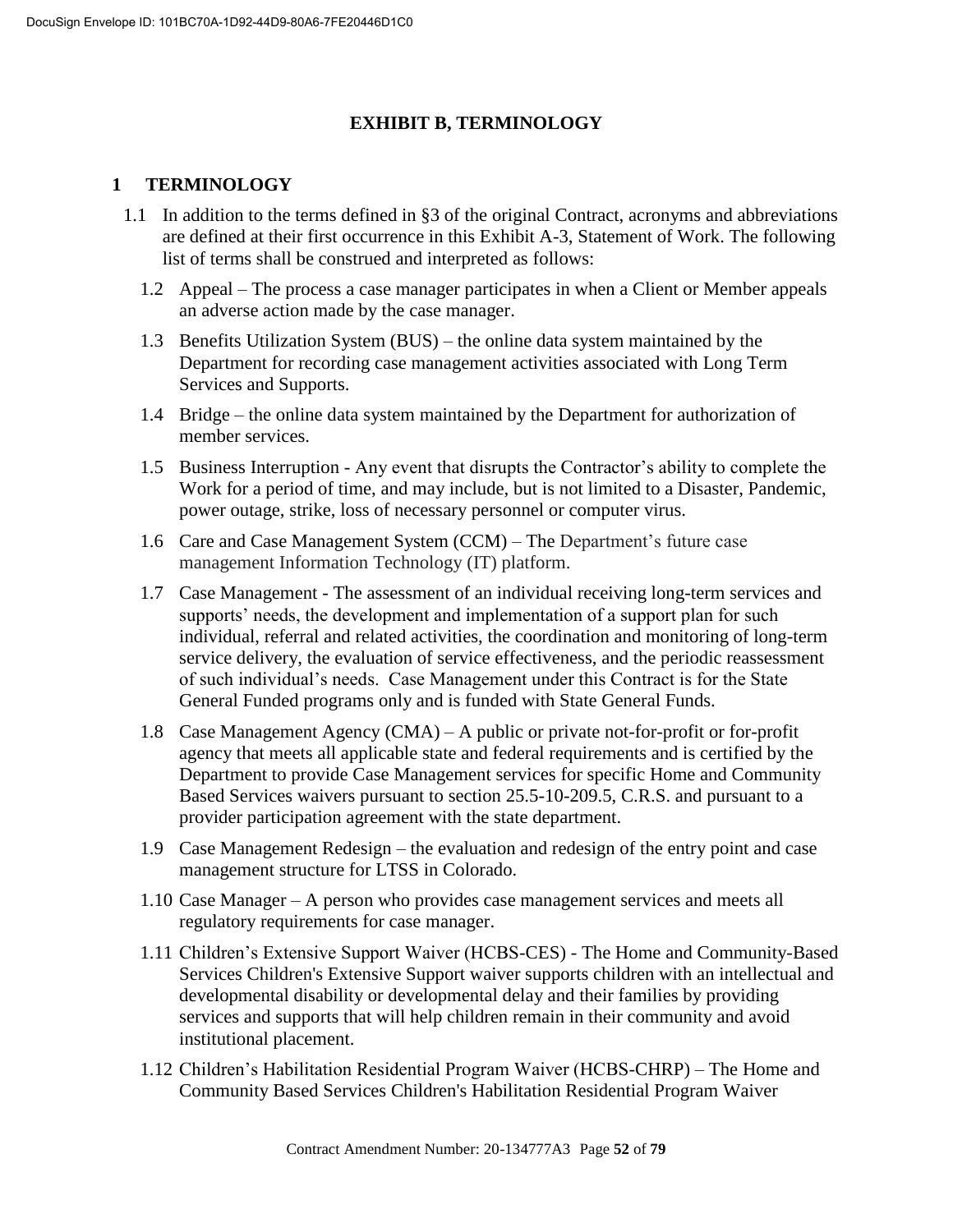# EXHIBIT B, TERMINOLOGY

## 1 TERMINOLOGY

1.1 In addition to the terms defined in §3 of the original Contract, acronyms and abbreviations are defined at their first occurrence in this Exhibit A-3, Statement of Work. The following list of terms shall be construed and interpreted as follows:

1.2 Appeal – The process a case manager participates in when a Client or Member appeals an adverse action made by the case manager.

1.3 Benefits Utilization System (BUS) – the online data system maintained by the Department for recording case management activities associated with Long Term Services and Supports.

1.4 Bridge – the online data system maintained by the Department for authorization of member services.

1.5 Business Interruption - Any event that disrupts the Contractor's ability to complete the Work for a period of time, and may include, but is not limited to a Disaster, Pandemic, power outage, strike, loss of necessary personnel or computer virus.

1.6 Care and Case Management System (CCM) – The Department's future case management Information Technology (IT) platform.

1.7 Case Management - The assessment of an individual receiving long-term services and supports' needs, the development and implementation of a support plan for such individual, referral and related activities, the coordination and monitoring of long-term service delivery, the evaluation of service effectiveness, and the periodic reassessment of such individual's needs. Case Management under this Contract is for the State General Funded programs only and is funded with State General Funds.

1.8 Case Management Agency (CMA) – A public or private not-for-profit or for-profit agency that meets all applicable state and federal requirements and is certified by the Department to provide Case Management services for specific Home and Community Based Services waivers pursuant to section 25.5-10-209.5, C.R.S. and pursuant to a provider participation agreement with the state department.

1.9 Case Management Redesign – the evaluation and redesign of the entry point and case management structure for LTSS in Colorado.

1.10 Case Manager – A person who provides case management services and meets all regulatory requirements for case manager.

1.11 Children's Extensive Support Waiver (HCBS-CES) - The Home and Community-Based Services Children's Extensive Support waiver supports children with an intellectual and developmental disability or developmental delay and their families by providing services and supports that will help children remain in their community and avoid institutional placement.

1.12 Children's Habilitation Residential Program Waiver (HCBS-CHRP) – The Home and Community Based Services Children's Habilitation Residential Program Waiver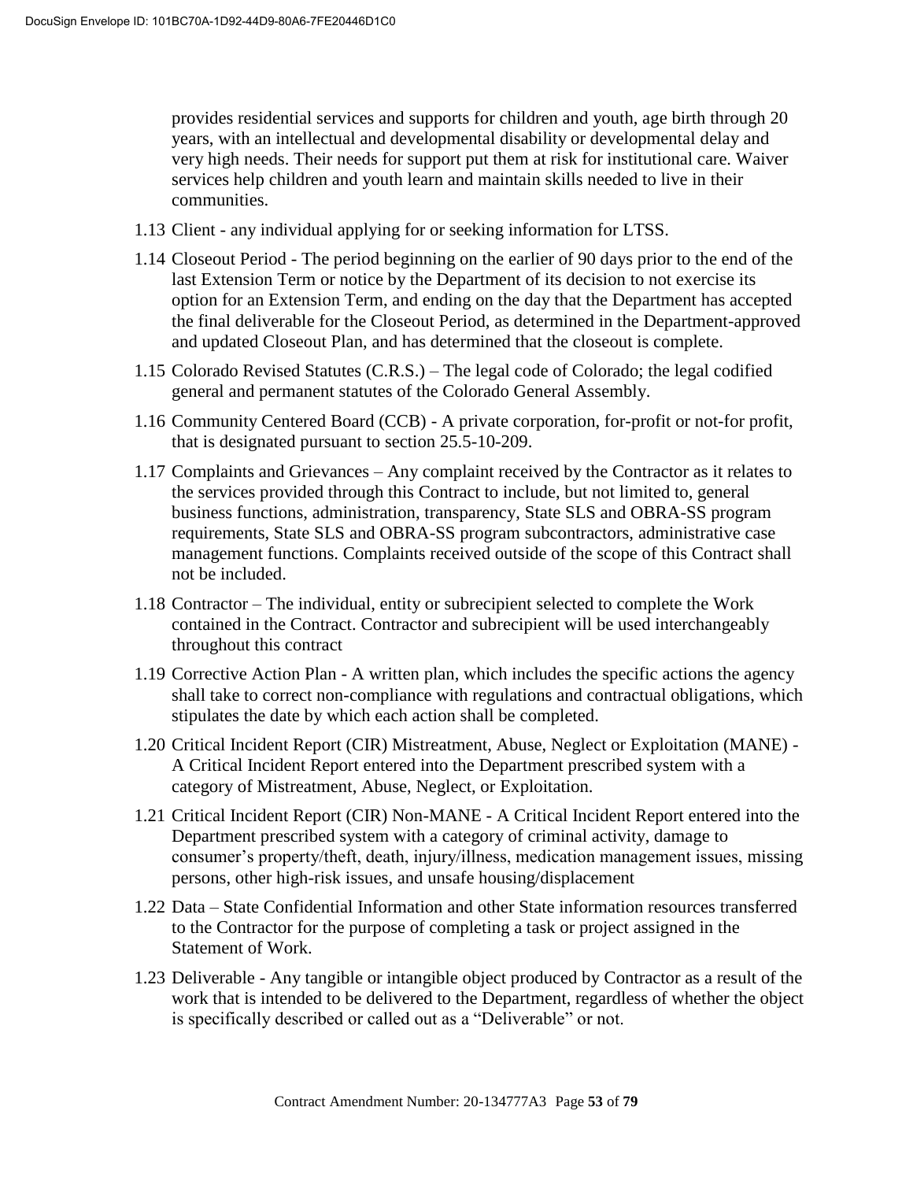provides residential services and supports for children and youth, age birth through 20 years, with an intellectual and developmental disability or developmental delay and very high needs. Their needs for support put them at risk for institutional care. Waiver services help children and youth learn and maintain skills needed to live in their communities.

1.13 Client - any individual applying for or seeking information for LTSS.

1.14 Closeout Period - The period beginning on the earlier of 90 days prior to the end of the last Extension Term or notice by the Department of its decision to not exercise its option for an Extension Term, and ending on the day that the Department has accepted the final deliverable for the Closeout Period, as determined in the Department-approved and updated Closeout Plan, and has determined that the closeout is complete.

1.15 Colorado Revised Statutes (C.R.S.) – The legal code of Colorado; the legal codified general and permanent statutes of the Colorado General Assembly.

1.16 Community Centered Board (CCB) - A private corporation, for-profit or not-for profit, that is designated pursuant to section 25.5-10-209.

1.17 Complaints and Grievances – Any complaint received by the Contractor as it relates to the services provided through this Contract to include, but not limited to, general business functions, administration, transparency, State SLS and OBRA-SS program requirements, State SLS and OBRA-SS program subcontractors, administrative case management functions. Complaints received outside of the scope of this Contract shall not be included.

1.18 Contractor – The individual, entity or subrecipient selected to complete the Work contained in the Contract. Contractor and subrecipient will be used interchangeably throughout this contract

1.19 Corrective Action Plan - A written plan, which includes the specific actions the agency shall take to correct non-compliance with regulations and contractual obligations, which stipulates the date by which each action shall be completed.

1.20 Critical Incident Report (CIR) Mistreatment, Abuse, Neglect or Exploitation (MANE) - A Critical Incident Report entered into the Department prescribed system with a category of Mistreatment, Abuse, Neglect, or Exploitation.

1.21 Critical Incident Report (CIR) Non-MANE - A Critical Incident Report entered into the Department prescribed system with a category of criminal activity, damage to consumer's property/theft, death, injury/illness, medication management issues, missing persons, other high-risk issues, and unsafe housing/displacement

1.22 Data – State Confidential Information and other State information resources transferred to the Contractor for the purpose of completing a task or project assigned in the Statement of Work.

1.23 Deliverable - Any tangible or intangible object produced by Contractor as a result of the work that is intended to be delivered to the Department, regardless of whether the object is specifically described or called out as a "Deliverable" or not.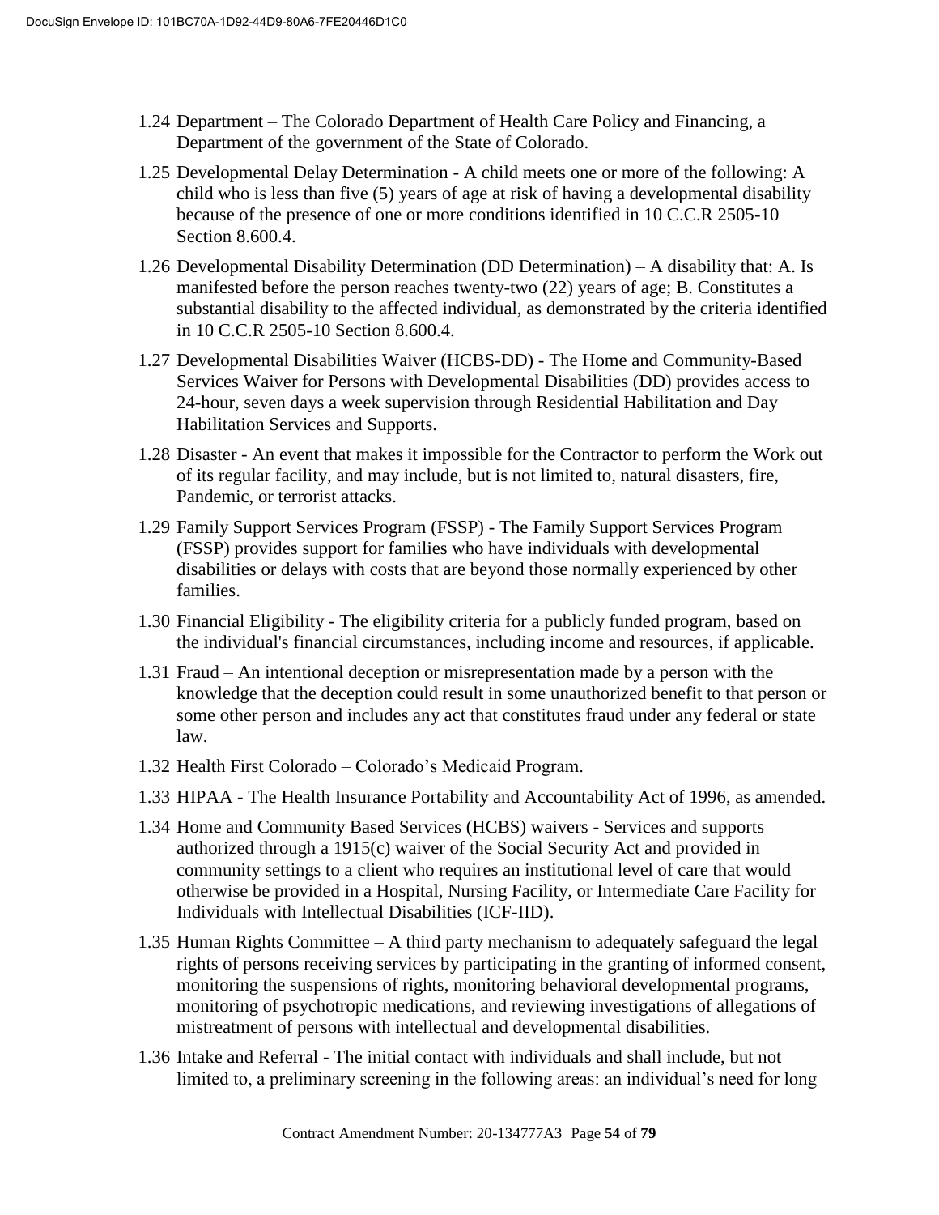1.24 Department – The Colorado Department of Health Care Policy and Financing, a Department of the government of the State of Colorado.

1.25 Developmental Delay Determination - A child meets one or more of the following: A child who is less than five (5) years of age at risk of having a developmental disability because of the presence of one or more conditions identified in 10 C.C.R 2505-10 Section 8.600.4.

1.26 Developmental Disability Determination (DD Determination) – A disability that: A. Is manifested before the person reaches twenty-two (22) years of age; B. Constitutes a substantial disability to the affected individual, as demonstrated by the criteria identified in 10 C.C.R 2505-10 Section 8.600.4.

1.27 Developmental Disabilities Waiver (HCBS-DD) - The Home and Community-Based Services Waiver for Persons with Developmental Disabilities (DD) provides access to 24-hour, seven days a week supervision through Residential Habilitation and Day Habilitation Services and Supports.

1.28 Disaster - An event that makes it impossible for the Contractor to perform the Work out of its regular facility, and may include, but is not limited to, natural disasters, fire, Pandemic, or terrorist attacks.

1.29 Family Support Services Program (FSSP) - The Family Support Services Program (FSSP) provides support for families who have individuals with developmental disabilities or delays with costs that are beyond those normally experienced by other families.

1.30 Financial Eligibility - The eligibility criteria for a publicly funded program, based on the individual's financial circumstances, including income and resources, if applicable.

1.31 Fraud – An intentional deception or misrepresentation made by a person with the knowledge that the deception could result in some unauthorized benefit to that person or some other person and includes any act that constitutes fraud under any federal or state law.

1.32 Health First Colorado – Colorado's Medicaid Program.

1.33 HIPAA - The Health Insurance Portability and Accountability Act of 1996, as amended.

1.34 Home and Community Based Services (HCBS) waivers - Services and supports authorized through a 1915(c) waiver of the Social Security Act and provided in community settings to a client who requires an institutional level of care that would otherwise be provided in a Hospital, Nursing Facility, or Intermediate Care Facility for Individuals with Intellectual Disabilities (ICF-IID).

1.35 Human Rights Committee – A third party mechanism to adequately safeguard the legal rights of persons receiving services by participating in the granting of informed consent, monitoring the suspensions of rights, monitoring behavioral developmental programs, monitoring of psychotropic medications, and reviewing investigations of allegations of mistreatment of persons with intellectual and developmental disabilities.

1.36 Intake and Referral - The initial contact with individuals and shall include, but not limited to, a preliminary screening in the following areas: an individual's need for long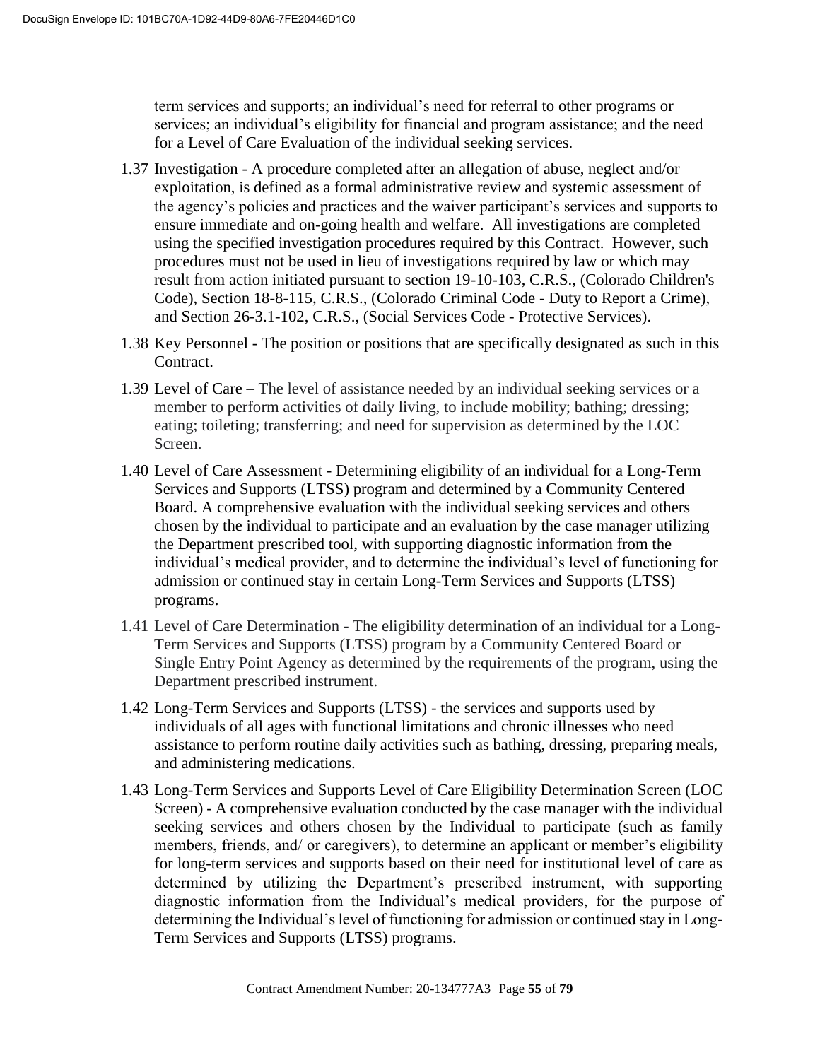term services and supports; an individual's need for referral to other programs or services; an individual's eligibility for financial and program assistance; and the need for a Level of Care Evaluation of the individual seeking services.

1.37 Investigation - A procedure completed after an allegation of abuse, neglect and/or exploitation, is defined as a formal administrative review and systemic assessment of the agency's policies and practices and the waiver participant's services and supports to ensure immediate and on-going health and welfare. All investigations are completed using the specified investigation procedures required by this Contract. However, such procedures must not be used in lieu of investigations required by law or which may result from action initiated pursuant to section 19-10-103, C.R.S., (Colorado Children's Code), Section 18-8-115, C.R.S., (Colorado Criminal Code - Duty to Report a Crime), and Section 26-3.1-102, C.R.S., (Social Services Code - Protective Services).

1.38 Key Personnel - The position or positions that are specifically designated as such in this Contract.

1.39 Level of Care – The level of assistance needed by an individual seeking services or a member to perform activities of daily living, to include mobility; bathing; dressing; eating; toileting; transferring; and need for supervision as determined by the LOC Screen.

1.40 Level of Care Assessment - Determining eligibility of an individual for a Long-Term Services and Supports (LTSS) program and determined by a Community Centered Board. A comprehensive evaluation with the individual seeking services and others chosen by the individual to participate and an evaluation by the case manager utilizing the Department prescribed tool, with supporting diagnostic information from the individual's medical provider, and to determine the individual's level of functioning for admission or continued stay in certain Long-Term Services and Supports (LTSS) programs.

1.41 Level of Care Determination - The eligibility determination of an individual for a Long-Term Services and Supports (LTSS) program by a Community Centered Board or Single Entry Point Agency as determined by the requirements of the program, using the Department prescribed instrument.

1.42 Long-Term Services and Supports (LTSS) - the services and supports used by individuals of all ages with functional limitations and chronic illnesses who need assistance to perform routine daily activities such as bathing, dressing, preparing meals, and administering medications.

1.43 Long-Term Services and Supports Level of Care Eligibility Determination Screen (LOC Screen) - A comprehensive evaluation conducted by the case manager with the individual seeking services and others chosen by the Individual to participate (such as family members, friends, and/ or caregivers), to determine an applicant or member's eligibility for long-term services and supports based on their need for institutional level of care as determined by utilizing the Department's prescribed instrument, with supporting diagnostic information from the Individual's medical providers, for the purpose of determining the Individual's level of functioning for admission or continued stay in Long-Term Services and Supports (LTSS) programs.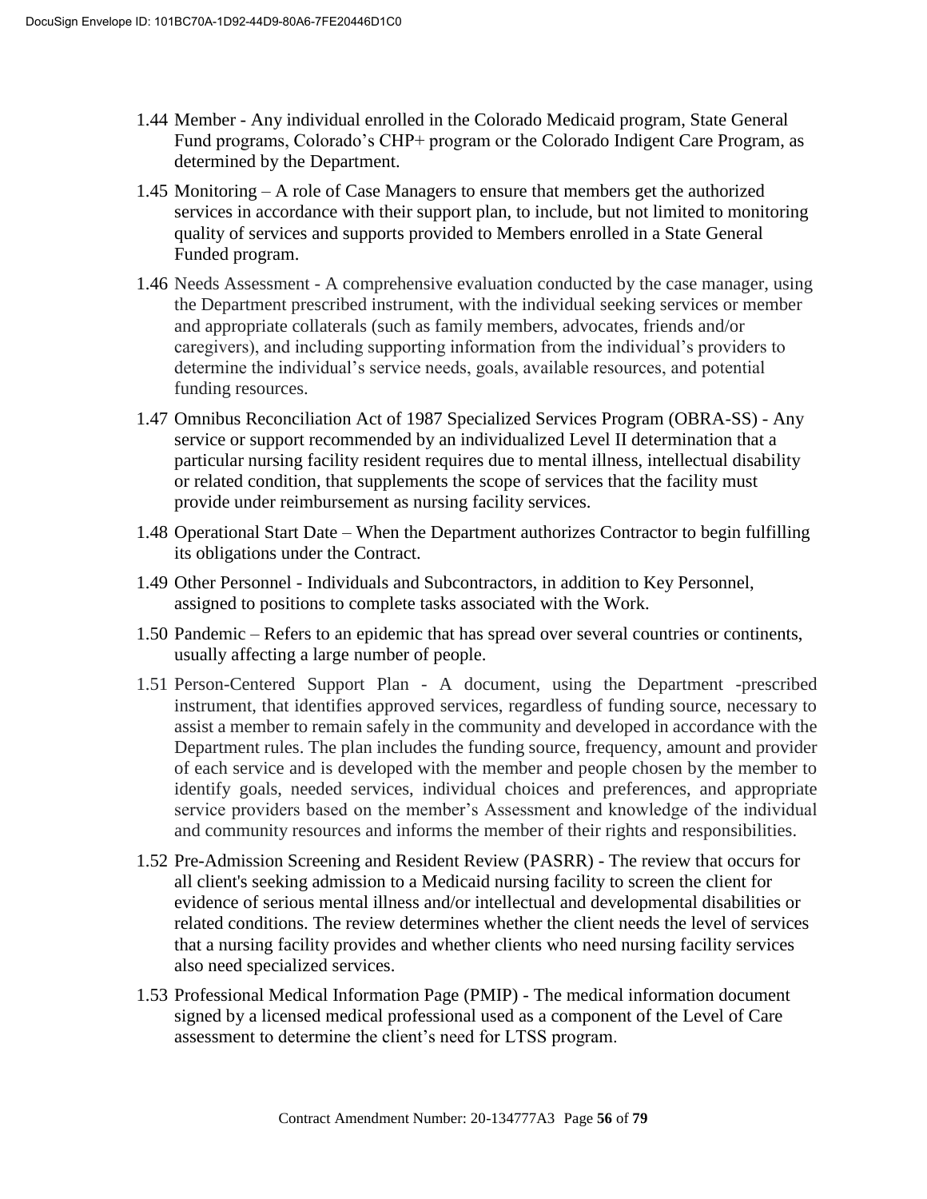1.44 Member - Any individual enrolled in the Colorado Medicaid program, State General Fund programs, Colorado's CHP+ program or the Colorado Indigent Care Program, as determined by the Department.

1.45 Monitoring – A role of Case Managers to ensure that members get the authorized services in accordance with their support plan, to include, but not limited to monitoring quality of services and supports provided to Members enrolled in a State General Funded program.

1.46 Needs Assessment - A comprehensive evaluation conducted by the case manager, using the Department prescribed instrument, with the individual seeking services or member and appropriate collaterals (such as family members, advocates, friends and/or caregivers), and including supporting information from the individual's providers to determine the individual's service needs, goals, available resources, and potential funding resources.

1.47 Omnibus Reconciliation Act of 1987 Specialized Services Program (OBRA-SS) - Any service or support recommended by an individualized Level II determination that a particular nursing facility resident requires due to mental illness, intellectual disability or related condition, that supplements the scope of services that the facility must provide under reimbursement as nursing facility services.

1.48 Operational Start Date – When the Department authorizes Contractor to begin fulfilling its obligations under the Contract.

1.49 Other Personnel - Individuals and Subcontractors, in addition to Key Personnel, assigned to positions to complete tasks associated with the Work.

1.50 Pandemic – Refers to an epidemic that has spread over several countries or continents, usually affecting a large number of people.

1.51 Person-Centered Support Plan - A document, using the Department -prescribed instrument, that identifies approved services, regardless of funding source, necessary to assist a member to remain safely in the community and developed in accordance with the Department rules. The plan includes the funding source, frequency, amount and provider of each service and is developed with the member and people chosen by the member to identify goals, needed services, individual choices and preferences, and appropriate service providers based on the member's Assessment and knowledge of the individual and community resources and informs the member of their rights and responsibilities.

1.52 Pre-Admission Screening and Resident Review (PASRR) - The review that occurs for all client's seeking admission to a Medicaid nursing facility to screen the client for evidence of serious mental illness and/or intellectual and developmental disabilities or related conditions. The review determines whether the client needs the level of services that a nursing facility provides and whether clients who need nursing facility services also need specialized services.

1.53 Professional Medical Information Page (PMIP) - The medical information document signed by a licensed medical professional used as a component of the Level of Care assessment to determine the client's need for LTSS program.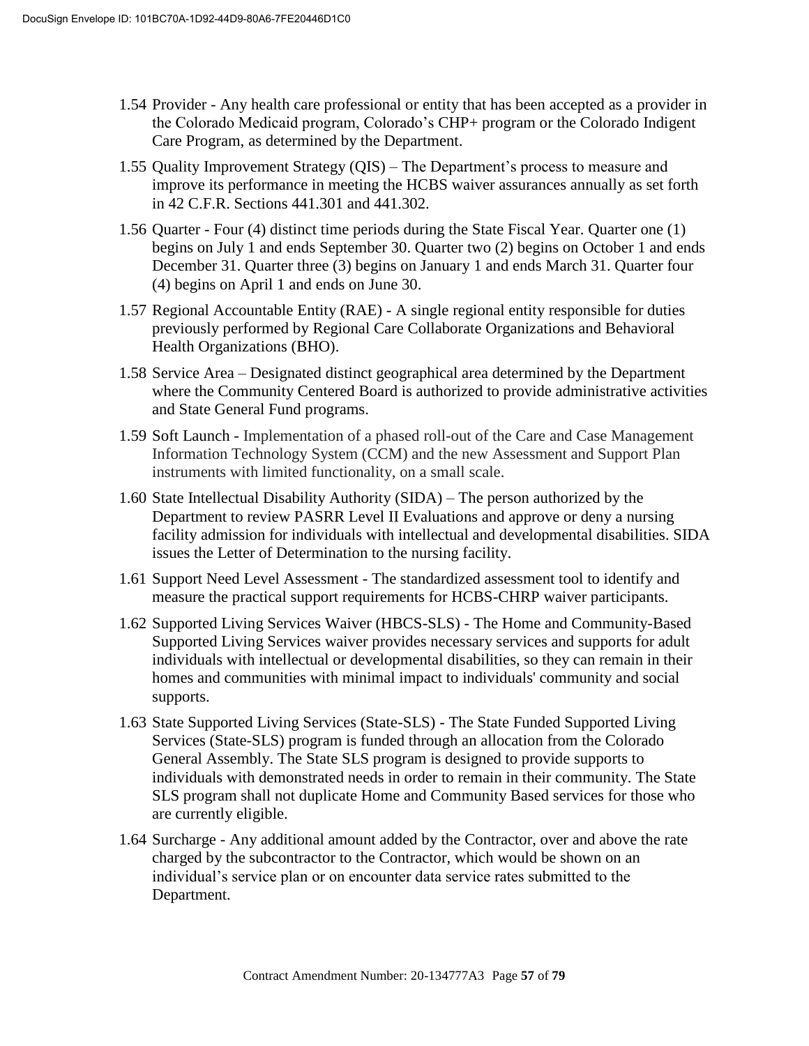1.54 Provider - Any health care professional or entity that has been accepted as a provider in the Colorado Medicaid program, Colorado's CHP+ program or the Colorado Indigent Care Program, as determined by the Department.

1.55 Quality Improvement Strategy (QIS) – The Department's process to measure and improve its performance in meeting the HCBS waiver assurances annually as set forth in 42 C.F.R. Sections 441.301 and 441.302.

1.56 Quarter - Four (4) distinct time periods during the State Fiscal Year. Quarter one (1) begins on July 1 and ends September 30. Quarter two (2) begins on October 1 and ends December 31. Quarter three (3) begins on January 1 and ends March 31. Quarter four (4) begins on April 1 and ends on June 30.

1.57 Regional Accountable Entity (RAE) - A single regional entity responsible for duties previously performed by Regional Care Collaborate Organizations and Behavioral Health Organizations (BHO).

1.58 Service Area – Designated distinct geographical area determined by the Department where the Community Centered Board is authorized to provide administrative activities and State General Fund programs.

1.59 Soft Launch - Implementation of a phased roll-out of the Care and Case Management Information Technology System (CCM) and the new Assessment and Support Plan instruments with limited functionality, on a small scale.

1.60 State Intellectual Disability Authority (SIDA) – The person authorized by the Department to review PASRR Level II Evaluations and approve or deny a nursing facility admission for individuals with intellectual and developmental disabilities. SIDA issues the Letter of Determination to the nursing facility.

1.61 Support Need Level Assessment - The standardized assessment tool to identify and measure the practical support requirements for HCBS-CHRP waiver participants.

1.62 Supported Living Services Waiver (HBCS-SLS) - The Home and Community-Based Supported Living Services waiver provides necessary services and supports for adult individuals with intellectual or developmental disabilities, so they can remain in their homes and communities with minimal impact to individuals' community and social supports.

1.63 State Supported Living Services (State-SLS) - The State Funded Supported Living Services (State-SLS) program is funded through an allocation from the Colorado General Assembly. The State SLS program is designed to provide supports to individuals with demonstrated needs in order to remain in their community. The State SLS program shall not duplicate Home and Community Based services for those who are currently eligible.

1.64 Surcharge - Any additional amount added by the Contractor, over and above the rate charged by the subcontractor to the Contractor, which would be shown on an individual's service plan or on encounter data service rates submitted to the Department.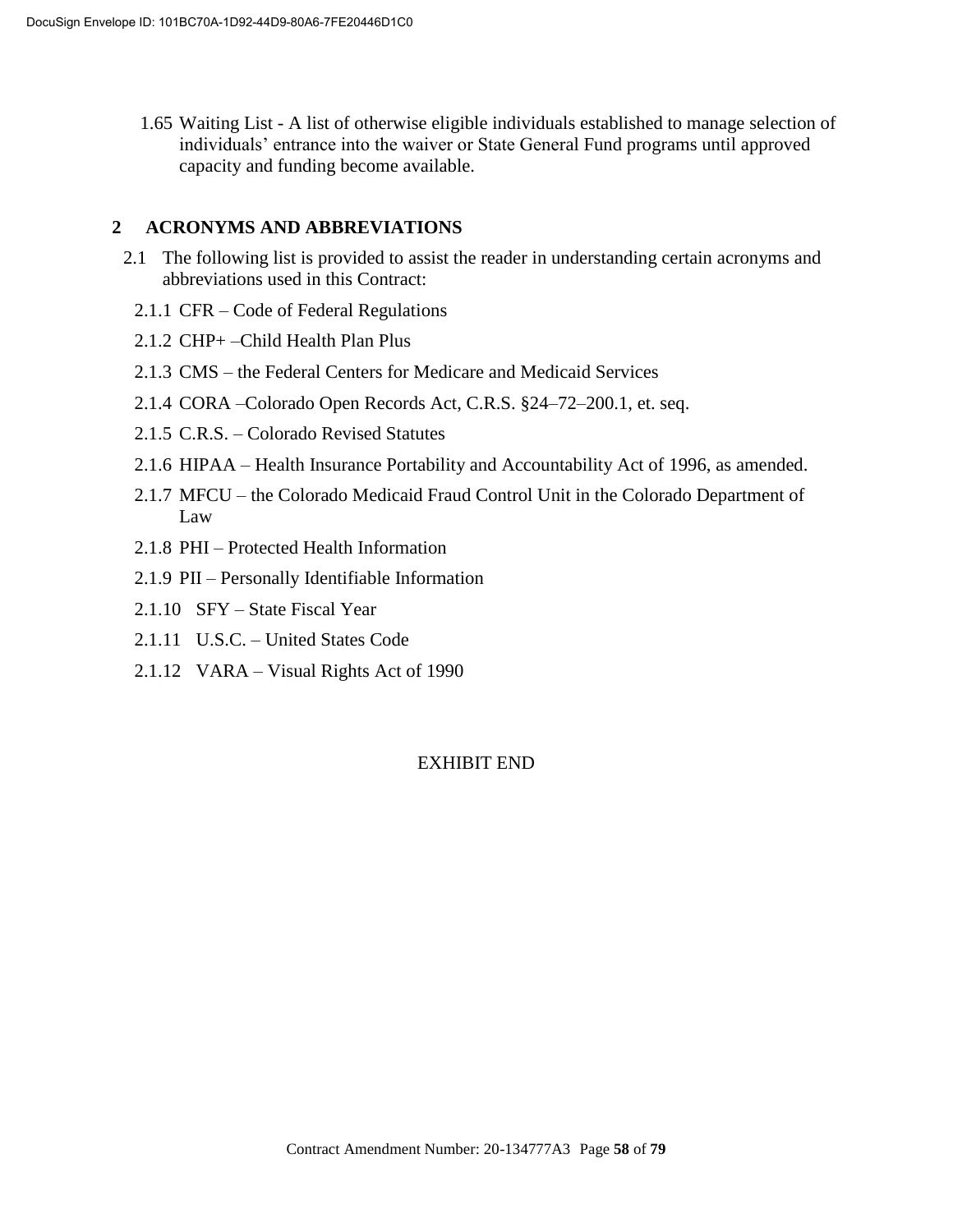1.65 Waiting List - A list of otherwise eligible individuals established to manage selection of individuals' entrance into the waiver or State General Fund programs until approved capacity and funding become available.

## 2 ACRONYMS AND ABBREVIATIONS

2.1 The following list is provided to assist the reader in understanding certain acronyms and abbreviations used in this Contract:

2.1.1 CFR – Code of Federal Regulations

2.1.2 CHP+ –Child Health Plan Plus

2.1.3 CMS – the Federal Centers for Medicare and Medicaid Services

2.1.4 CORA –Colorado Open Records Act, C.R.S. §24–72–200.1, et. seq.

2.1.5 C.R.S. – Colorado Revised Statutes

2.1.6 HIPAA – Health Insurance Portability and Accountability Act of 1996, as amended.

2.1.7 MFCU – the Colorado Medicaid Fraud Control Unit in the Colorado Department of Law

2.1.8 PHI – Protected Health Information

2.1.9 PII – Personally Identifiable Information

2.1.10 SFY – State Fiscal Year

2.1.11 U.S.C. – United States Code

2.1.12 VARA – Visual Rights Act of 1990

EXHIBIT END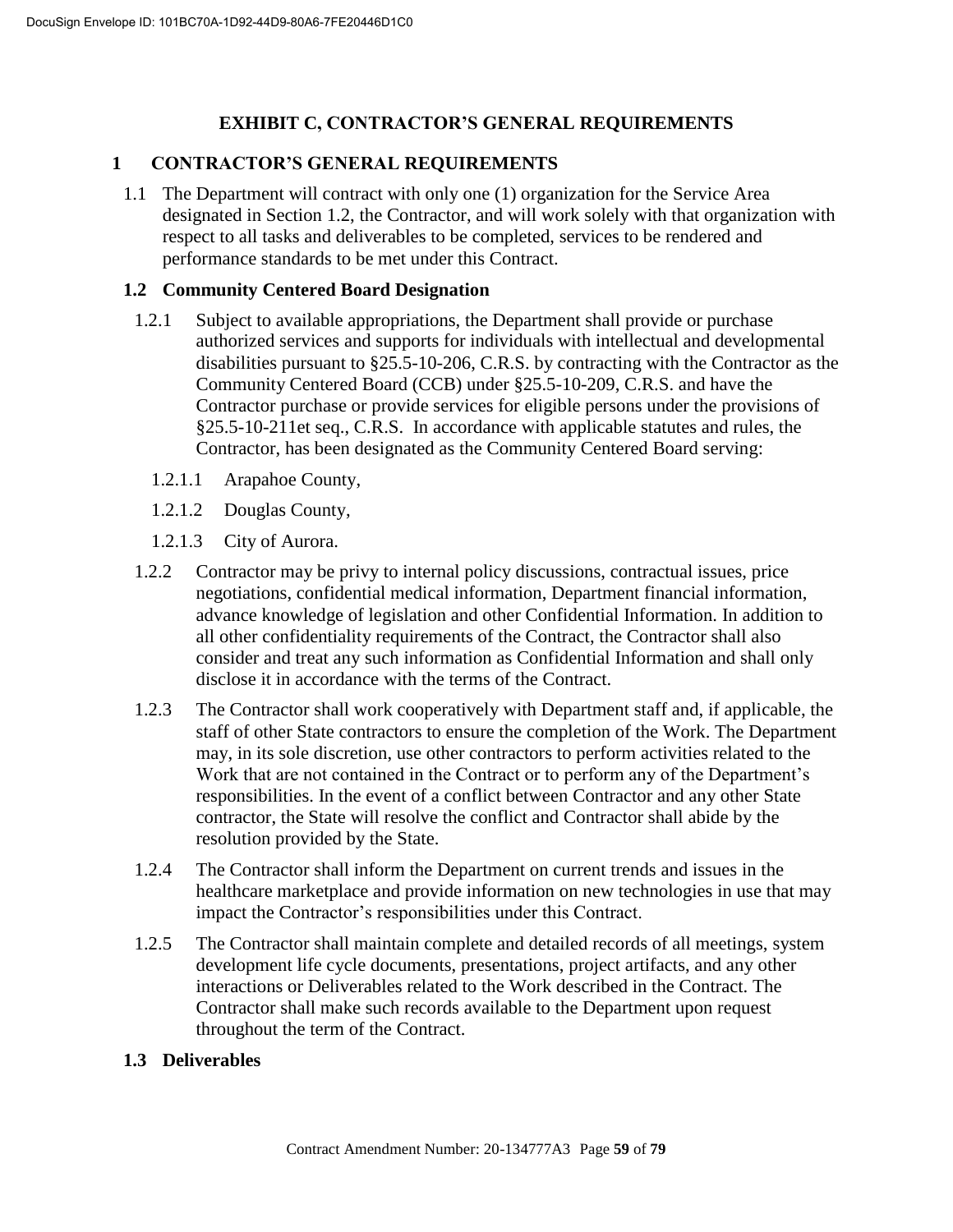# EXHIBIT C, CONTRACTOR'S GENERAL REQUIREMENTS

## 1 CONTRACTOR'S GENERAL REQUIREMENTS

1.1 The Department will contract with only one (1) organization for the Service Area designated in Section 1.2, the Contractor, and will work solely with that organization with respect to all tasks and deliverables to be completed, services to be rendered and performance standards to be met under this Contract.

### 1.2 Community Centered Board Designation

1.2.1 Subject to available appropriations, the Department shall provide or purchase authorized services and supports for individuals with intellectual and developmental disabilities pursuant to §25.5-10-206, C.R.S. by contracting with the Contractor as the Community Centered Board (CCB) under §25.5-10-209, C.R.S. and have the Contractor purchase or provide services for eligible persons under the provisions of §25.5-10-211et seq., C.R.S. In accordance with applicable statutes and rules, the Contractor, has been designated as the Community Centered Board serving:

1.2.1.1 Arapahoe County,

1.2.1.2 Douglas County,

1.2.1.3 City of Aurora.

1.2.2 Contractor may be privy to internal policy discussions, contractual issues, price negotiations, confidential medical information, Department financial information, advance knowledge of legislation and other Confidential Information. In addition to all other confidentiality requirements of the Contract, the Contractor shall also consider and treat any such information as Confidential Information and shall only disclose it in accordance with the terms of the Contract.

1.2.3 The Contractor shall work cooperatively with Department staff and, if applicable, the staff of other State contractors to ensure the completion of the Work. The Department may, in its sole discretion, use other contractors to perform activities related to the Work that are not contained in the Contract or to perform any of the Department's responsibilities. In the event of a conflict between Contractor and any other State contractor, the State will resolve the conflict and Contractor shall abide by the resolution provided by the State.

1.2.4 The Contractor shall inform the Department on current trends and issues in the healthcare marketplace and provide information on new technologies in use that may impact the Contractor's responsibilities under this Contract.

1.2.5 The Contractor shall maintain complete and detailed records of all meetings, system development life cycle documents, presentations, project artifacts, and any other interactions or Deliverables related to the Work described in the Contract. The Contractor shall make such records available to the Department upon request throughout the term of the Contract.

### 1.3 Deliverables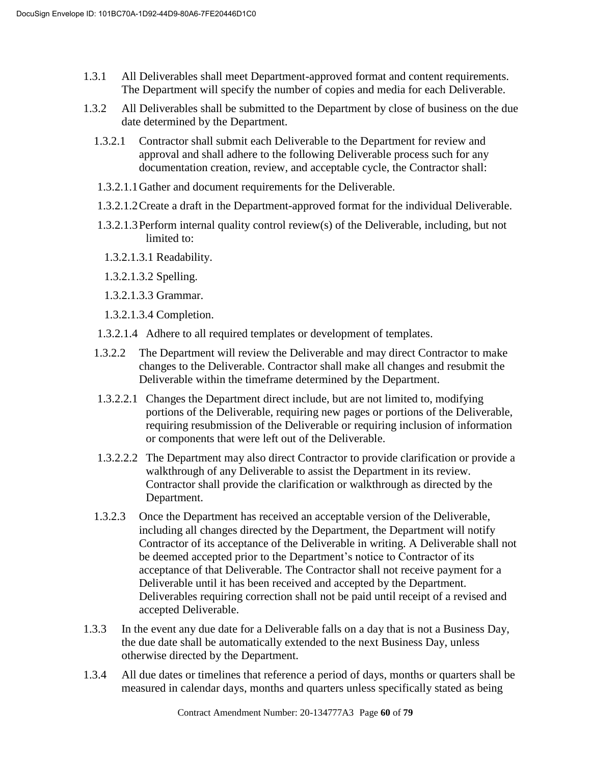1.3.1 All Deliverables shall meet Department-approved format and content requirements. The Department will specify the number of copies and media for each Deliverable.

1.3.2 All Deliverables shall be submitted to the Department by close of business on the due date determined by the Department.

1.3.2.1 Contractor shall submit each Deliverable to the Department for review and approval and shall adhere to the following Deliverable process such for any documentation creation, review, and acceptable cycle, the Contractor shall:

1.3.2.1.1 Gather and document requirements for the Deliverable.

1.3.2.1.2 Create a draft in the Department-approved format for the individual Deliverable.

1.3.2.1.3 Perform internal quality control review(s) of the Deliverable, including, but not limited to:

1.3.2.1.3.1 Readability.

1.3.2.1.3.2 Spelling.

1.3.2.1.3.3 Grammar.

1.3.2.1.3.4 Completion.

1.3.2.1.4 Adhere to all required templates or development of templates.

1.3.2.2 The Department will review the Deliverable and may direct Contractor to make changes to the Deliverable. Contractor shall make all changes and resubmit the Deliverable within the timeframe determined by the Department.

1.3.2.2.1 Changes the Department direct include, but are not limited to, modifying portions of the Deliverable, requiring new pages or portions of the Deliverable, requiring resubmission of the Deliverable or requiring inclusion of information or components that were left out of the Deliverable.

1.3.2.2.2 The Department may also direct Contractor to provide clarification or provide a walkthrough of any Deliverable to assist the Department in its review. Contractor shall provide the clarification or walkthrough as directed by the Department.

1.3.2.3 Once the Department has received an acceptable version of the Deliverable, including all changes directed by the Department, the Department will notify Contractor of its acceptance of the Deliverable in writing. A Deliverable shall not be deemed accepted prior to the Department's notice to Contractor of its acceptance of that Deliverable. The Contractor shall not receive payment for a Deliverable until it has been received and accepted by the Department. Deliverables requiring correction shall not be paid until receipt of a revised and accepted Deliverable.

1.3.3 In the event any due date for a Deliverable falls on a day that is not a Business Day, the due date shall be automatically extended to the next Business Day, unless otherwise directed by the Department.

1.3.4 All due dates or timelines that reference a period of days, months or quarters shall be measured in calendar days, months and quarters unless specifically stated as being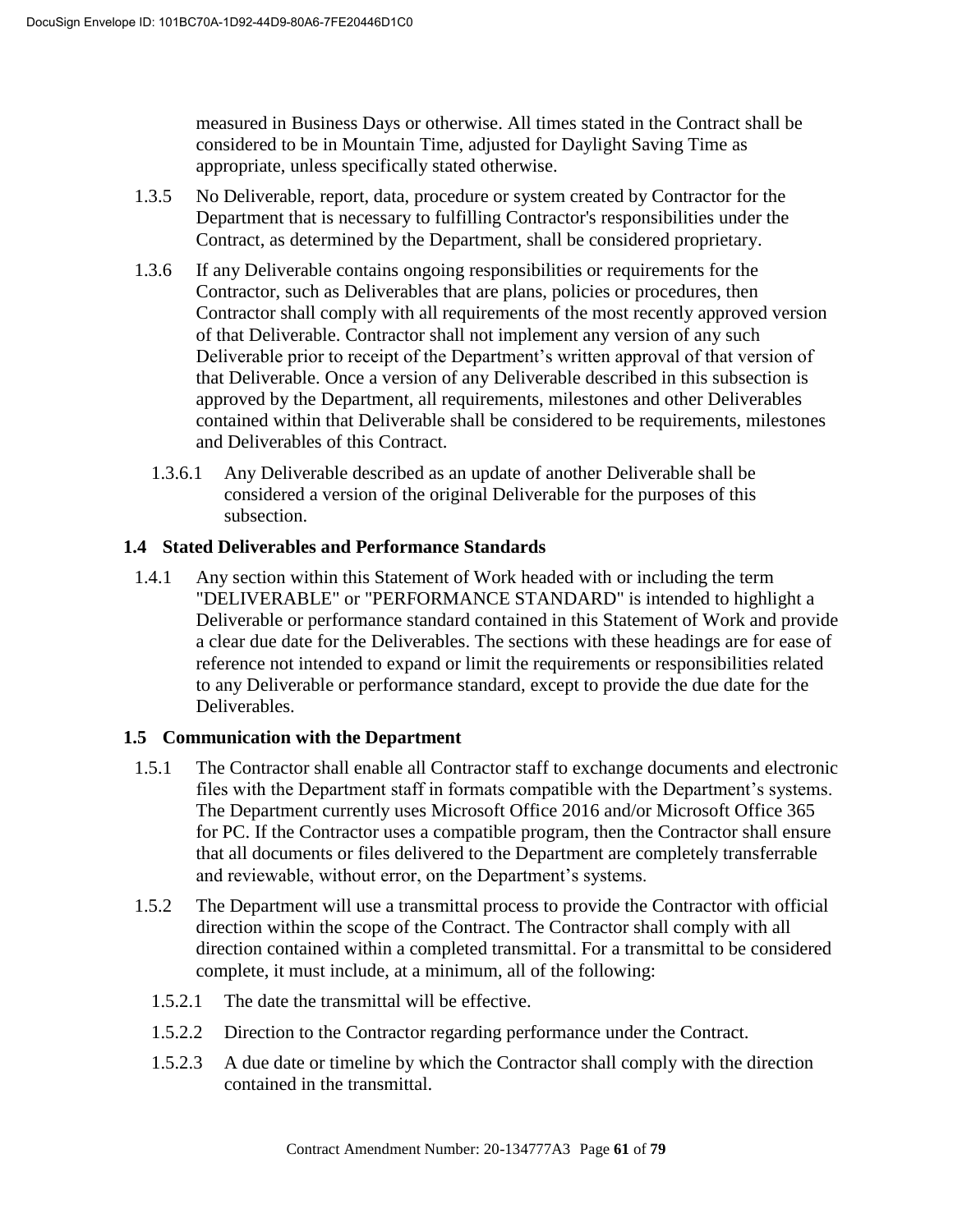measured in Business Days or otherwise. All times stated in the Contract shall be considered to be in Mountain Time, adjusted for Daylight Saving Time as appropriate, unless specifically stated otherwise.

1.3.5 No Deliverable, report, data, procedure or system created by Contractor for the Department that is necessary to fulfilling Contractor's responsibilities under the Contract, as determined by the Department, shall be considered proprietary.

1.3.6 If any Deliverable contains ongoing responsibilities or requirements for the Contractor, such as Deliverables that are plans, policies or procedures, then Contractor shall comply with all requirements of the most recently approved version of that Deliverable. Contractor shall not implement any version of any such Deliverable prior to receipt of the Department's written approval of that version of that Deliverable. Once a version of any Deliverable described in this subsection is approved by the Department, all requirements, milestones and other Deliverables contained within that Deliverable shall be considered to be requirements, milestones and Deliverables of this Contract.

1.3.6.1 Any Deliverable described as an update of another Deliverable shall be considered a version of the original Deliverable for the purposes of this subsection.

### 1.4 Stated Deliverables and Performance Standards

1.4.1 Any section within this Statement of Work headed with or including the term "DELIVERABLE" or "PERFORMANCE STANDARD" is intended to highlight a Deliverable or performance standard contained in this Statement of Work and provide a clear due date for the Deliverables. The sections with these headings are for ease of reference not intended to expand or limit the requirements or responsibilities related to any Deliverable or performance standard, except to provide the due date for the Deliverables.

### 1.5 Communication with the Department

1.5.1 The Contractor shall enable all Contractor staff to exchange documents and electronic files with the Department staff in formats compatible with the Department's systems. The Department currently uses Microsoft Office 2016 and/or Microsoft Office 365 for PC. If the Contractor uses a compatible program, then the Contractor shall ensure that all documents or files delivered to the Department are completely transferrable and reviewable, without error, on the Department's systems.

1.5.2 The Department will use a transmittal process to provide the Contractor with official direction within the scope of the Contract. The Contractor shall comply with all direction contained within a completed transmittal. For a transmittal to be considered complete, it must include, at a minimum, all of the following:

1.5.2.1 The date the transmittal will be effective.

1.5.2.2 Direction to the Contractor regarding performance under the Contract.

1.5.2.3 A due date or timeline by which the Contractor shall comply with the direction contained in the transmittal.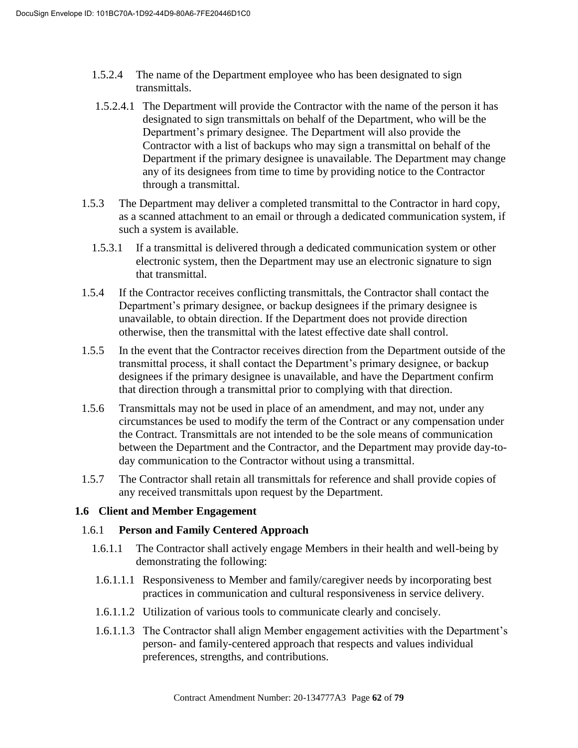1.5.2.4 The name of the Department employee who has been designated to sign transmittals.

1.5.2.4.1 The Department will provide the Contractor with the name of the person it has designated to sign transmittals on behalf of the Department, who will be the Department's primary designee. The Department will also provide the Contractor with a list of backups who may sign a transmittal on behalf of the Department if the primary designee is unavailable. The Department may change any of its designees from time to time by providing notice to the Contractor through a transmittal.

1.5.3 The Department may deliver a completed transmittal to the Contractor in hard copy, as a scanned attachment to an email or through a dedicated communication system, if such a system is available.

1.5.3.1 If a transmittal is delivered through a dedicated communication system or other electronic system, then the Department may use an electronic signature to sign that transmittal.

1.5.4 If the Contractor receives conflicting transmittals, the Contractor shall contact the Department's primary designee, or backup designees if the primary designee is unavailable, to obtain direction. If the Department does not provide direction otherwise, then the transmittal with the latest effective date shall control.

1.5.5 In the event that the Contractor receives direction from the Department outside of the transmittal process, it shall contact the Department's primary designee, or backup designees if the primary designee is unavailable, and have the Department confirm that direction through a transmittal prior to complying with that direction.

1.5.6 Transmittals may not be used in place of an amendment, and may not, under any circumstances be used to modify the term of the Contract or any compensation under the Contract. Transmittals are not intended to be the sole means of communication between the Department and the Contractor, and the Department may provide day-to-day communication to the Contractor without using a transmittal.

1.5.7 The Contractor shall retain all transmittals for reference and shall provide copies of any received transmittals upon request by the Department.

## 1.6 Client and Member Engagement

### 1.6.1 Person and Family Centered Approach

1.6.1.1 The Contractor shall actively engage Members in their health and well-being by demonstrating the following:

1.6.1.1.1 Responsiveness to Member and family/caregiver needs by incorporating best practices in communication and cultural responsiveness in service delivery.

1.6.1.1.2 Utilization of various tools to communicate clearly and concisely.

1.6.1.1.3 The Contractor shall align Member engagement activities with the Department's person- and family-centered approach that respects and values individual preferences, strengths, and contributions.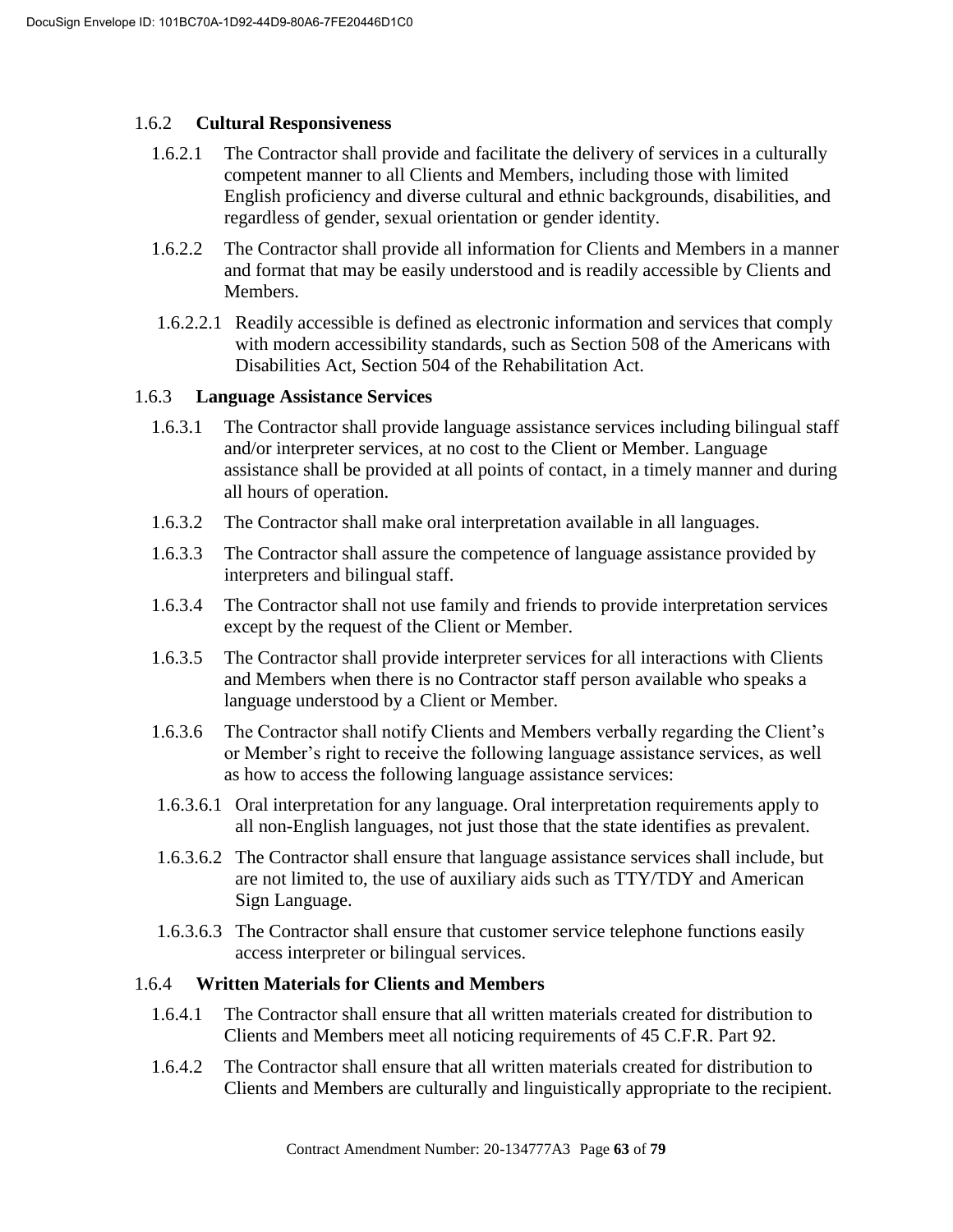### 1.6.2 **Cultural Responsiveness**

1.6.2.1 The Contractor shall provide and facilitate the delivery of services in a culturally competent manner to all Clients and Members, including those with limited English proficiency and diverse cultural and ethnic backgrounds, disabilities, and regardless of gender, sexual orientation or gender identity.

1.6.2.2 The Contractor shall provide all information for Clients and Members in a manner and format that may be easily understood and is readily accessible by Clients and Members.

1.6.2.2.1 Readily accessible is defined as electronic information and services that comply with modern accessibility standards, such as Section 508 of the Americans with Disabilities Act, Section 504 of the Rehabilitation Act.

### 1.6.3 **Language Assistance Services**

1.6.3.1 The Contractor shall provide language assistance services including bilingual staff and/or interpreter services, at no cost to the Client or Member. Language assistance shall be provided at all points of contact, in a timely manner and during all hours of operation.

1.6.3.2 The Contractor shall make oral interpretation available in all languages.

1.6.3.3 The Contractor shall assure the competence of language assistance provided by interpreters and bilingual staff.

1.6.3.4 The Contractor shall not use family and friends to provide interpretation services except by the request of the Client or Member.

1.6.3.5 The Contractor shall provide interpreter services for all interactions with Clients and Members when there is no Contractor staff person available who speaks a language understood by a Client or Member.

1.6.3.6 The Contractor shall notify Clients and Members verbally regarding the Client's or Member's right to receive the following language assistance services, as well as how to access the following language assistance services:

1.6.3.6.1 Oral interpretation for any language. Oral interpretation requirements apply to all non-English languages, not just those that the state identifies as prevalent.

1.6.3.6.2 The Contractor shall ensure that language assistance services shall include, but are not limited to, the use of auxiliary aids such as TTY/TDY and American Sign Language.

1.6.3.6.3 The Contractor shall ensure that customer service telephone functions easily access interpreter or bilingual services.

### 1.6.4 **Written Materials for Clients and Members**

1.6.4.1 The Contractor shall ensure that all written materials created for distribution to Clients and Members meet all noticing requirements of 45 C.F.R. Part 92.

1.6.4.2 The Contractor shall ensure that all written materials created for distribution to Clients and Members are culturally and linguistically appropriate to the recipient.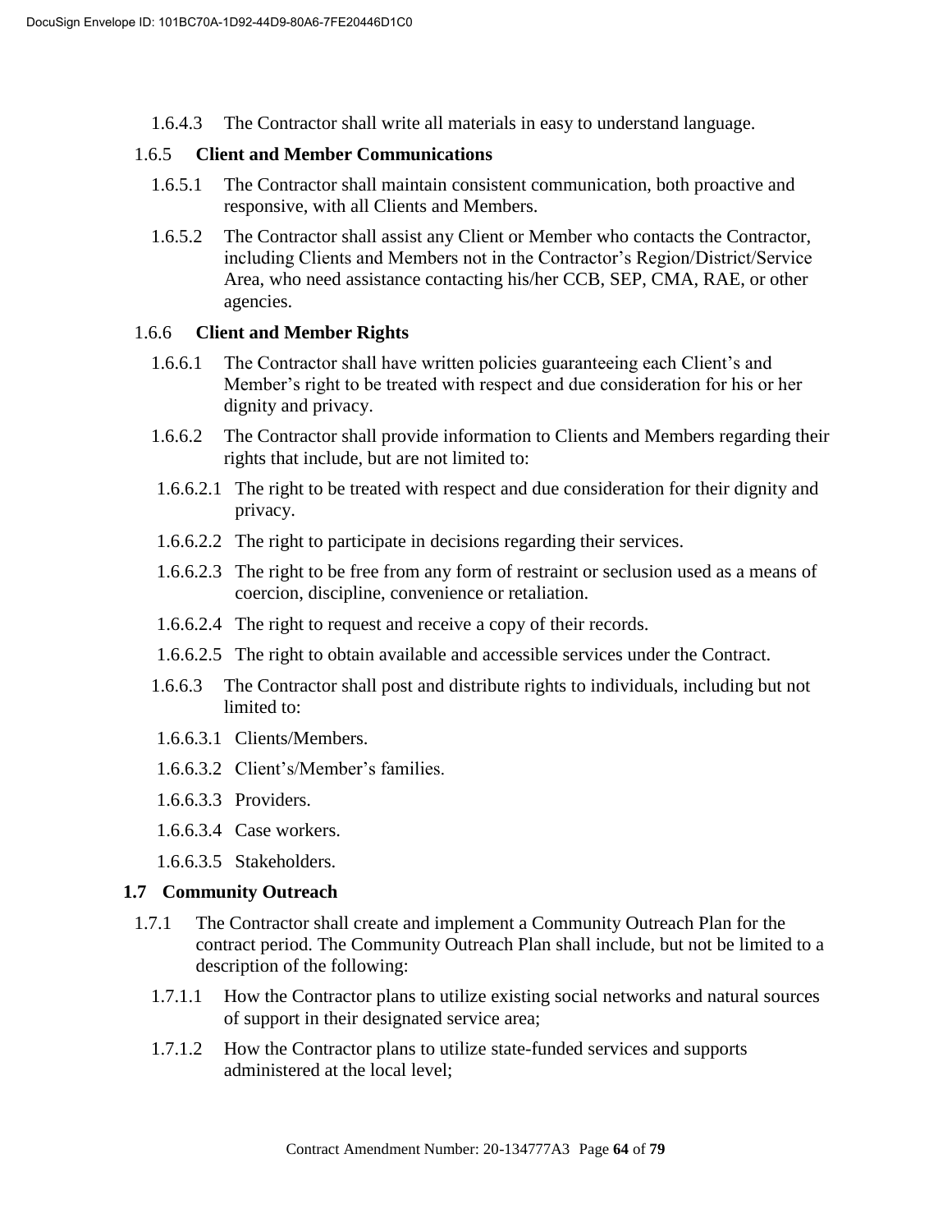1.6.4.3 The Contractor shall write all materials in easy to understand language.

**1.6.5 Client and Member Communications**

1.6.5.1 The Contractor shall maintain consistent communication, both proactive and responsive, with all Clients and Members.

1.6.5.2 The Contractor shall assist any Client or Member who contacts the Contractor, including Clients and Members not in the Contractor's Region/District/Service Area, who need assistance contacting his/her CCB, SEP, CMA, RAE, or other agencies.

**1.6.6 Client and Member Rights**

1.6.6.1 The Contractor shall have written policies guaranteeing each Client's and Member's right to be treated with respect and due consideration for his or her dignity and privacy.

1.6.6.2 The Contractor shall provide information to Clients and Members regarding their rights that include, but are not limited to:

1.6.6.2.1 The right to be treated with respect and due consideration for their dignity and privacy.

1.6.6.2.2 The right to participate in decisions regarding their services.

1.6.6.2.3 The right to be free from any form of restraint or seclusion used as a means of coercion, discipline, convenience or retaliation.

1.6.6.2.4 The right to request and receive a copy of their records.

1.6.6.2.5 The right to obtain available and accessible services under the Contract.

1.6.6.3 The Contractor shall post and distribute rights to individuals, including but not limited to:

1.6.6.3.1 Clients/Members.

1.6.6.3.2 Client's/Member's families.

1.6.6.3.3 Providers.

1.6.6.3.4 Case workers.

1.6.6.3.5 Stakeholders.

## 1.7 Community Outreach

1.7.1 The Contractor shall create and implement a Community Outreach Plan for the contract period. The Community Outreach Plan shall include, but not be limited to a description of the following:

1.7.1.1 How the Contractor plans to utilize existing social networks and natural sources of support in their designated service area;

1.7.1.2 How the Contractor plans to utilize state-funded services and supports administered at the local level;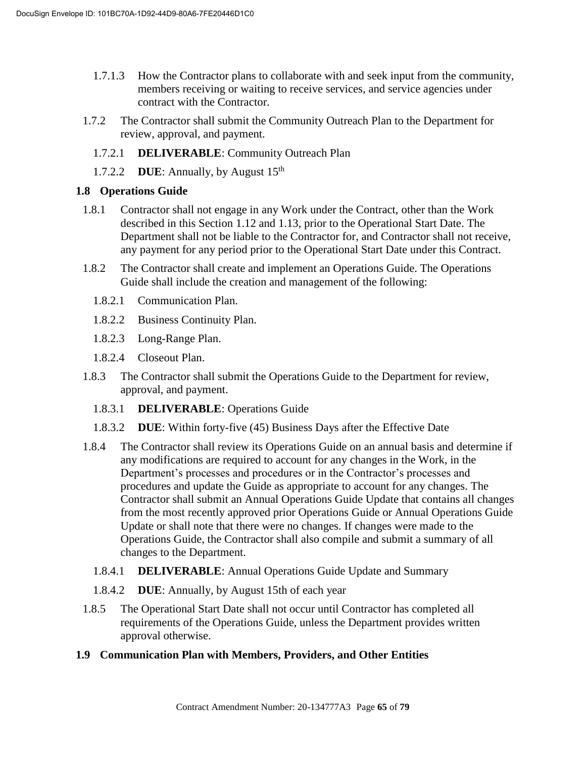1.7.1.3 How the Contractor plans to collaborate with and seek input from the community, members receiving or waiting to receive services, and service agencies under contract with the Contractor.

1.7.2 The Contractor shall submit the Community Outreach Plan to the Department for review, approval, and payment.

1.7.2.1 **DELIVERABLE**: Community Outreach Plan

1.7.2.2 **DUE**: Annually, by August 15th

### 1.8 Operations Guide

1.8.1 Contractor shall not engage in any Work under the Contract, other than the Work described in this Section 1.12 and 1.13, prior to the Operational Start Date. The Department shall not be liable to the Contractor for, and Contractor shall not receive, any payment for any period prior to the Operational Start Date under this Contract.

1.8.2 The Contractor shall create and implement an Operations Guide. The Operations Guide shall include the creation and management of the following:

1.8.2.1 Communication Plan.

1.8.2.2 Business Continuity Plan.

1.8.2.3 Long-Range Plan.

1.8.2.4 Closeout Plan.

1.8.3 The Contractor shall submit the Operations Guide to the Department for review, approval, and payment.

1.8.3.1 **DELIVERABLE**: Operations Guide

1.8.3.2 **DUE**: Within forty-five (45) Business Days after the Effective Date

1.8.4 The Contractor shall review its Operations Guide on an annual basis and determine if any modifications are required to account for any changes in the Work, in the Department's processes and procedures or in the Contractor's processes and procedures and update the Guide as appropriate to account for any changes. The Contractor shall submit an Annual Operations Guide Update that contains all changes from the most recently approved prior Operations Guide or Annual Operations Guide Update or shall note that there were no changes. If changes were made to the Operations Guide, the Contractor shall also compile and submit a summary of all changes to the Department.

1.8.4.1 **DELIVERABLE**: Annual Operations Guide Update and Summary

1.8.4.2 **DUE**: Annually, by August 15th of each year

1.8.5 The Operational Start Date shall not occur until Contractor has completed all requirements of the Operations Guide, unless the Department provides written approval otherwise.

### 1.9 Communication Plan with Members, Providers, and Other Entities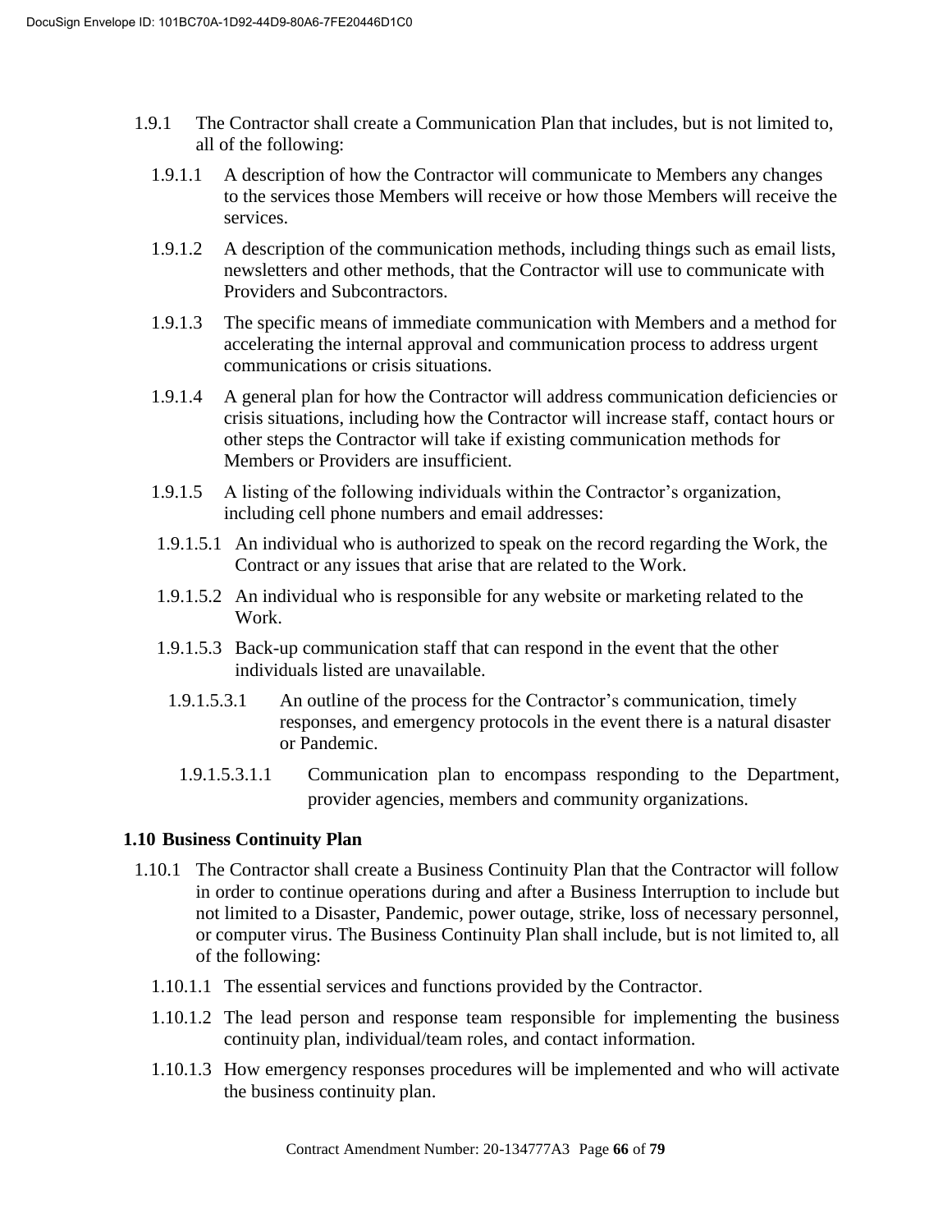1.9.1 The Contractor shall create a Communication Plan that includes, but is not limited to, all of the following:

1.9.1.1 A description of how the Contractor will communicate to Members any changes to the services those Members will receive or how those Members will receive the services.

1.9.1.2 A description of the communication methods, including things such as email lists, newsletters and other methods, that the Contractor will use to communicate with Providers and Subcontractors.

1.9.1.3 The specific means of immediate communication with Members and a method for accelerating the internal approval and communication process to address urgent communications or crisis situations.

1.9.1.4 A general plan for how the Contractor will address communication deficiencies or crisis situations, including how the Contractor will increase staff, contact hours or other steps the Contractor will take if existing communication methods for Members or Providers are insufficient.

1.9.1.5 A listing of the following individuals within the Contractor's organization, including cell phone numbers and email addresses:

1.9.1.5.1 An individual who is authorized to speak on the record regarding the Work, the Contract or any issues that arise that are related to the Work.

1.9.1.5.2 An individual who is responsible for any website or marketing related to the Work.

1.9.1.5.3 Back-up communication staff that can respond in the event that the other individuals listed are unavailable.

1.9.1.5.3.1 An outline of the process for the Contractor's communication, timely responses, and emergency protocols in the event there is a natural disaster or Pandemic.

1.9.1.5.3.1.1 Communication plan to encompass responding to the Department, provider agencies, members and community organizations.

## 1.10 Business Continuity Plan

1.10.1 The Contractor shall create a Business Continuity Plan that the Contractor will follow in order to continue operations during and after a Business Interruption to include but not limited to a Disaster, Pandemic, power outage, strike, loss of necessary personnel, or computer virus. The Business Continuity Plan shall include, but is not limited to, all of the following:

1.10.1.1 The essential services and functions provided by the Contractor.

1.10.1.2 The lead person and response team responsible for implementing the business continuity plan, individual/team roles, and contact information.

1.10.1.3 How emergency responses procedures will be implemented and who will activate the business continuity plan.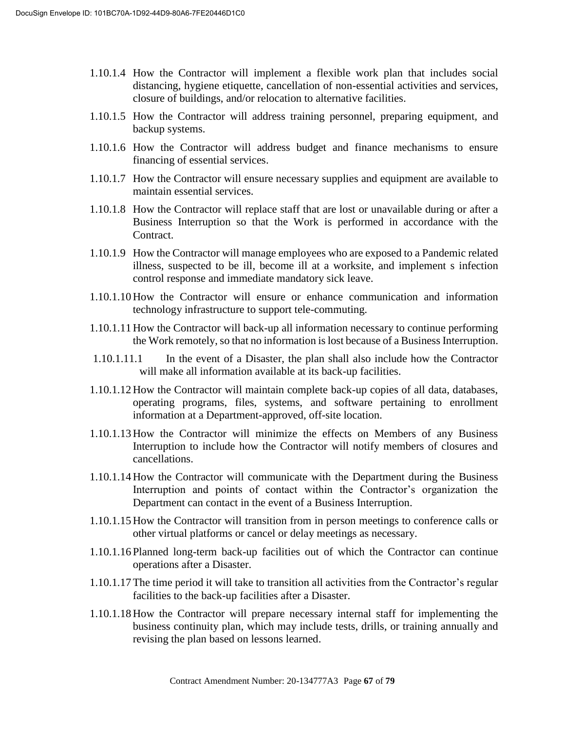1.10.1.4 How the Contractor will implement a flexible work plan that includes social distancing, hygiene etiquette, cancellation of non-essential activities and services, closure of buildings, and/or relocation to alternative facilities.

1.10.1.5 How the Contractor will address training personnel, preparing equipment, and backup systems.

1.10.1.6 How the Contractor will address budget and finance mechanisms to ensure financing of essential services.

1.10.1.7 How the Contractor will ensure necessary supplies and equipment are available to maintain essential services.

1.10.1.8 How the Contractor will replace staff that are lost or unavailable during or after a Business Interruption so that the Work is performed in accordance with the Contract.

1.10.1.9 How the Contractor will manage employees who are exposed to a Pandemic related illness, suspected to be ill, become ill at a worksite, and implement s infection control response and immediate mandatory sick leave.

1.10.1.10 How the Contractor will ensure or enhance communication and information technology infrastructure to support tele-commuting.

1.10.1.11 How the Contractor will back-up all information necessary to continue performing the Work remotely, so that no information is lost because of a Business Interruption.

1.10.1.11.1 In the event of a Disaster, the plan shall also include how the Contractor will make all information available at its back-up facilities.

1.10.1.12 How the Contractor will maintain complete back-up copies of all data, databases, operating programs, files, systems, and software pertaining to enrollment information at a Department-approved, off-site location.

1.10.1.13 How the Contractor will minimize the effects on Members of any Business Interruption to include how the Contractor will notify members of closures and cancellations.

1.10.1.14 How the Contractor will communicate with the Department during the Business Interruption and points of contact within the Contractor's organization the Department can contact in the event of a Business Interruption.

1.10.1.15 How the Contractor will transition from in person meetings to conference calls or other virtual platforms or cancel or delay meetings as necessary.

1.10.1.16 Planned long-term back-up facilities out of which the Contractor can continue operations after a Disaster.

1.10.1.17 The time period it will take to transition all activities from the Contractor's regular facilities to the back-up facilities after a Disaster.

1.10.1.18 How the Contractor will prepare necessary internal staff for implementing the business continuity plan, which may include tests, drills, or training annually and revising the plan based on lessons learned.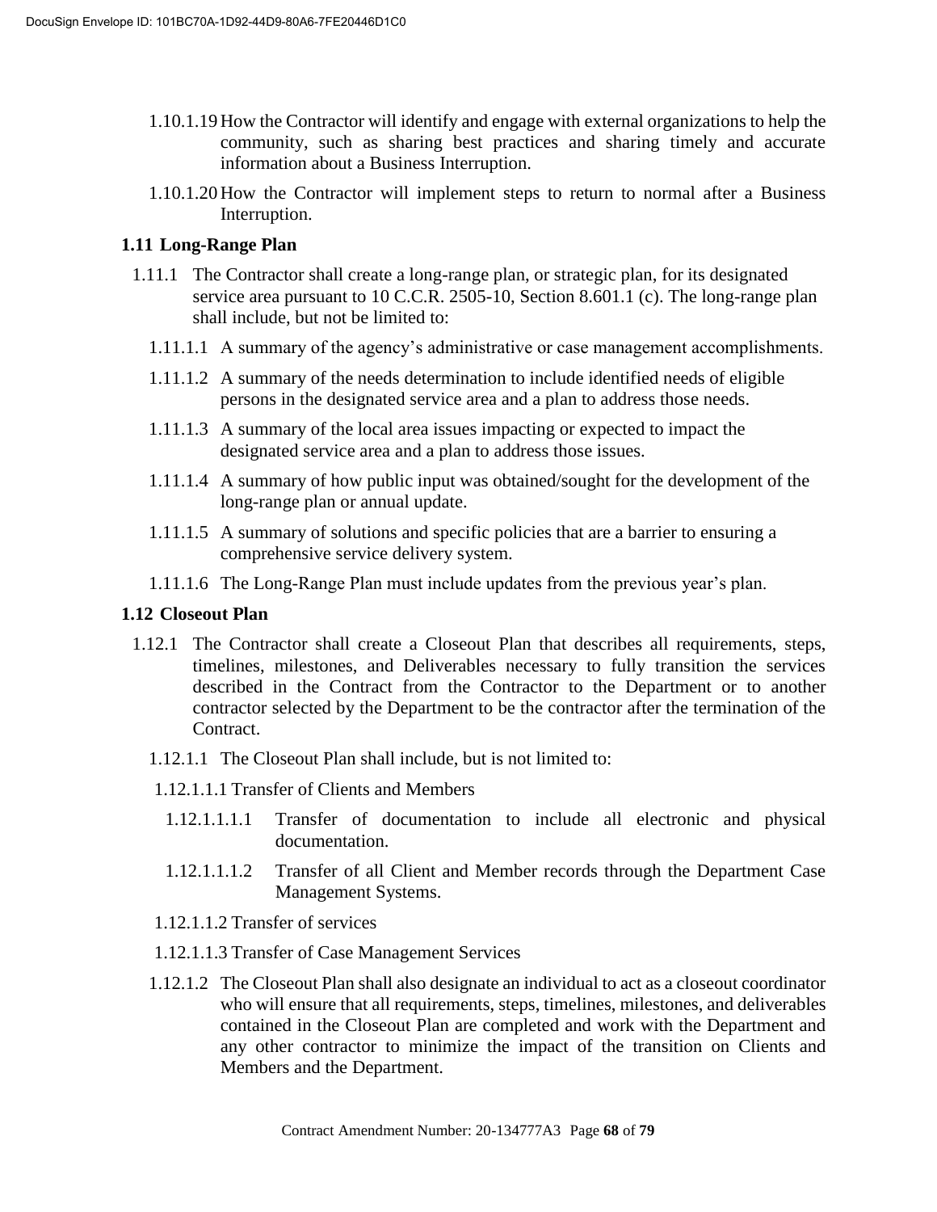1.10.1.19 How the Contractor will identify and engage with external organizations to help the community, such as sharing best practices and sharing timely and accurate information about a Business Interruption.

1.10.1.20 How the Contractor will implement steps to return to normal after a Business Interruption.

### 1.11 Long-Range Plan

1.11.1 The Contractor shall create a long-range plan, or strategic plan, for its designated service area pursuant to 10 C.C.R. 2505-10, Section 8.601.1 (c). The long-range plan shall include, but not be limited to:

1.11.1.1 A summary of the agency's administrative or case management accomplishments.

1.11.1.2 A summary of the needs determination to include identified needs of eligible persons in the designated service area and a plan to address those needs.

1.11.1.3 A summary of the local area issues impacting or expected to impact the designated service area and a plan to address those issues.

1.11.1.4 A summary of how public input was obtained/sought for the development of the long-range plan or annual update.

1.11.1.5 A summary of solutions and specific policies that are a barrier to ensuring a comprehensive service delivery system.

1.11.1.6 The Long-Range Plan must include updates from the previous year's plan.

### 1.12 Closeout Plan

1.12.1 The Contractor shall create a Closeout Plan that describes all requirements, steps, timelines, milestones, and Deliverables necessary to fully transition the services described in the Contract from the Contractor to the Department or to another contractor selected by the Department to be the contractor after the termination of the Contract.

1.12.1.1 The Closeout Plan shall include, but is not limited to:

1.12.1.1.1 Transfer of Clients and Members

1.12.1.1.1.1 Transfer of documentation to include all electronic and physical documentation.

1.12.1.1.1.2 Transfer of all Client and Member records through the Department Case Management Systems.

1.12.1.1.2 Transfer of services

1.12.1.1.3 Transfer of Case Management Services

1.12.1.2 The Closeout Plan shall also designate an individual to act as a closeout coordinator who will ensure that all requirements, steps, timelines, milestones, and deliverables contained in the Closeout Plan are completed and work with the Department and any other contractor to minimize the impact of the transition on Clients and Members and the Department.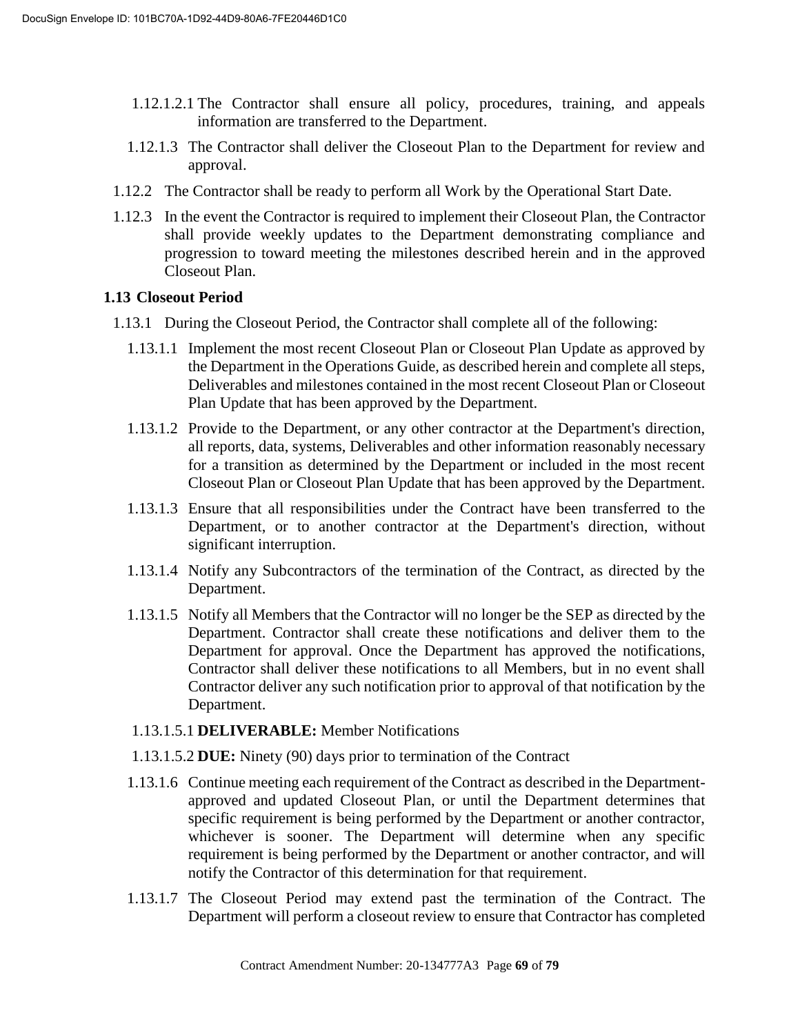1.12.1.2.1 The Contractor shall ensure all policy, procedures, training, and appeals information are transferred to the Department.

1.12.1.3 The Contractor shall deliver the Closeout Plan to the Department for review and approval.

1.12.2 The Contractor shall be ready to perform all Work by the Operational Start Date.

1.12.3 In the event the Contractor is required to implement their Closeout Plan, the Contractor shall provide weekly updates to the Department demonstrating compliance and progression to toward meeting the milestones described herein and in the approved Closeout Plan.

### 1.13 Closeout Period

1.13.1 During the Closeout Period, the Contractor shall complete all of the following:

1.13.1.1 Implement the most recent Closeout Plan or Closeout Plan Update as approved by the Department in the Operations Guide, as described herein and complete all steps, Deliverables and milestones contained in the most recent Closeout Plan or Closeout Plan Update that has been approved by the Department.

1.13.1.2 Provide to the Department, or any other contractor at the Department's direction, all reports, data, systems, Deliverables and other information reasonably necessary for a transition as determined by the Department or included in the most recent Closeout Plan or Closeout Plan Update that has been approved by the Department.

1.13.1.3 Ensure that all responsibilities under the Contract have been transferred to the Department, or to another contractor at the Department's direction, without significant interruption.

1.13.1.4 Notify any Subcontractors of the termination of the Contract, as directed by the Department.

1.13.1.5 Notify all Members that the Contractor will no longer be the SEP as directed by the Department. Contractor shall create these notifications and deliver them to the Department for approval. Once the Department has approved the notifications, Contractor shall deliver these notifications to all Members, but in no event shall Contractor deliver any such notification prior to approval of that notification by the Department.

1.13.1.5.1 **DELIVERABLE:** Member Notifications

1.13.1.5.2 **DUE:** Ninety (90) days prior to termination of the Contract

1.13.1.6 Continue meeting each requirement of the Contract as described in the Department-approved and updated Closeout Plan, or until the Department determines that specific requirement is being performed by the Department or another contractor, whichever is sooner. The Department will determine when any specific requirement is being performed by the Department or another contractor, and will notify the Contractor of this determination for that requirement.

1.13.1.7 The Closeout Period may extend past the termination of the Contract. The Department will perform a closeout review to ensure that Contractor has completed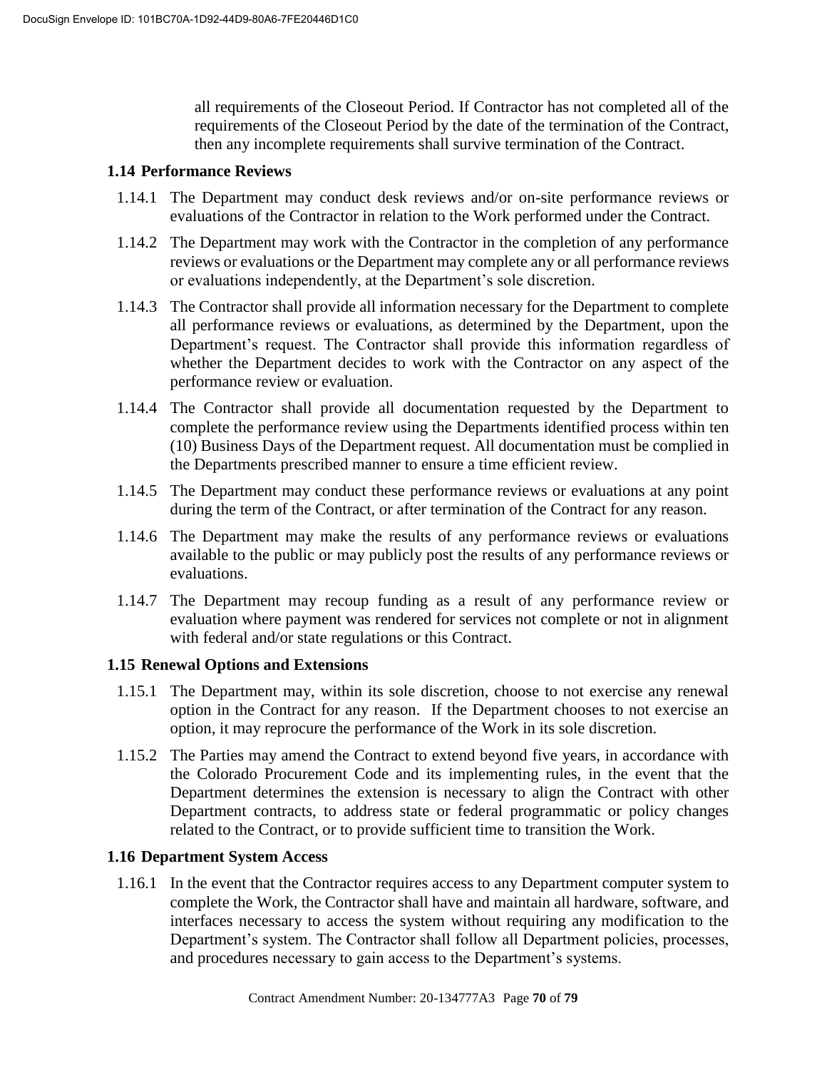all requirements of the Closeout Period. If Contractor has not completed all of the requirements of the Closeout Period by the date of the termination of the Contract, then any incomplete requirements shall survive termination of the Contract.

### 1.14 Performance Reviews

1.14.1 The Department may conduct desk reviews and/or on-site performance reviews or evaluations of the Contractor in relation to the Work performed under the Contract.

1.14.2 The Department may work with the Contractor in the completion of any performance reviews or evaluations or the Department may complete any or all performance reviews or evaluations independently, at the Department's sole discretion.

1.14.3 The Contractor shall provide all information necessary for the Department to complete all performance reviews or evaluations, as determined by the Department, upon the Department's request. The Contractor shall provide this information regardless of whether the Department decides to work with the Contractor on any aspect of the performance review or evaluation.

1.14.4 The Contractor shall provide all documentation requested by the Department to complete the performance review using the Departments identified process within ten (10) Business Days of the Department request. All documentation must be complied in the Departments prescribed manner to ensure a time efficient review.

1.14.5 The Department may conduct these performance reviews or evaluations at any point during the term of the Contract, or after termination of the Contract for any reason.

1.14.6 The Department may make the results of any performance reviews or evaluations available to the public or may publicly post the results of any performance reviews or evaluations.

1.14.7 The Department may recoup funding as a result of any performance review or evaluation where payment was rendered for services not complete or not in alignment with federal and/or state regulations or this Contract.

### 1.15 Renewal Options and Extensions

1.15.1 The Department may, within its sole discretion, choose to not exercise any renewal option in the Contract for any reason. If the Department chooses to not exercise an option, it may reprocure the performance of the Work in its sole discretion.

1.15.2 The Parties may amend the Contract to extend beyond five years, in accordance with the Colorado Procurement Code and its implementing rules, in the event that the Department determines the extension is necessary to align the Contract with other Department contracts, to address state or federal programmatic or policy changes related to the Contract, or to provide sufficient time to transition the Work.

### 1.16 Department System Access

1.16.1 In the event that the Contractor requires access to any Department computer system to complete the Work, the Contractor shall have and maintain all hardware, software, and interfaces necessary to access the system without requiring any modification to the Department's system. The Contractor shall follow all Department policies, processes, and procedures necessary to gain access to the Department's systems.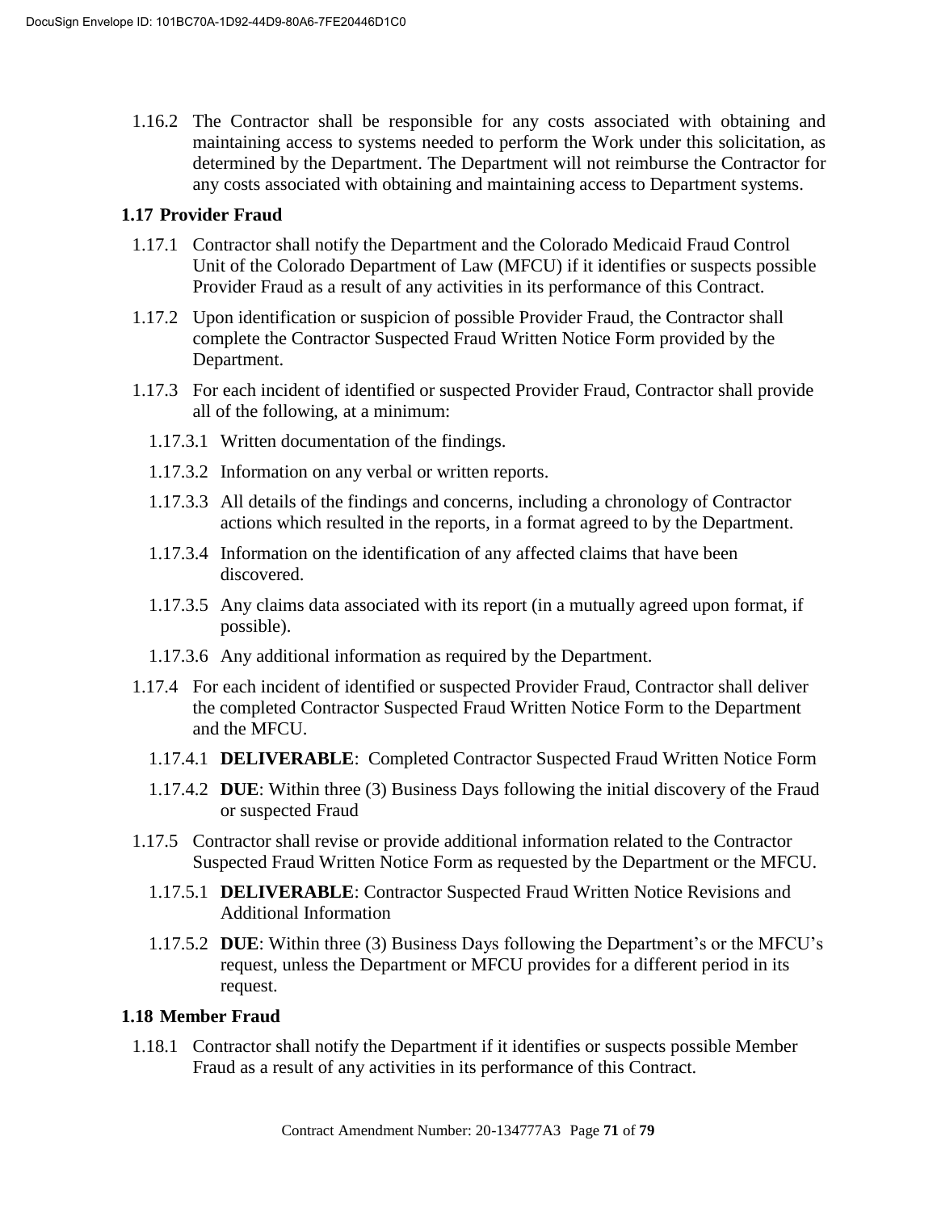1.16.2 The Contractor shall be responsible for any costs associated with obtaining and maintaining access to systems needed to perform the Work under this solicitation, as determined by the Department. The Department will not reimburse the Contractor for any costs associated with obtaining and maintaining access to Department systems.

### 1.17 Provider Fraud

1.17.1 Contractor shall notify the Department and the Colorado Medicaid Fraud Control Unit of the Colorado Department of Law (MFCU) if it identifies or suspects possible Provider Fraud as a result of any activities in its performance of this Contract.

1.17.2 Upon identification or suspicion of possible Provider Fraud, the Contractor shall complete the Contractor Suspected Fraud Written Notice Form provided by the Department.

1.17.3 For each incident of identified or suspected Provider Fraud, Contractor shall provide all of the following, at a minimum:

1.17.3.1 Written documentation of the findings.

1.17.3.2 Information on any verbal or written reports.

1.17.3.3 All details of the findings and concerns, including a chronology of Contractor actions which resulted in the reports, in a format agreed to by the Department.

1.17.3.4 Information on the identification of any affected claims that have been discovered.

1.17.3.5 Any claims data associated with its report (in a mutually agreed upon format, if possible).

1.17.3.6 Any additional information as required by the Department.

1.17.4 For each incident of identified or suspected Provider Fraud, Contractor shall deliver the completed Contractor Suspected Fraud Written Notice Form to the Department and the MFCU.

1.17.4.1 **DELIVERABLE**: Completed Contractor Suspected Fraud Written Notice Form

1.17.4.2 **DUE**: Within three (3) Business Days following the initial discovery of the Fraud or suspected Fraud

1.17.5 Contractor shall revise or provide additional information related to the Contractor Suspected Fraud Written Notice Form as requested by the Department or the MFCU.

1.17.5.1 **DELIVERABLE**: Contractor Suspected Fraud Written Notice Revisions and Additional Information

1.17.5.2 **DUE**: Within three (3) Business Days following the Department's or the MFCU's request, unless the Department or MFCU provides for a different period in its request.

### 1.18 Member Fraud

1.18.1 Contractor shall notify the Department if it identifies or suspects possible Member Fraud as a result of any activities in its performance of this Contract.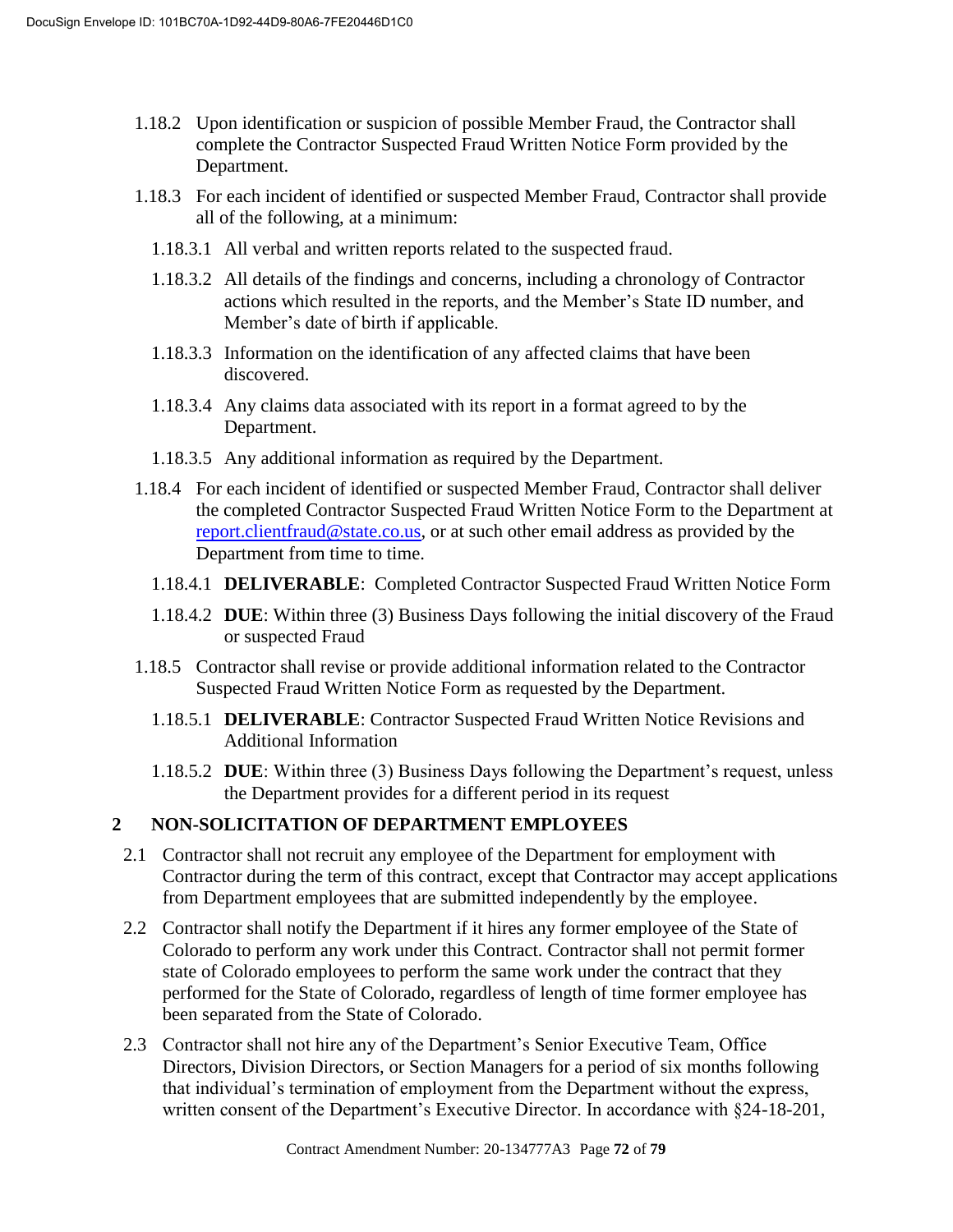1.18.2 Upon identification or suspicion of possible Member Fraud, the Contractor shall complete the Contractor Suspected Fraud Written Notice Form provided by the Department.

1.18.3 For each incident of identified or suspected Member Fraud, Contractor shall provide all of the following, at a minimum:

1.18.3.1 All verbal and written reports related to the suspected fraud.

1.18.3.2 All details of the findings and concerns, including a chronology of Contractor actions which resulted in the reports, and the Member's State ID number, and Member's date of birth if applicable.

1.18.3.3 Information on the identification of any affected claims that have been discovered.

1.18.3.4 Any claims data associated with its report in a format agreed to by the Department.

1.18.3.5 Any additional information as required by the Department.

1.18.4 For each incident of identified or suspected Member Fraud, Contractor shall deliver the completed Contractor Suspected Fraud Written Notice Form to the Department at [report.clientfraud@state.co.us](mailto:report.clientfraud@state.co.us), or at such other email address as provided by the Department from time to time.

1.18.4.1 **DELIVERABLE**: Completed Contractor Suspected Fraud Written Notice Form

1.18.4.2 **DUE**: Within three (3) Business Days following the initial discovery of the Fraud or suspected Fraud

1.18.5 Contractor shall revise or provide additional information related to the Contractor Suspected Fraud Written Notice Form as requested by the Department.

1.18.5.1 **DELIVERABLE**: Contractor Suspected Fraud Written Notice Revisions and Additional Information

1.18.5.2 **DUE**: Within three (3) Business Days following the Department's request, unless the Department provides for a different period in its request

## 2 NON-SOLICITATION OF DEPARTMENT EMPLOYEES

2.1 Contractor shall not recruit any employee of the Department for employment with Contractor during the term of this contract, except that Contractor may accept applications from Department employees that are submitted independently by the employee.

2.2 Contractor shall notify the Department if it hires any former employee of the State of Colorado to perform any work under this Contract. Contractor shall not permit former state of Colorado employees to perform the same work under the contract that they performed for the State of Colorado, regardless of length of time former employee has been separated from the State of Colorado.

2.3 Contractor shall not hire any of the Department's Senior Executive Team, Office Directors, Division Directors, or Section Managers for a period of six months following that individual's termination of employment from the Department without the express, written consent of the Department's Executive Director. In accordance with §24-18-201,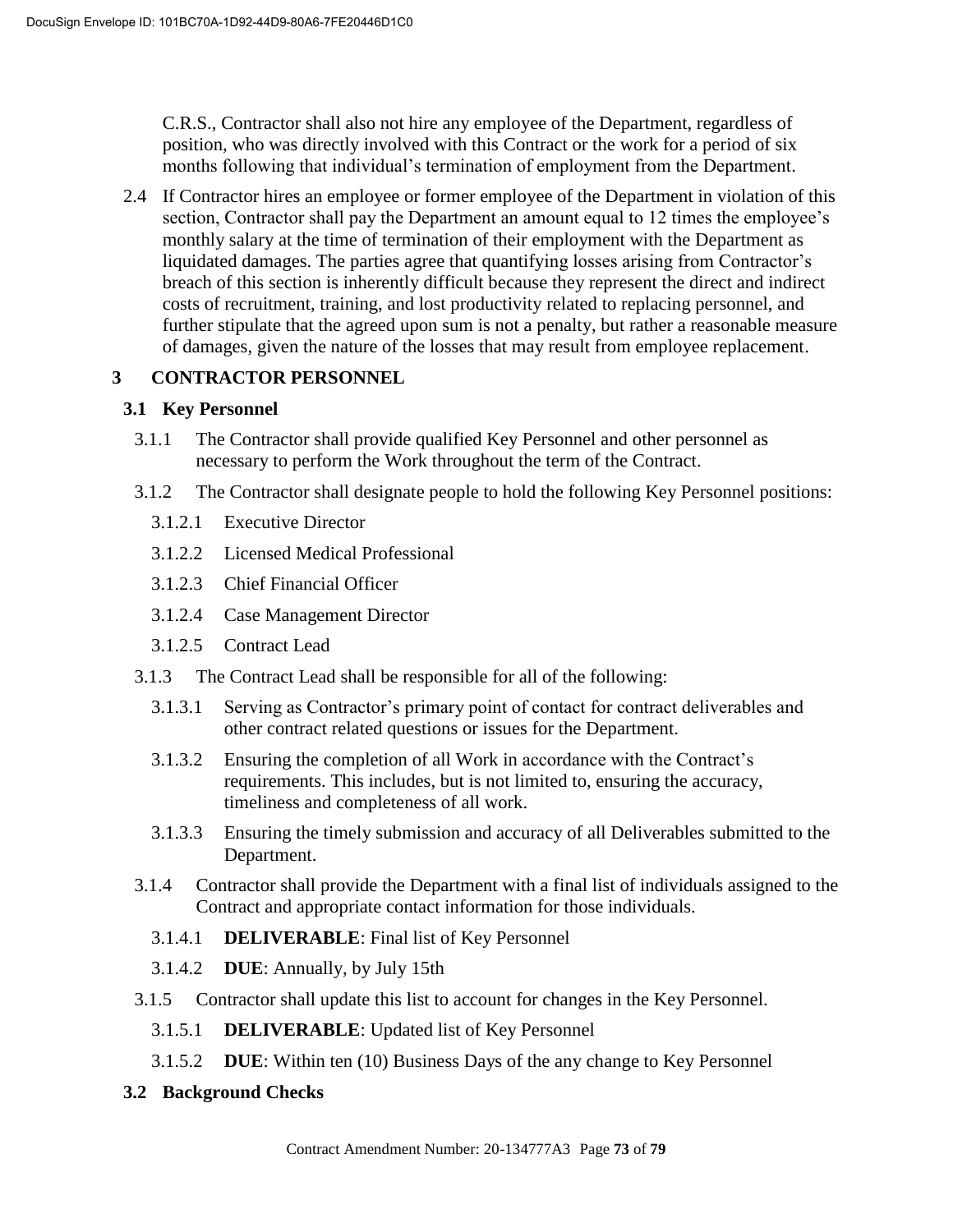C.R.S., Contractor shall also not hire any employee of the Department, regardless of position, who was directly involved with this Contract or the work for a period of six months following that individual's termination of employment from the Department.

2.4 If Contractor hires an employee or former employee of the Department in violation of this section, Contractor shall pay the Department an amount equal to 12 times the employee's monthly salary at the time of termination of their employment with the Department as liquidated damages. The parties agree that quantifying losses arising from Contractor's breach of this section is inherently difficult because they represent the direct and indirect costs of recruitment, training, and lost productivity related to replacing personnel, and further stipulate that the agreed upon sum is not a penalty, but rather a reasonable measure of damages, given the nature of the losses that may result from employee replacement.

# 3 CONTRACTOR PERSONNEL

## 3.1 Key Personnel

3.1.1 The Contractor shall provide qualified Key Personnel and other personnel as necessary to perform the Work throughout the term of the Contract.

3.1.2 The Contractor shall designate people to hold the following Key Personnel positions:

3.1.2.1 Executive Director

3.1.2.2 Licensed Medical Professional

3.1.2.3 Chief Financial Officer

3.1.2.4 Case Management Director

3.1.2.5 Contract Lead

3.1.3 The Contract Lead shall be responsible for all of the following:

3.1.3.1 Serving as Contractor's primary point of contact for contract deliverables and other contract related questions or issues for the Department.

3.1.3.2 Ensuring the completion of all Work in accordance with the Contract's requirements. This includes, but is not limited to, ensuring the accuracy, timeliness and completeness of all work.

3.1.3.3 Ensuring the timely submission and accuracy of all Deliverables submitted to the Department.

3.1.4 Contractor shall provide the Department with a final list of individuals assigned to the Contract and appropriate contact information for those individuals.

3.1.4.1 **DELIVERABLE**: Final list of Key Personnel

3.1.4.2 **DUE**: Annually, by July 15th

3.1.5 Contractor shall update this list to account for changes in the Key Personnel.

3.1.5.1 **DELIVERABLE**: Updated list of Key Personnel

3.1.5.2 **DUE**: Within ten (10) Business Days of the any change to Key Personnel

## 3.2 Background Checks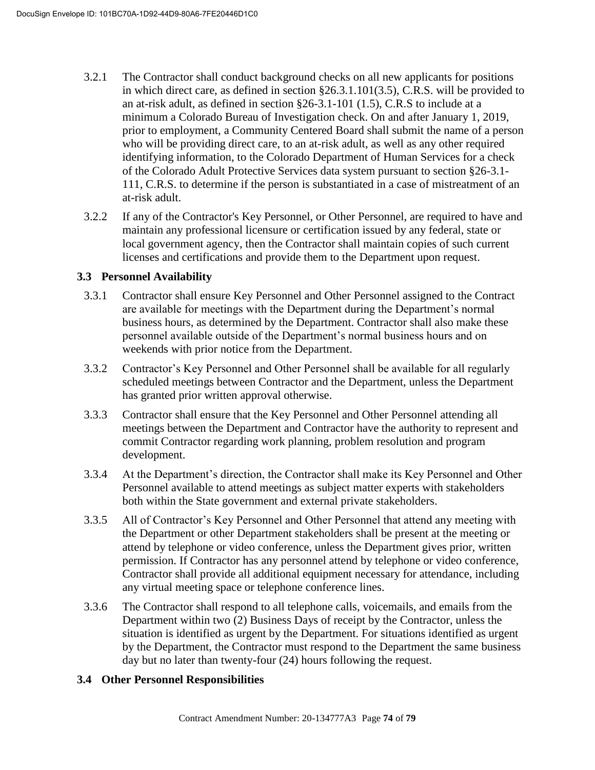3.2.1 The Contractor shall conduct background checks on all new applicants for positions in which direct care, as defined in section §26.3.1.101(3.5), C.R.S. will be provided to an at-risk adult, as defined in section §26-3.1-101 (1.5), C.R.S to include at a minimum a Colorado Bureau of Investigation check. On and after January 1, 2019, prior to employment, a Community Centered Board shall submit the name of a person who will be providing direct care, to an at-risk adult, as well as any other required identifying information, to the Colorado Department of Human Services for a check of the Colorado Adult Protective Services data system pursuant to section §26-3.1-111, C.R.S. to determine if the person is substantiated in a case of mistreatment of an at-risk adult.

3.2.2 If any of the Contractor's Key Personnel, or Other Personnel, are required to have and maintain any professional licensure or certification issued by any federal, state or local government agency, then the Contractor shall maintain copies of such current licenses and certifications and provide them to the Department upon request.

### 3.3 Personnel Availability

3.3.1 Contractor shall ensure Key Personnel and Other Personnel assigned to the Contract are available for meetings with the Department during the Department's normal business hours, as determined by the Department. Contractor shall also make these personnel available outside of the Department's normal business hours and on weekends with prior notice from the Department.

3.3.2 Contractor's Key Personnel and Other Personnel shall be available for all regularly scheduled meetings between Contractor and the Department, unless the Department has granted prior written approval otherwise.

3.3.3 Contractor shall ensure that the Key Personnel and Other Personnel attending all meetings between the Department and Contractor have the authority to represent and commit Contractor regarding work planning, problem resolution and program development.

3.3.4 At the Department's direction, the Contractor shall make its Key Personnel and Other Personnel available to attend meetings as subject matter experts with stakeholders both within the State government and external private stakeholders.

3.3.5 All of Contractor's Key Personnel and Other Personnel that attend any meeting with the Department or other Department stakeholders shall be present at the meeting or attend by telephone or video conference, unless the Department gives prior, written permission. If Contractor has any personnel attend by telephone or video conference, Contractor shall provide all additional equipment necessary for attendance, including any virtual meeting space or telephone conference lines.

3.3.6 The Contractor shall respond to all telephone calls, voicemails, and emails from the Department within two (2) Business Days of receipt by the Contractor, unless the situation is identified as urgent by the Department. For situations identified as urgent by the Department, the Contractor must respond to the Department the same business day but no later than twenty-four (24) hours following the request.

### 3.4 Other Personnel Responsibilities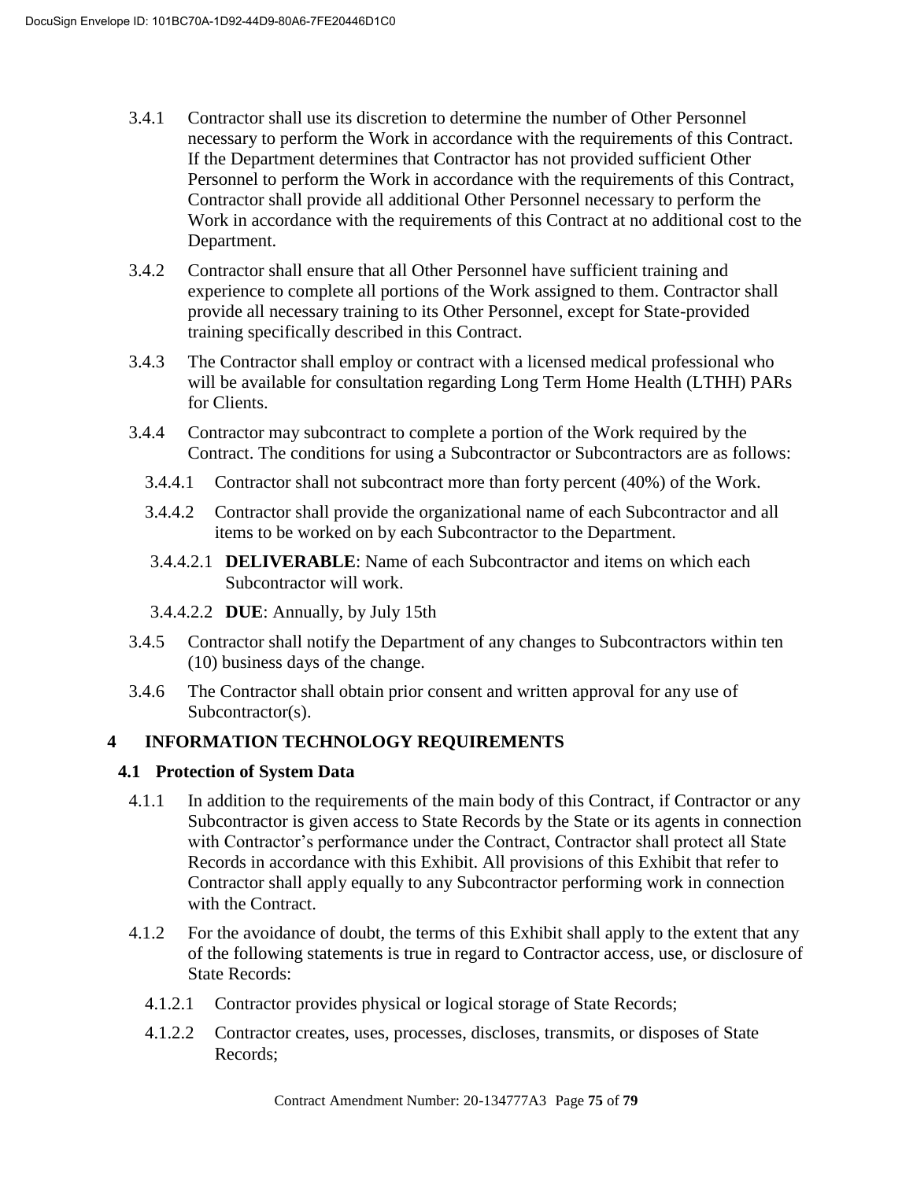3.4.1 Contractor shall use its discretion to determine the number of Other Personnel necessary to perform the Work in accordance with the requirements of this Contract. If the Department determines that Contractor has not provided sufficient Other Personnel to perform the Work in accordance with the requirements of this Contract, Contractor shall provide all additional Other Personnel necessary to perform the Work in accordance with the requirements of this Contract at no additional cost to the Department.

3.4.2 Contractor shall ensure that all Other Personnel have sufficient training and experience to complete all portions of the Work assigned to them. Contractor shall provide all necessary training to its Other Personnel, except for State-provided training specifically described in this Contract.

3.4.3 The Contractor shall employ or contract with a licensed medical professional who will be available for consultation regarding Long Term Home Health (LTHH) PARs for Clients.

3.4.4 Contractor may subcontract to complete a portion of the Work required by the Contract. The conditions for using a Subcontractor or Subcontractors are as follows:

3.4.4.1 Contractor shall not subcontract more than forty percent (40%) of the Work.

3.4.4.2 Contractor shall provide the organizational name of each Subcontractor and all items to be worked on by each Subcontractor to the Department.

3.4.4.2.1 **DELIVERABLE**: Name of each Subcontractor and items on which each Subcontractor will work.

3.4.4.2.2 **DUE**: Annually, by July 15th

3.4.5 Contractor shall notify the Department of any changes to Subcontractors within ten (10) business days of the change.

3.4.6 The Contractor shall obtain prior consent and written approval for any use of Subcontractor(s).

# 4 INFORMATION TECHNOLOGY REQUIREMENTS

## 4.1 Protection of System Data

4.1.1 In addition to the requirements of the main body of this Contract, if Contractor or any Subcontractor is given access to State Records by the State or its agents in connection with Contractor's performance under the Contract, Contractor shall protect all State Records in accordance with this Exhibit. All provisions of this Exhibit that refer to Contractor shall apply equally to any Subcontractor performing work in connection with the Contract.

4.1.2 For the avoidance of doubt, the terms of this Exhibit shall apply to the extent that any of the following statements is true in regard to Contractor access, use, or disclosure of State Records:

4.1.2.1 Contractor provides physical or logical storage of State Records;

4.1.2.2 Contractor creates, uses, processes, discloses, transmits, or disposes of State Records;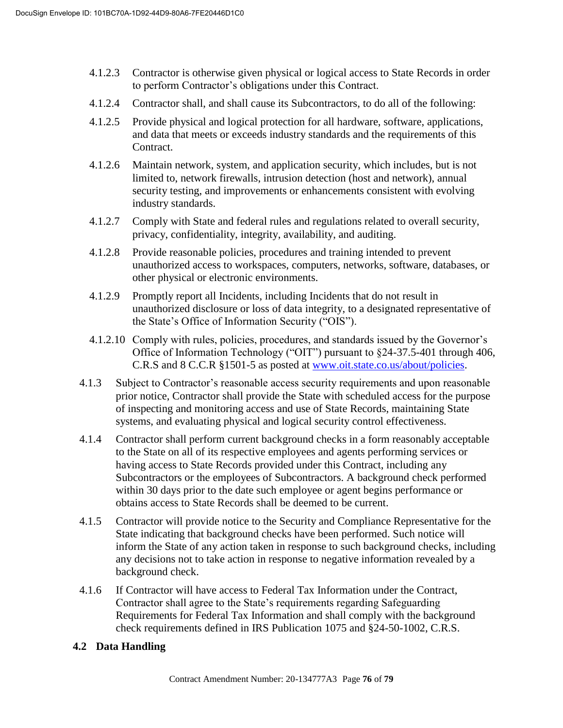4.1.2.3 Contractor is otherwise given physical or logical access to State Records in order to perform Contractor's obligations under this Contract.

4.1.2.4 Contractor shall, and shall cause its Subcontractors, to do all of the following:

4.1.2.5 Provide physical and logical protection for all hardware, software, applications, and data that meets or exceeds industry standards and the requirements of this Contract.

4.1.2.6 Maintain network, system, and application security, which includes, but is not limited to, network firewalls, intrusion detection (host and network), annual security testing, and improvements or enhancements consistent with evolving industry standards.

4.1.2.7 Comply with State and federal rules and regulations related to overall security, privacy, confidentiality, integrity, availability, and auditing.

4.1.2.8 Provide reasonable policies, procedures and training intended to prevent unauthorized access to workspaces, computers, networks, software, databases, or other physical or electronic environments.

4.1.2.9 Promptly report all Incidents, including Incidents that do not result in unauthorized disclosure or loss of data integrity, to a designated representative of the State's Office of Information Security ("OIS").

4.1.2.10 Comply with rules, policies, procedures, and standards issued by the Governor's Office of Information Technology ("OIT") pursuant to §24-37.5-401 through 406, C.R.S and 8 C.C.R §1501-5 as posted at [www.oit.state.co.us/about/policies](www.oit.state.co.us/about/policies).

4.1.3 Subject to Contractor's reasonable access security requirements and upon reasonable prior notice, Contractor shall provide the State with scheduled access for the purpose of inspecting and monitoring access and use of State Records, maintaining State systems, and evaluating physical and logical security control effectiveness.

4.1.4 Contractor shall perform current background checks in a form reasonably acceptable to the State on all of its respective employees and agents performing services or having access to State Records provided under this Contract, including any Subcontractors or the employees of Subcontractors. A background check performed within 30 days prior to the date such employee or agent begins performance or obtains access to State Records shall be deemed to be current.

4.1.5 Contractor will provide notice to the Security and Compliance Representative for the State indicating that background checks have been performed. Such notice will inform the State of any action taken in response to such background checks, including any decisions not to take action in response to negative information revealed by a background check.

4.1.6 If Contractor will have access to Federal Tax Information under the Contract, Contractor shall agree to the State's requirements regarding Safeguarding Requirements for Federal Tax Information and shall comply with the background check requirements defined in IRS Publication 1075 and §24-50-1002, C.R.S.

### 4.2 Data Handling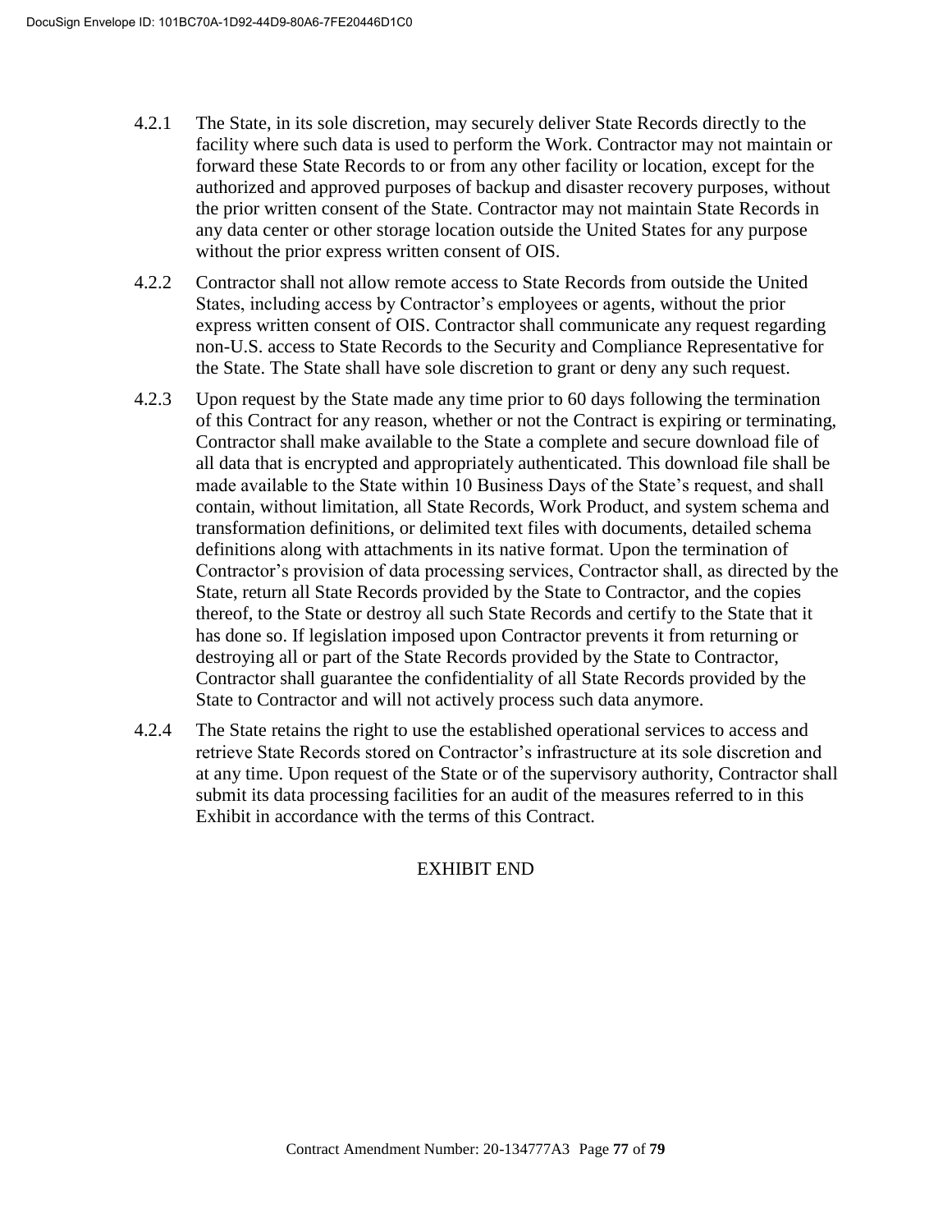4.2.1 The State, in its sole discretion, may securely deliver State Records directly to the facility where such data is used to perform the Work. Contractor may not maintain or forward these State Records to or from any other facility or location, except for the authorized and approved purposes of backup and disaster recovery purposes, without the prior written consent of the State. Contractor may not maintain State Records in any data center or other storage location outside the United States for any purpose without the prior express written consent of OIS.

4.2.2 Contractor shall not allow remote access to State Records from outside the United States, including access by Contractor's employees or agents, without the prior express written consent of OIS. Contractor shall communicate any request regarding non-U.S. access to State Records to the Security and Compliance Representative for the State. The State shall have sole discretion to grant or deny any such request.

4.2.3 Upon request by the State made any time prior to 60 days following the termination of this Contract for any reason, whether or not the Contract is expiring or terminating, Contractor shall make available to the State a complete and secure download file of all data that is encrypted and appropriately authenticated. This download file shall be made available to the State within 10 Business Days of the State's request, and shall contain, without limitation, all State Records, Work Product, and system schema and transformation definitions, or delimited text files with documents, detailed schema definitions along with attachments in its native format. Upon the termination of Contractor's provision of data processing services, Contractor shall, as directed by the State, return all State Records provided by the State to Contractor, and the copies thereof, to the State or destroy all such State Records and certify to the State that it has done so. If legislation imposed upon Contractor prevents it from returning or destroying all or part of the State Records provided by the State to Contractor, Contractor shall guarantee the confidentiality of all State Records provided by the State to Contractor and will not actively process such data anymore.

4.2.4 The State retains the right to use the established operational services to access and retrieve State Records stored on Contractor's infrastructure at its sole discretion and at any time. Upon request of the State or of the supervisory authority, Contractor shall submit its data processing facilities for an audit of the measures referred to in this Exhibit in accordance with the terms of this Contract.

EXHIBIT END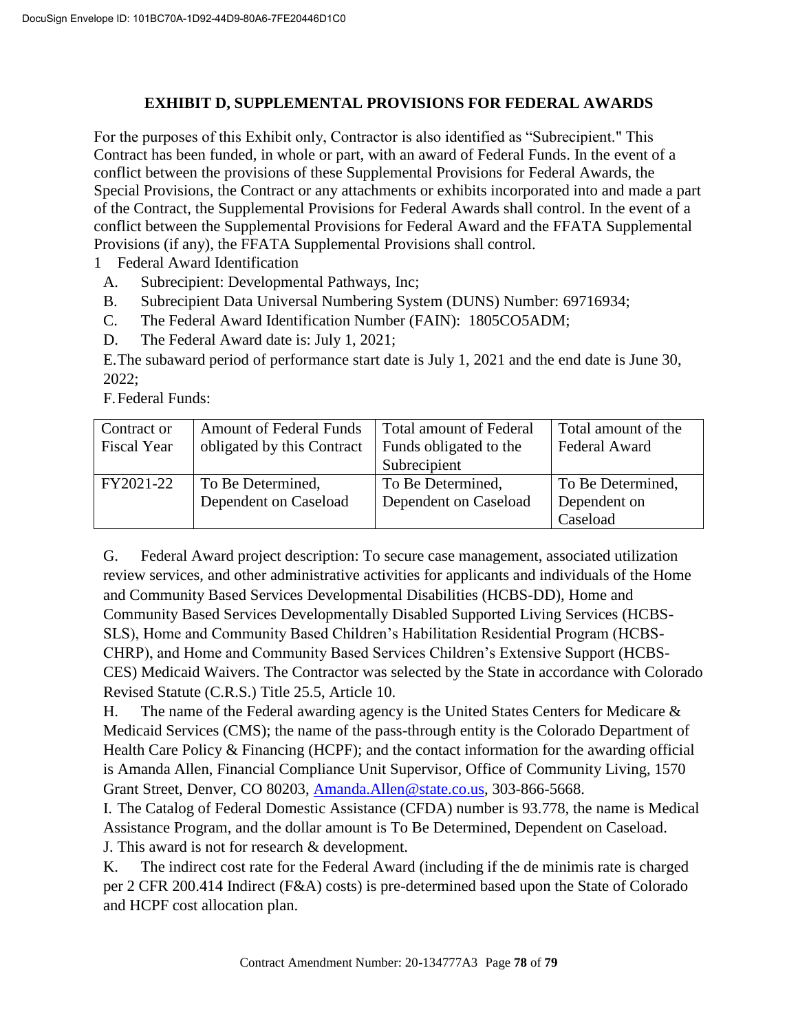# EXHIBIT D, SUPPLEMENTAL PROVISIONS FOR FEDERAL AWARDS

For the purposes of this Exhibit only, Contractor is also identified as "Subrecipient." This Contract has been funded, in whole or part, with an award of Federal Funds. In the event of a conflict between the provisions of these Supplemental Provisions for Federal Awards, the Special Provisions, the Contract or any attachments or exhibits incorporated into and made a part of the Contract, the Supplemental Provisions for Federal Awards shall control. In the event of a conflict between the Supplemental Provisions for Federal Award and the FFATA Supplemental Provisions (if any), the FFATA Supplemental Provisions shall control.

1 Federal Award Identification

A. Subrecipient: Developmental Pathways, Inc;

B. Subrecipient Data Universal Numbering System (DUNS) Number: 69716934;

C. The Federal Award Identification Number (FAIN): 1805CO5ADM;

D. The Federal Award date is: July 1, 2021;

E. The subaward period of performance start date is July 1, 2021 and the end date is June 30, 2022;

F. Federal Funds:

| Contract or Fiscal Year | Amount of Federal Funds obligated by this Contract | Total amount of Federal Funds obligated to the Subrecipient | Total amount of the Federal Award |
|---|---|---|---|
| FY2021-22 | To Be Determined, Dependent on Caseload | To Be Determined, Dependent on Caseload | To Be Determined, Dependent on Caseload |

G. Federal Award project description: To secure case management, associated utilization review services, and other administrative activities for applicants and individuals of the Home and Community Based Services Developmental Disabilities (HCBS-DD), Home and Community Based Services Developmentally Disabled Supported Living Services (HCBS-SLS), Home and Community Based Children's Habilitation Residential Program (HCBS-CHRP), and Home and Community Based Services Children's Extensive Support (HCBS-CES) Medicaid Waivers. The Contractor was selected by the State in accordance with Colorado Revised Statute (C.R.S.) Title 25.5, Article 10.

H. The name of the Federal awarding agency is the United States Centers for Medicare & Medicaid Services (CMS); the name of the pass-through entity is the Colorado Department of Health Care Policy & Financing (HCPF); and the contact information for the awarding official is Amanda Allen, Financial Compliance Unit Supervisor, Office of Community Living, 1570 Grant Street, Denver, CO 80203, Amanda.Allen@state.co.us, 303-866-5668.

I. The Catalog of Federal Domestic Assistance (CFDA) number is 93.778, the name is Medical Assistance Program, and the dollar amount is To Be Determined, Dependent on Caseload.

J. This award is not for research & development.

K. The indirect cost rate for the Federal Award (including if the de minimis rate is charged per 2 CFR 200.414 Indirect (F&A) costs) is pre-determined based upon the State of Colorado and HCPF cost allocation plan.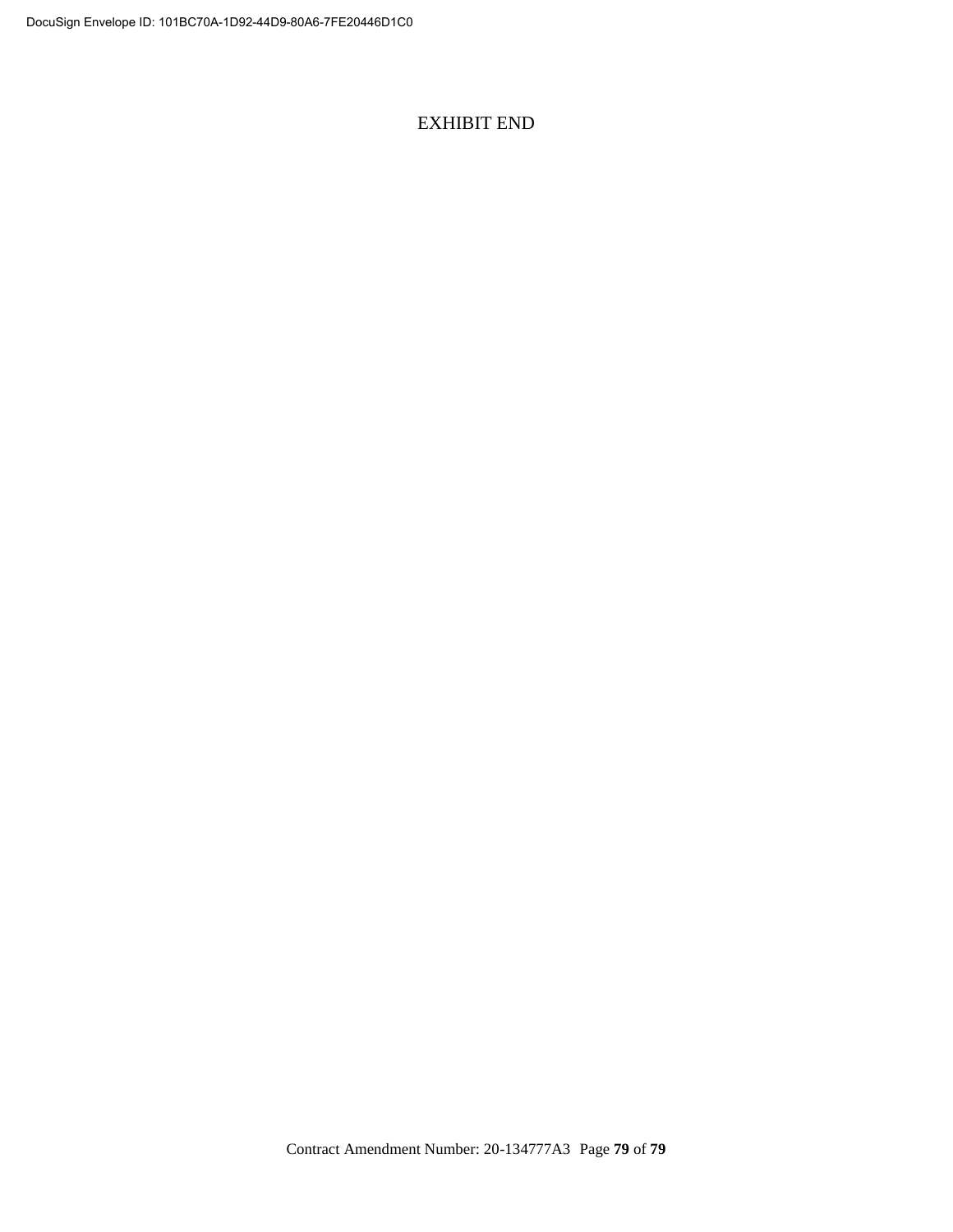EXHIBIT END